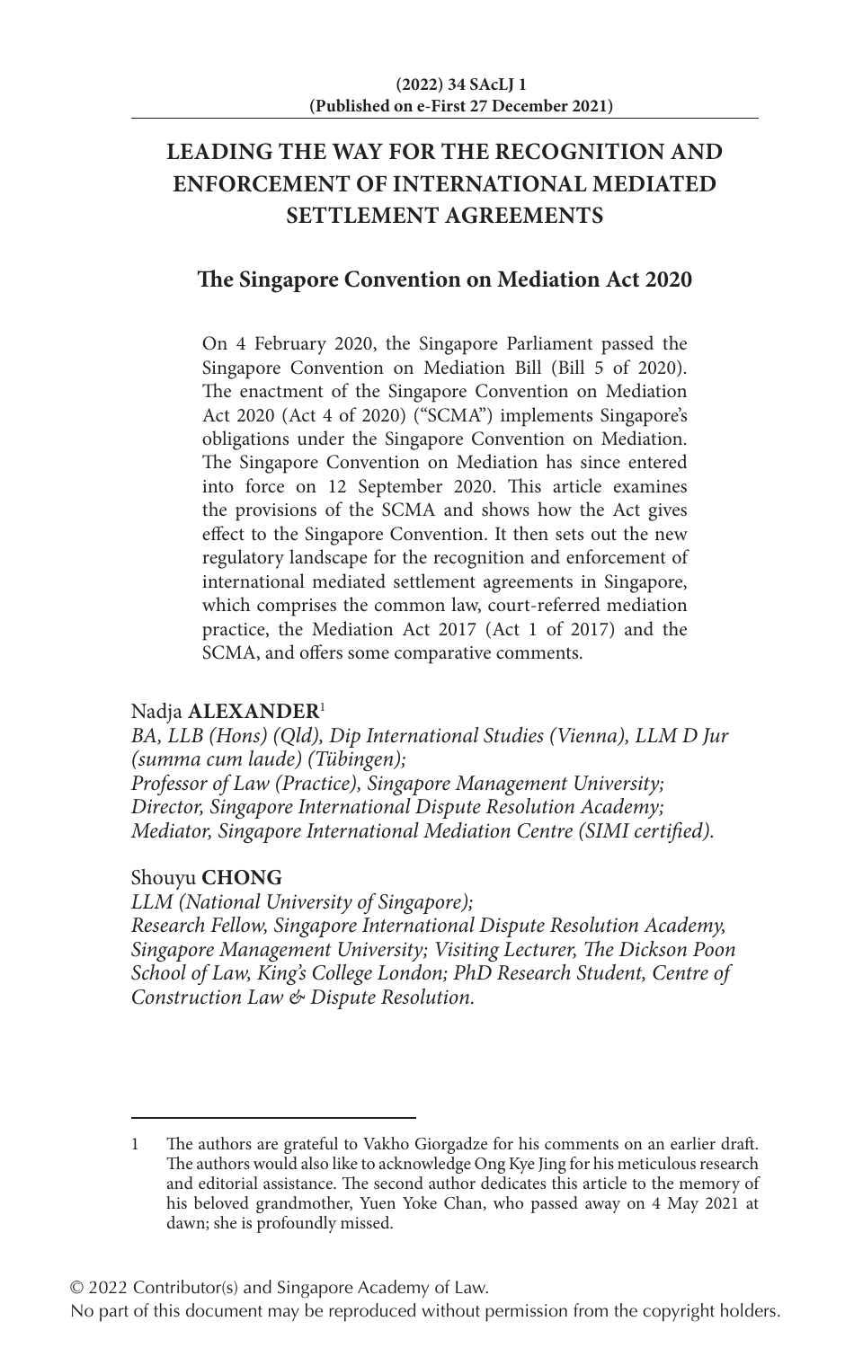# LEADING THE WAY FOR THE RECOGNITION AND ENFORCEMENT OF INTERNATIONAL MEDIATED SETTLEMENT AGREEMENTS

## The Singapore Convention on Mediation Act 2020

On 4 February 2020, the Singapore Parliament passed the Singapore Convention on Mediation Bill (Bill 5 of 2020). The enactment of the Singapore Convention on Mediation Act 2020 (Act 4 of 2020) ("SCMA") implements Singapore's obligations under the Singapore Convention on Mediation. The Singapore Convention on Mediation has since entered into force on 12 September 2020. This article examines the provisions of the SCMA and shows how the Act gives effect to the Singapore Convention. It then sets out the new regulatory landscape for the recognition and enforcement of international mediated settlement agreements in Singapore, which comprises the common law, court-referred mediation practice, the Mediation Act 2017 (Act 1 of 2017) and the SCMA, and offers some comparative comments.

Nadja **ALEXANDER**[1]

*BA, LLB (Hons) (Qld), Dip International Studies (Vienna), LLM D Jur (summa cum laude) (Tübingen);*
*Professor of Law (Practice), Singapore Management University;*
*Director, Singapore International Dispute Resolution Academy;*
*Mediator, Singapore International Mediation Centre (SIMI certified).*

Shouyu **CHONG**

*LLM (National University of Singapore);*
*Research Fellow, Singapore International Dispute Resolution Academy, Singapore Management University; Visiting Lecturer, The Dickson Poon School of Law, King's College London; PhD Research Student, Centre of Construction Law & Dispute Resolution.*

---

1 The authors are grateful to Vakho Giorgadze for his comments on an earlier draft. The authors would also like to acknowledge Ong Kye Jing for his meticulous research and editorial assistance. The second author dedicates this article to the memory of his beloved grandmother, Yuen Yoke Chan, who passed away on 4 May 2021 at dawn; she is profoundly missed.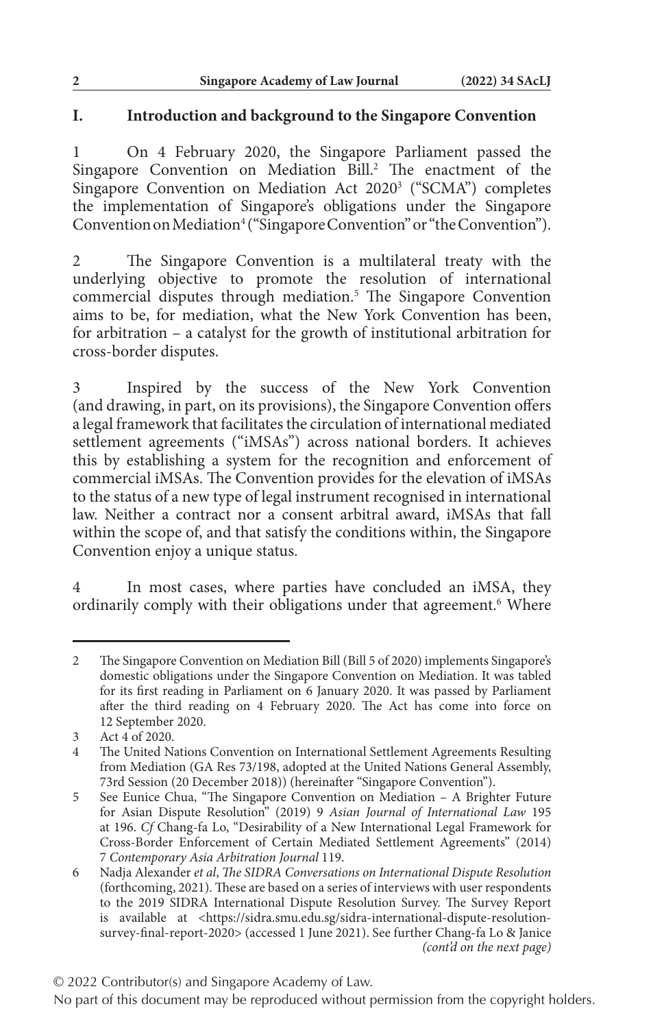## I. Introduction and background to the Singapore Convention

1 On 4 February 2020, the Singapore Parliament passed the Singapore Convention on Mediation Bill.[2] The enactment of the Singapore Convention on Mediation Act 2020[3] ("SCMA") completes the implementation of Singapore's obligations under the Singapore Convention on Mediation[4] ("Singapore Convention" or "the Convention").

2 The Singapore Convention is a multilateral treaty with the underlying objective to promote the resolution of international commercial disputes through mediation.[5] The Singapore Convention aims to be, for mediation, what the New York Convention has been, for arbitration – a catalyst for the growth of institutional arbitration for cross-border disputes.

3 Inspired by the success of the New York Convention (and drawing, in part, on its provisions), the Singapore Convention offers a legal framework that facilitates the circulation of international mediated settlement agreements ("iMSAs") across national borders. It achieves this by establishing a system for the recognition and enforcement of commercial iMSAs. The Convention provides for the elevation of iMSAs to the status of a new type of legal instrument recognised in international law. Neither a contract nor a consent arbitral award, iMSAs that fall within the scope of, and that satisfy the conditions within, the Singapore Convention enjoy a unique status.

4 In most cases, where parties have concluded an iMSA, they ordinarily comply with their obligations under that agreement.[6] Where

---

2 The Singapore Convention on Mediation Bill (Bill 5 of 2020) implements Singapore's domestic obligations under the Singapore Convention on Mediation. It was tabled for its first reading in Parliament on 6 January 2020. It was passed by Parliament after the third reading on 4 February 2020. The Act has come into force on 12 September 2020.

3 Act 4 of 2020.

4 The United Nations Convention on International Settlement Agreements Resulting from Mediation (GA Res 73/198, adopted at the United Nations General Assembly, 73rd Session (20 December 2018)) (hereinafter "Singapore Convention").

5 See Eunice Chua, "The Singapore Convention on Mediation – A Brighter Future for Asian Dispute Resolution" (2019) 9 *Asian Journal of International Law* 195 at 196. *Cf* Chang-fa Lo, "Desirability of a New International Legal Framework for Cross-Border Enforcement of Certain Mediated Settlement Agreements" (2014) 7 *Contemporary Asia Arbitration Journal* 119.

6 Nadja Alexander *et al*, *The SIDRA Conversations on International Dispute Resolution* (forthcoming, 2021). These are based on a series of interviews with user respondents to the 2019 SIDRA International Dispute Resolution Survey. The Survey Report is available at <https://sidra.smu.edu.sg/sidra-international-dispute-resolution-survey-final-report-2020> (accessed 1 June 2021). See further Chang-fa Lo & Janice *(cont'd on the next page)*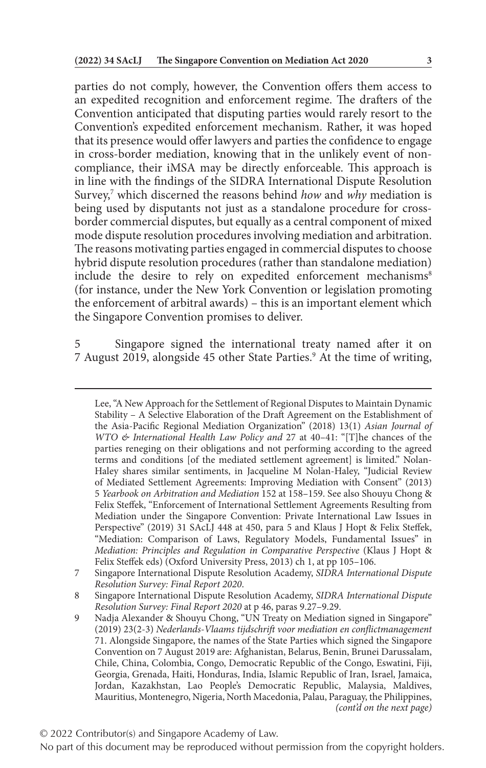parties do not comply, however, the Convention offers them access to an expedited recognition and enforcement regime. The drafters of the Convention anticipated that disputing parties would rarely resort to the Convention's expedited enforcement mechanism. Rather, it was hoped that its presence would offer lawyers and parties the confidence to engage in cross-border mediation, knowing that in the unlikely event of non-compliance, their iMSA may be directly enforceable. This approach is in line with the findings of the SIDRA International Dispute Resolution Survey,[7] which discerned the reasons behind *how* and *why* mediation is being used by disputants not just as a standalone procedure for cross-border commercial disputes, but equally as a central component of mixed mode dispute resolution procedures involving mediation and arbitration. The reasons motivating parties engaged in commercial disputes to choose hybrid dispute resolution procedures (rather than standalone mediation) include the desire to rely on expedited enforcement mechanisms[8] (for instance, under the New York Convention or legislation promoting the enforcement of arbitral awards) – this is an important element which the Singapore Convention promises to deliver.

5 Singapore signed the international treaty named after it on 7 August 2019, alongside 45 other State Parties.[9] At the time of writing,

---

Lee, "A New Approach for the Settlement of Regional Disputes to Maintain Dynamic Stability – A Selective Elaboration of the Draft Agreement on the Establishment of the Asia-Pacific Regional Mediation Organization" (2018) 13(1) *Asian Journal of WTO & International Health Law Policy and* 27 at 40–41: "[T]he chances of the parties reneging on their obligations and not performing according to the agreed terms and conditions [of the mediated settlement agreement] is limited." Nolan-Haley shares similar sentiments, in Jacqueline M Nolan-Haley, "Judicial Review of Mediated Settlement Agreements: Improving Mediation with Consent" (2013) 5 *Yearbook on Arbitration and Mediation* 152 at 158–159. See also Shouyu Chong & Felix Steffek, "Enforcement of International Settlement Agreements Resulting from Mediation under the Singapore Convention: Private International Law Issues in Perspective" (2019) 31 SAcLJ 448 at 450, para 5 and Klaus J Hopt & Felix Steffek, "Mediation: Comparison of Laws, Regulatory Models, Fundamental Issues" in *Mediation: Principles and Regulation in Comparative Perspective* (Klaus J Hopt & Felix Steffek eds) (Oxford University Press, 2013) ch 1, at pp 105–106.

7 Singapore International Dispute Resolution Academy, *SIDRA International Dispute Resolution Survey: Final Report 2020*.

8 Singapore International Dispute Resolution Academy, *SIDRA International Dispute Resolution Survey: Final Report 2020* at p 46, paras 9.27–9.29.

9 Nadja Alexander & Shouyu Chong, "UN Treaty on Mediation signed in Singapore" (2019) 23(2-3) *Nederlands-Vlaams tijdschrift voor mediation en conflictmanagement* 71. Alongside Singapore, the names of the State Parties which signed the Singapore Convention on 7 August 2019 are: Afghanistan, Belarus, Benin, Brunei Darussalam, Chile, China, Colombia, Congo, Democratic Republic of the Congo, Eswatini, Fiji, Georgia, Grenada, Haiti, Honduras, India, Islamic Republic of Iran, Israel, Jamaica, Jordan, Kazakhstan, Lao People's Democratic Republic, Malaysia, Maldives, Mauritius, Montenegro, Nigeria, North Macedonia, Palau, Paraguay, the Philippines, *(cont'd on the next page)*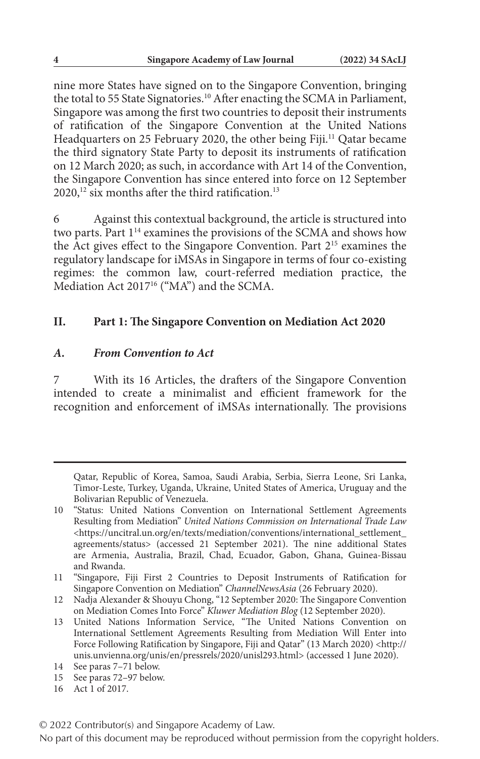nine more States have signed on to the Singapore Convention, bringing the total to 55 State Signatories.[10] After enacting the SCMA in Parliament, Singapore was among the first two countries to deposit their instruments of ratification of the Singapore Convention at the United Nations Headquarters on 25 February 2020, the other being Fiji.[11] Qatar became the third signatory State Party to deposit its instruments of ratification on 12 March 2020; as such, in accordance with Art 14 of the Convention, the Singapore Convention has since entered into force on 12 September 2020,[12] six months after the third ratification.[13]

6 Against this contextual background, the article is structured into two parts. Part 1[14] examines the provisions of the SCMA and shows how the Act gives effect to the Singapore Convention. Part 2[15] examines the regulatory landscape for iMSAs in Singapore in terms of four co-existing regimes: the common law, court-referred mediation practice, the Mediation Act 2017[16] ("MA") and the SCMA.

## II. Part 1: The Singapore Convention on Mediation Act 2020

### *A. From Convention to Act*

7 With its 16 Articles, the drafters of the Singapore Convention intended to create a minimalist and efficient framework for the recognition and enforcement of iMSAs internationally. The provisions

---

Qatar, Republic of Korea, Samoa, Saudi Arabia, Serbia, Sierra Leone, Sri Lanka, Timor-Leste, Turkey, Uganda, Ukraine, United States of America, Uruguay and the Bolivarian Republic of Venezuela.

10 "Status: United Nations Convention on International Settlement Agreements Resulting from Mediation" *United Nations Commission on International Trade Law* <https://uncitral.un.org/en/texts/mediation/conventions/international_settlement_agreements/status> (accessed 21 September 2021). The nine additional States are Armenia, Australia, Brazil, Chad, Ecuador, Gabon, Ghana, Guinea-Bissau and Rwanda.

11 "Singapore, Fiji First 2 Countries to Deposit Instruments of Ratification for Singapore Convention on Mediation" *ChannelNewsAsia* (26 February 2020).

12 Nadja Alexander & Shouyu Chong, "12 September 2020: The Singapore Convention on Mediation Comes Into Force" *Kluwer Mediation Blog* (12 September 2020).

13 United Nations Information Service, "The United Nations Convention on International Settlement Agreements Resulting from Mediation Will Enter into Force Following Ratification by Singapore, Fiji and Qatar" (13 March 2020) <http://unis.unvienna.org/unis/en/pressrels/2020/unisl293.html> (accessed 1 June 2020).

14 See paras 7–71 below.

15 See paras 72–97 below.

16 Act 1 of 2017.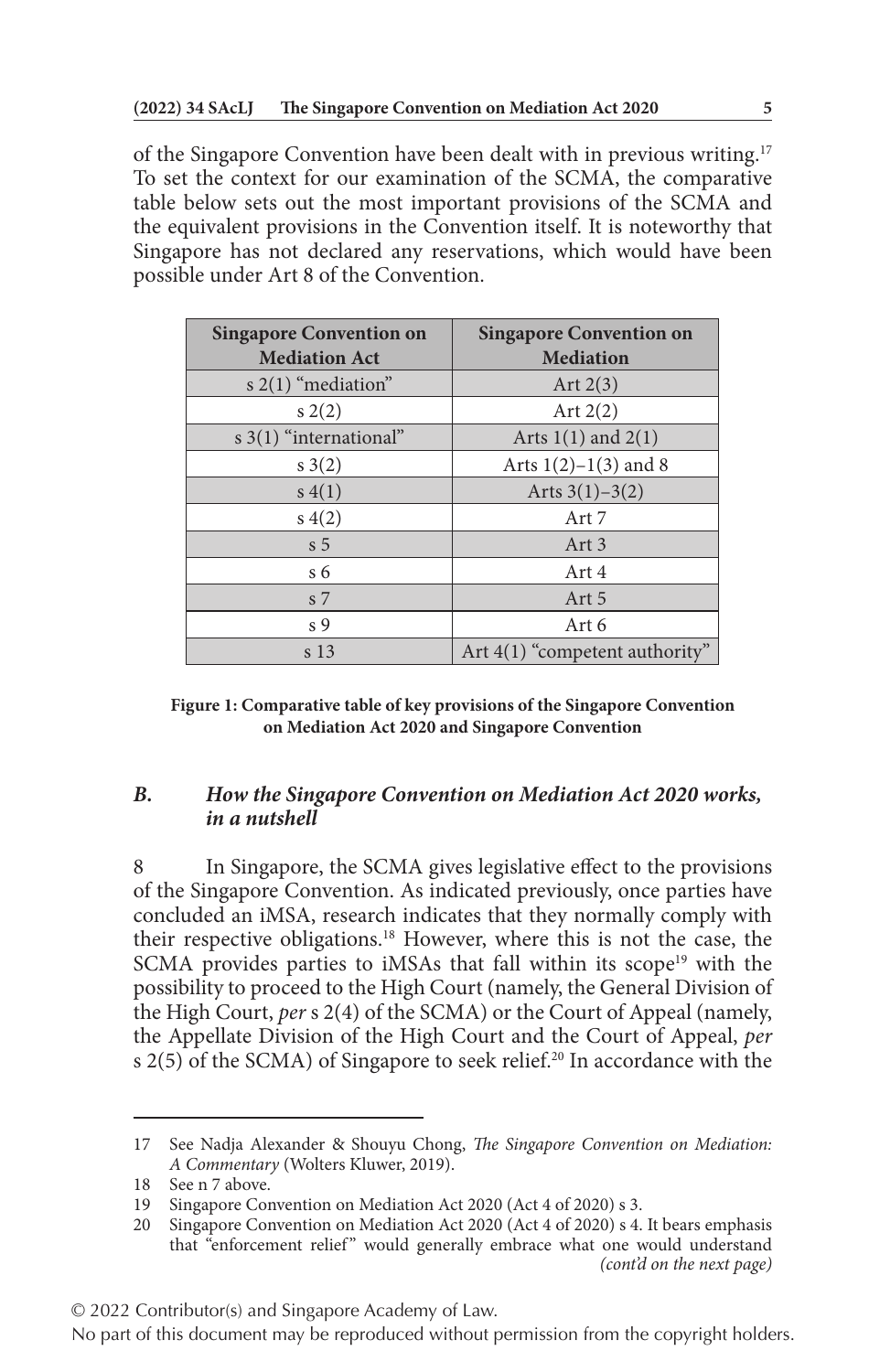of the Singapore Convention have been dealt with in previous writing.[17] To set the context for our examination of the SCMA, the comparative table below sets out the most important provisions of the SCMA and the equivalent provisions in the Convention itself. It is noteworthy that Singapore has not declared any reservations, which would have been possible under Art 8 of the Convention.

| Singapore Convention on Mediation Act | Singapore Convention on Mediation |
|---|---|
| s 2(1) "mediation" | Art 2(3) |
| s 2(2) | Art 2(2) |
| s 3(1) "international" | Arts 1(1) and 2(1) |
| s 3(2) | Arts 1(2)–1(3) and 8 |
| s 4(1) | Arts 3(1)–3(2) |
| s 4(2) | Art 7 |
| s 5 | Art 3 |
| s 6 | Art 4 |
| s 7 | Art 5 |
| s 9 | Art 6 |
| s 13 | Art 4(1) "competent authority" |

**Figure 1: Comparative table of key provisions of the Singapore Convention on Mediation Act 2020 and Singapore Convention**

### *B. How the Singapore Convention on Mediation Act 2020 works, in a nutshell*

8 In Singapore, the SCMA gives legislative effect to the provisions of the Singapore Convention. As indicated previously, once parties have concluded an iMSA, research indicates that they normally comply with their respective obligations.[18] However, where this is not the case, the SCMA provides parties to iMSAs that fall within its scope[19] with the possibility to proceed to the High Court (namely, the General Division of the High Court, *per* s 2(4) of the SCMA) or the Court of Appeal (namely, the Appellate Division of the High Court and the Court of Appeal, *per* s 2(5) of the SCMA) of Singapore to seek relief.[20] In accordance with the

---

17 See Nadja Alexander & Shouyu Chong, *The Singapore Convention on Mediation: A Commentary* (Wolters Kluwer, 2019).

18 See n 7 above.

19 Singapore Convention on Mediation Act 2020 (Act 4 of 2020) s 3.

20 Singapore Convention on Mediation Act 2020 (Act 4 of 2020) s 4. It bears emphasis that "enforcement relief" would generally embrace what one would understand *(cont'd on the next page)*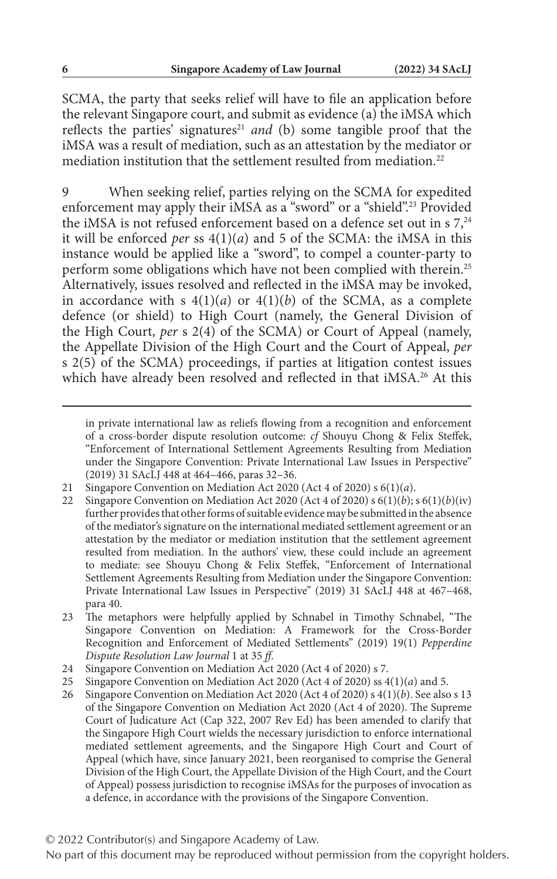SCMA, the party that seeks relief will have to file an application before the relevant Singapore court, and submit as evidence (a) the iMSA which reflects the parties' signatures[21] *and* (b) some tangible proof that the iMSA was a result of mediation, such as an attestation by the mediator or mediation institution that the settlement resulted from mediation.[22]

9 When seeking relief, parties relying on the SCMA for expedited enforcement may apply their iMSA as a "sword" or a "shield".[23] Provided the iMSA is not refused enforcement based on a defence set out in s 7,[24] it will be enforced *per* ss 4(1)(*a*) and 5 of the SCMA: the iMSA in this instance would be applied like a "sword", to compel a counter-party to perform some obligations which have not been complied with therein.[25] Alternatively, issues resolved and reflected in the iMSA may be invoked, in accordance with s 4(1)(*a*) or 4(1)(*b*) of the SCMA, as a complete defence (or shield) to High Court (namely, the General Division of the High Court, *per* s 2(4) of the SCMA) or Court of Appeal (namely, the Appellate Division of the High Court and the Court of Appeal, *per* s 2(5) of the SCMA) proceedings, if parties at litigation contest issues which have already been resolved and reflected in that iMSA.[26] At this

---

in private international law as reliefs flowing from a recognition and enforcement of a cross-border dispute resolution outcome: *cf* Shouyu Chong & Felix Steffek, "Enforcement of International Settlement Agreements Resulting from Mediation under the Singapore Convention: Private International Law Issues in Perspective" (2019) 31 SAcLJ 448 at 464–466, paras 32–36.

21 Singapore Convention on Mediation Act 2020 (Act 4 of 2020) s 6(1)(*a*).

22 Singapore Convention on Mediation Act 2020 (Act 4 of 2020) s 6(1)(*b*); s 6(1)(*b*)(iv) further provides that other forms of suitable evidence may be submitted in the absence of the mediator's signature on the international mediated settlement agreement or an attestation by the mediator or mediation institution that the settlement agreement resulted from mediation. In the authors' view, these could include an agreement to mediate: see Shouyu Chong & Felix Steffek, "Enforcement of International Settlement Agreements Resulting from Mediation under the Singapore Convention: Private International Law Issues in Perspective" (2019) 31 SAcLJ 448 at 467–468, para 40.

23 The metaphors were helpfully applied by Schnabel in Timothy Schnabel, "The Singapore Convention on Mediation: A Framework for the Cross-Border Recognition and Enforcement of Mediated Settlements" (2019) 19(1) *Pepperdine Dispute Resolution Law Journal* 1 at 35 *ff*.

24 Singapore Convention on Mediation Act 2020 (Act 4 of 2020) s 7.

25 Singapore Convention on Mediation Act 2020 (Act 4 of 2020) ss 4(1)(*a*) and 5.

26 Singapore Convention on Mediation Act 2020 (Act 4 of 2020) s 4(1)(*b*). See also s 13 of the Singapore Convention on Mediation Act 2020 (Act 4 of 2020). The Supreme Court of Judicature Act (Cap 322, 2007 Rev Ed) has been amended to clarify that the Singapore High Court wields the necessary jurisdiction to enforce international mediated settlement agreements, and the Singapore High Court and Court of Appeal (which have, since January 2021, been reorganised to comprise the General Division of the High Court, the Appellate Division of the High Court, and the Court of Appeal) possess jurisdiction to recognise iMSAs for the purposes of invocation as a defence, in accordance with the provisions of the Singapore Convention.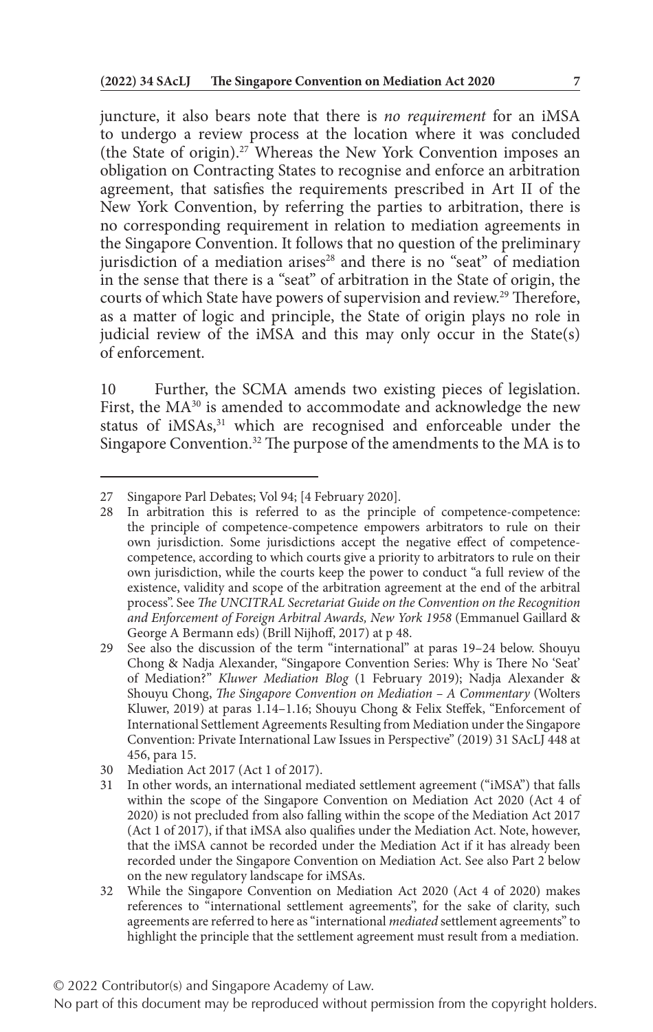juncture, it also bears note that there is *no requirement* for an iMSA to undergo a review process at the location where it was concluded (the State of origin).[27] Whereas the New York Convention imposes an obligation on Contracting States to recognise and enforce an arbitration agreement, that satisfies the requirements prescribed in Art II of the New York Convention, by referring the parties to arbitration, there is no corresponding requirement in relation to mediation agreements in the Singapore Convention. It follows that no question of the preliminary jurisdiction of a mediation arises[28] and there is no "seat" of mediation in the sense that there is a "seat" of arbitration in the State of origin, the courts of which State have powers of supervision and review.[29] Therefore, as a matter of logic and principle, the State of origin plays no role in judicial review of the iMSA and this may only occur in the State(s) of enforcement.

10 Further, the SCMA amends two existing pieces of legislation. First, the MA[30] is amended to accommodate and acknowledge the new status of iMSAs,[31] which are recognised and enforceable under the Singapore Convention.[32] The purpose of the amendments to the MA is to

---

27 Singapore Parl Debates; Vol 94; [4 February 2020].

28 In arbitration this is referred to as the principle of competence-competence: the principle of competence-competence empowers arbitrators to rule on their own jurisdiction. Some jurisdictions accept the negative effect of competence-competence, according to which courts give a priority to arbitrators to rule on their own jurisdiction, while the courts keep the power to conduct "a full review of the existence, validity and scope of the arbitration agreement at the end of the arbitral process". See *The UNCITRAL Secretariat Guide on the Convention on the Recognition and Enforcement of Foreign Arbitral Awards, New York 1958* (Emmanuel Gaillard & George A Bermann eds) (Brill Nijhoff, 2017) at p 48.

29 See also the discussion of the term "international" at paras 19–24 below. Shouyu Chong & Nadja Alexander, "Singapore Convention Series: Why is There No 'Seat' of Mediation?" *Kluwer Mediation Blog* (1 February 2019); Nadja Alexander & Shouyu Chong, *The Singapore Convention on Mediation – A Commentary* (Wolters Kluwer, 2019) at paras 1.14–1.16; Shouyu Chong & Felix Steffek, "Enforcement of International Settlement Agreements Resulting from Mediation under the Singapore Convention: Private International Law Issues in Perspective" (2019) 31 SAcLJ 448 at 456, para 15.

30 Mediation Act 2017 (Act 1 of 2017).

31 In other words, an international mediated settlement agreement ("iMSA") that falls within the scope of the Singapore Convention on Mediation Act 2020 (Act 4 of 2020) is not precluded from also falling within the scope of the Mediation Act 2017 (Act 1 of 2017), if that iMSA also qualifies under the Mediation Act. Note, however, that the iMSA cannot be recorded under the Mediation Act if it has already been recorded under the Singapore Convention on Mediation Act. See also Part 2 below on the new regulatory landscape for iMSAs.

32 While the Singapore Convention on Mediation Act 2020 (Act 4 of 2020) makes references to "international settlement agreements", for the sake of clarity, such agreements are referred to here as "international *mediated* settlement agreements" to highlight the principle that the settlement agreement must result from a mediation.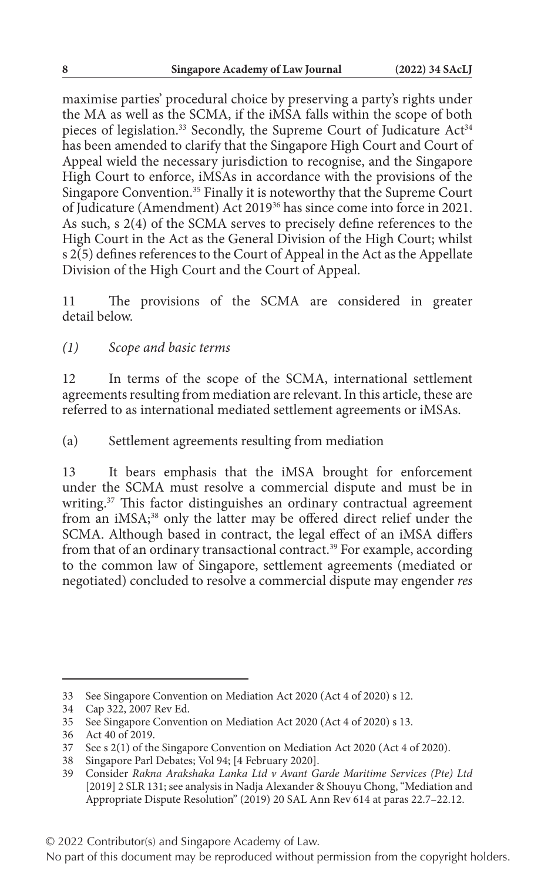maximise parties' procedural choice by preserving a party's rights under the MA as well as the SCMA, if the iMSA falls within the scope of both pieces of legislation.[33] Secondly, the Supreme Court of Judicature Act[34] has been amended to clarify that the Singapore High Court and Court of Appeal wield the necessary jurisdiction to recognise, and the Singapore High Court to enforce, iMSAs in accordance with the provisions of the Singapore Convention.[35] Finally it is noteworthy that the Supreme Court of Judicature (Amendment) Act 2019[36] has since come into force in 2021. As such, s 2(4) of the SCMA serves to precisely define references to the High Court in the Act as the General Division of the High Court; whilst s 2(5) defines references to the Court of Appeal in the Act as the Appellate Division of the High Court and the Court of Appeal.

11 The provisions of the SCMA are considered in greater detail below.

### *(1) Scope and basic terms*

12 In terms of the scope of the SCMA, international settlement agreements resulting from mediation are relevant. In this article, these are referred to as international mediated settlement agreements or iMSAs.

#### (a) Settlement agreements resulting from mediation

13 It bears emphasis that the iMSA brought for enforcement under the SCMA must resolve a commercial dispute and must be in writing.[37] This factor distinguishes an ordinary contractual agreement from an iMSA;[38] only the latter may be offered direct relief under the SCMA. Although based in contract, the legal effect of an iMSA differs from that of an ordinary transactional contract.[39] For example, according to the common law of Singapore, settlement agreements (mediated or negotiated) concluded to resolve a commercial dispute may engender *res*

---

33 See Singapore Convention on Mediation Act 2020 (Act 4 of 2020) s 12.

34 Cap 322, 2007 Rev Ed.

35 See Singapore Convention on Mediation Act 2020 (Act 4 of 2020) s 13.

36 Act 40 of 2019.

37 See s 2(1) of the Singapore Convention on Mediation Act 2020 (Act 4 of 2020).

38 Singapore Parl Debates; Vol 94; [4 February 2020].

39 Consider *Rakna Arakshaka Lanka Ltd v Avant Garde Maritime Services (Pte) Ltd* [2019] 2 SLR 131; see analysis in Nadja Alexander & Shouyu Chong, "Mediation and Appropriate Dispute Resolution" (2019) 20 SAL Ann Rev 614 at paras 22.7–22.12.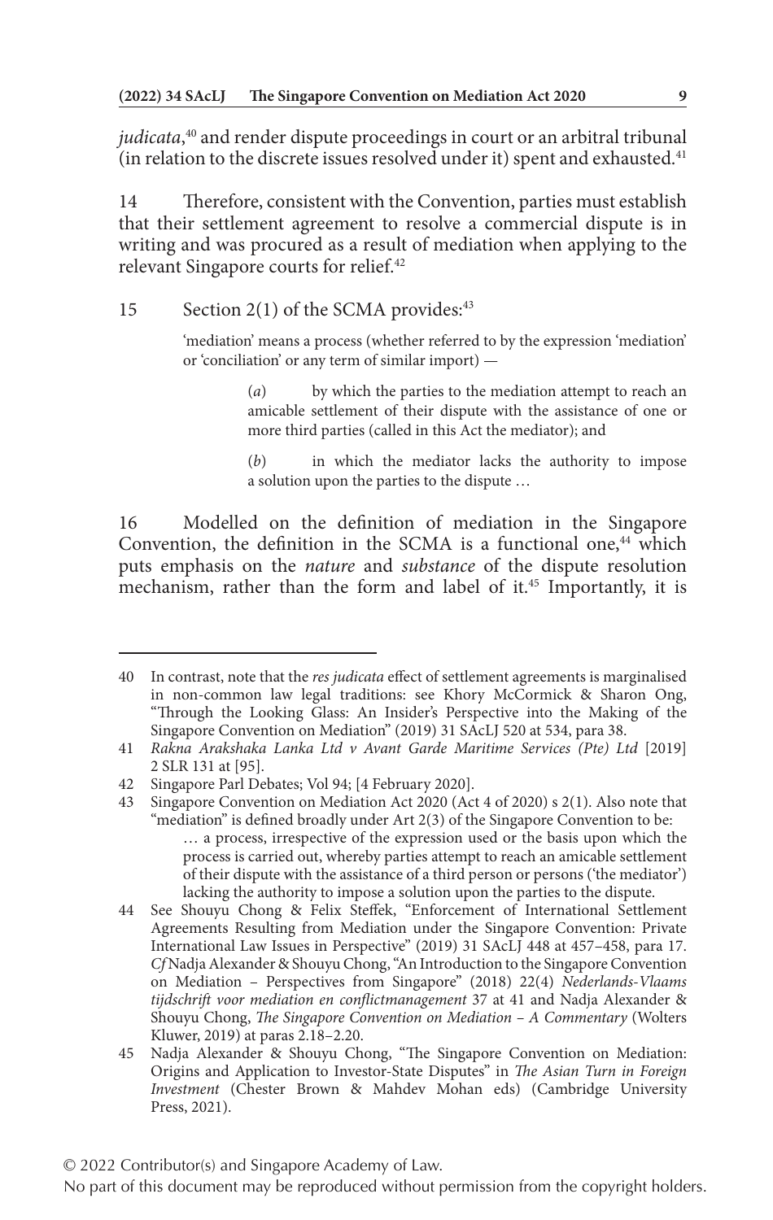*judicata*,[40] and render dispute proceedings in court or an arbitral tribunal (in relation to the discrete issues resolved under it) spent and exhausted.[41]

14 Therefore, consistent with the Convention, parties must establish that their settlement agreement to resolve a commercial dispute is in writing and was procured as a result of mediation when applying to the relevant Singapore courts for relief.[42]

15 Section 2(1) of the SCMA provides:[43]

> 'mediation' means a process (whether referred to by the expression 'mediation' or 'conciliation' or any term of similar import) —
>
> (*a*) by which the parties to the mediation attempt to reach an amicable settlement of their dispute with the assistance of one or more third parties (called in this Act the mediator); and
>
> (*b*) in which the mediator lacks the authority to impose a solution upon the parties to the dispute …

16 Modelled on the definition of mediation in the Singapore Convention, the definition in the SCMA is a functional one,[44] which puts emphasis on the *nature* and *substance* of the dispute resolution mechanism, rather than the form and label of it.[45] Importantly, it is

---

40 In contrast, note that the *res judicata* effect of settlement agreements is marginalised in non-common law legal traditions: see Khory McCormick & Sharon Ong, "Through the Looking Glass: An Insider's Perspective into the Making of the Singapore Convention on Mediation" (2019) 31 SAcLJ 520 at 534, para 38.

41 *Rakna Arakshaka Lanka Ltd v Avant Garde Maritime Services (Pte) Ltd* [2019] 2 SLR 131 at [95].

42 Singapore Parl Debates; Vol 94; [4 February 2020].

43 Singapore Convention on Mediation Act 2020 (Act 4 of 2020) s 2(1). Also note that "mediation" is defined broadly under Art 2(3) of the Singapore Convention to be:

> … a process, irrespective of the expression used or the basis upon which the process is carried out, whereby parties attempt to reach an amicable settlement of their dispute with the assistance of a third person or persons ('the mediator') lacking the authority to impose a solution upon the parties to the dispute.

44 See Shouyu Chong & Felix Steffek, "Enforcement of International Settlement Agreements Resulting from Mediation under the Singapore Convention: Private International Law Issues in Perspective" (2019) 31 SAcLJ 448 at 457–458, para 17. *Cf* Nadja Alexander & Shouyu Chong, "An Introduction to the Singapore Convention on Mediation – Perspectives from Singapore" (2018) 22(4) *Nederlands-Vlaams tijdschrift voor mediation en conflictmanagement* 37 at 41 and Nadja Alexander & Shouyu Chong, *The Singapore Convention on Mediation – A Commentary* (Wolters Kluwer, 2019) at paras 2.18–2.20.

45 Nadja Alexander & Shouyu Chong, "The Singapore Convention on Mediation: Origins and Application to Investor-State Disputes" in *The Asian Turn in Foreign Investment* (Chester Brown & Mahdev Mohan eds) (Cambridge University Press, 2021).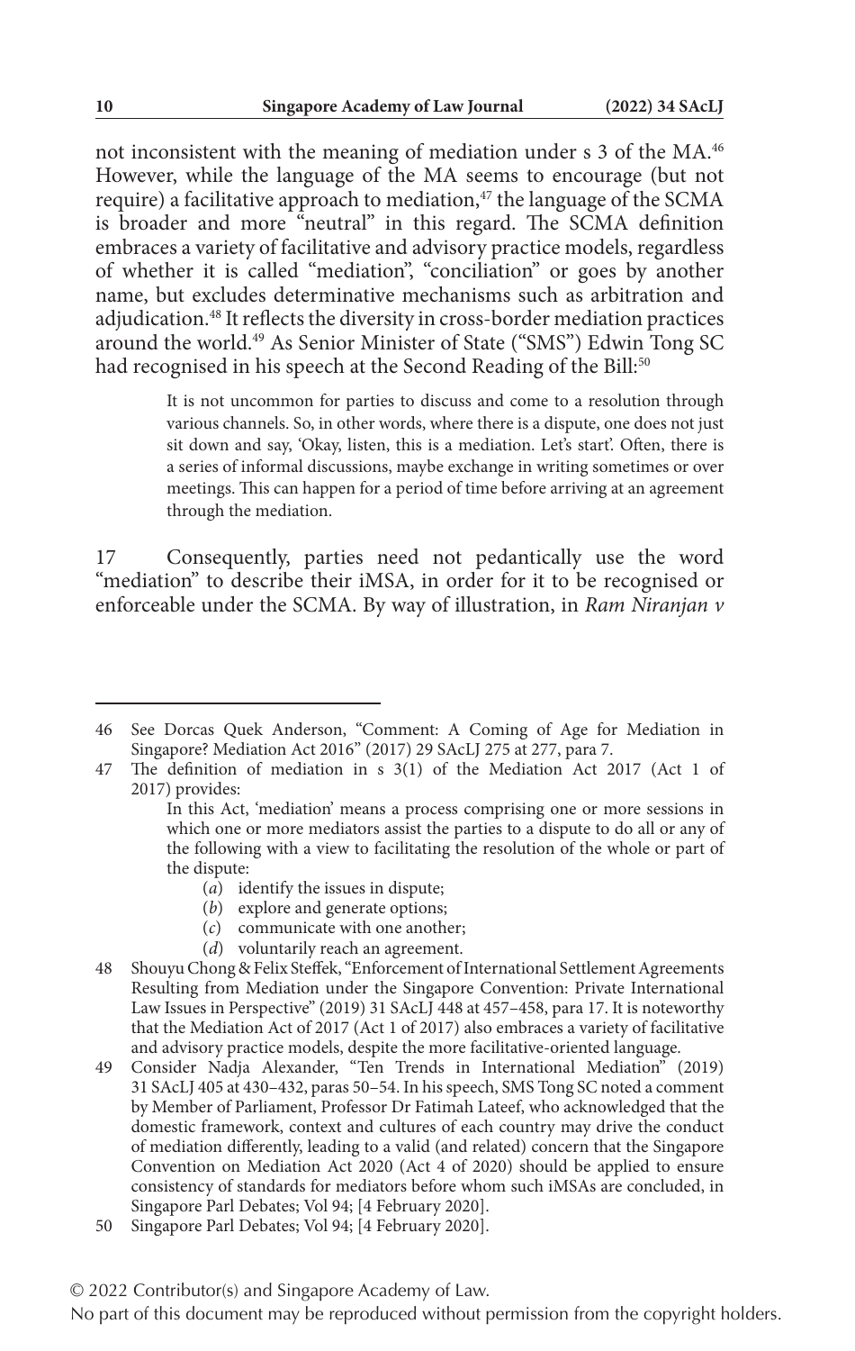not inconsistent with the meaning of mediation under s 3 of the MA.[46] However, while the language of the MA seems to encourage (but not require) a facilitative approach to mediation,[47] the language of the SCMA is broader and more "neutral" in this regard. The SCMA definition embraces a variety of facilitative and advisory practice models, regardless of whether it is called "mediation", "conciliation" or goes by another name, but excludes determinative mechanisms such as arbitration and adjudication.[48] It reflects the diversity in cross-border mediation practices around the world.[49] As Senior Minister of State ("SMS") Edwin Tong SC had recognised in his speech at the Second Reading of the Bill:[50]

> It is not uncommon for parties to discuss and come to a resolution through various channels. So, in other words, where there is a dispute, one does not just sit down and say, 'Okay, listen, this is a mediation. Let's start'. Often, there is a series of informal discussions, maybe exchange in writing sometimes or over meetings. This can happen for a period of time before arriving at an agreement through the mediation.

17 Consequently, parties need not pedantically use the word "mediation" to describe their iMSA, in order for it to be recognised or enforceable under the SCMA. By way of illustration, in *Ram Niranjan v*

---

46 See Dorcas Quek Anderson, "Comment: A Coming of Age for Mediation in Singapore? Mediation Act 2016" (2017) 29 SAcLJ 275 at 277, para 7.

47 The definition of mediation in s 3(1) of the Mediation Act 2017 (Act 1 of 2017) provides:

> In this Act, 'mediation' means a process comprising one or more sessions in which one or more mediators assist the parties to a dispute to do all or any of the following with a view to facilitating the resolution of the whole or part of the dispute:
>
> (*a*) identify the issues in dispute;
>
> (*b*) explore and generate options;
>
> (*c*) communicate with one another;
>
> (*d*) voluntarily reach an agreement.

48 Shouyu Chong & Felix Steffek, "Enforcement of International Settlement Agreements Resulting from Mediation under the Singapore Convention: Private International Law Issues in Perspective" (2019) 31 SAcLJ 448 at 457–458, para 17. It is noteworthy that the Mediation Act of 2017 (Act 1 of 2017) also embraces a variety of facilitative and advisory practice models, despite the more facilitative-oriented language.

49 Consider Nadja Alexander, "Ten Trends in International Mediation" (2019) 31 SAcLJ 405 at 430–432, paras 50–54. In his speech, SMS Tong SC noted a comment by Member of Parliament, Professor Dr Fatimah Lateef, who acknowledged that the domestic framework, context and cultures of each country may drive the conduct of mediation differently, leading to a valid (and related) concern that the Singapore Convention on Mediation Act 2020 (Act 4 of 2020) should be applied to ensure consistency of standards for mediators before whom such iMSAs are concluded, in Singapore Parl Debates; Vol 94; [4 February 2020].

50 Singapore Parl Debates; Vol 94; [4 February 2020].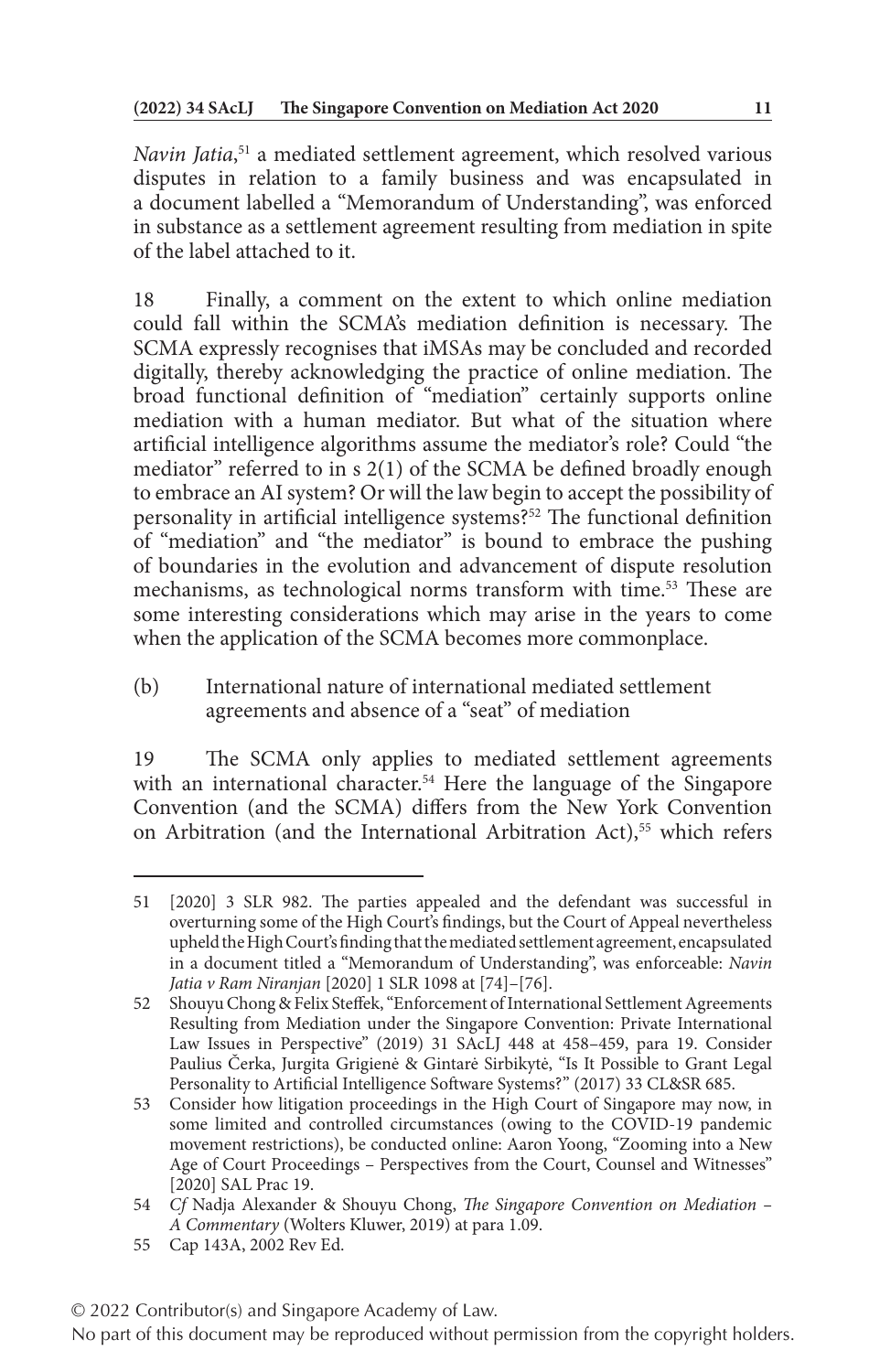*Navin Jatia*,[51] a mediated settlement agreement, which resolved various disputes in relation to a family business and was encapsulated in a document labelled a "Memorandum of Understanding", was enforced in substance as a settlement agreement resulting from mediation in spite of the label attached to it.

18 Finally, a comment on the extent to which online mediation could fall within the SCMA's mediation definition is necessary. The SCMA expressly recognises that iMSAs may be concluded and recorded digitally, thereby acknowledging the practice of online mediation. The broad functional definition of "mediation" certainly supports online mediation with a human mediator. But what of the situation where artificial intelligence algorithms assume the mediator's role? Could "the mediator" referred to in s 2(1) of the SCMA be defined broadly enough to embrace an AI system? Or will the law begin to accept the possibility of personality in artificial intelligence systems?[52] The functional definition of "mediation" and "the mediator" is bound to embrace the pushing of boundaries in the evolution and advancement of dispute resolution mechanisms, as technological norms transform with time.[53] These are some interesting considerations which may arise in the years to come when the application of the SCMA becomes more commonplace.

(b) International nature of international mediated settlement agreements and absence of a "seat" of mediation

19 The SCMA only applies to mediated settlement agreements with an international character.[54] Here the language of the Singapore Convention (and the SCMA) differs from the New York Convention on Arbitration (and the International Arbitration Act),[55] which refers

---

51 [2020] 3 SLR 982. The parties appealed and the defendant was successful in overturning some of the High Court's findings, but the Court of Appeal nevertheless upheld the High Court's finding that the mediated settlement agreement, encapsulated in a document titled a "Memorandum of Understanding", was enforceable: *Navin Jatia v Ram Niranjan* [2020] 1 SLR 1098 at [74]–[76].

52 Shouyu Chong & Felix Steffek, "Enforcement of International Settlement Agreements Resulting from Mediation under the Singapore Convention: Private International Law Issues in Perspective" (2019) 31 SAcLJ 448 at 458–459, para 19. Consider Paulius Čerka, Jurgita Grigienė & Gintarė Sirbikytė, "Is It Possible to Grant Legal Personality to Artificial Intelligence Software Systems?" (2017) 33 CL&SR 685.

53 Consider how litigation proceedings in the High Court of Singapore may now, in some limited and controlled circumstances (owing to the COVID-19 pandemic movement restrictions), be conducted online: Aaron Yoong, "Zooming into a New Age of Court Proceedings – Perspectives from the Court, Counsel and Witnesses" [2020] SAL Prac 19.

54 *Cf* Nadja Alexander & Shouyu Chong, *The Singapore Convention on Mediation – A Commentary* (Wolters Kluwer, 2019) at para 1.09.

55 Cap 143A, 2002 Rev Ed.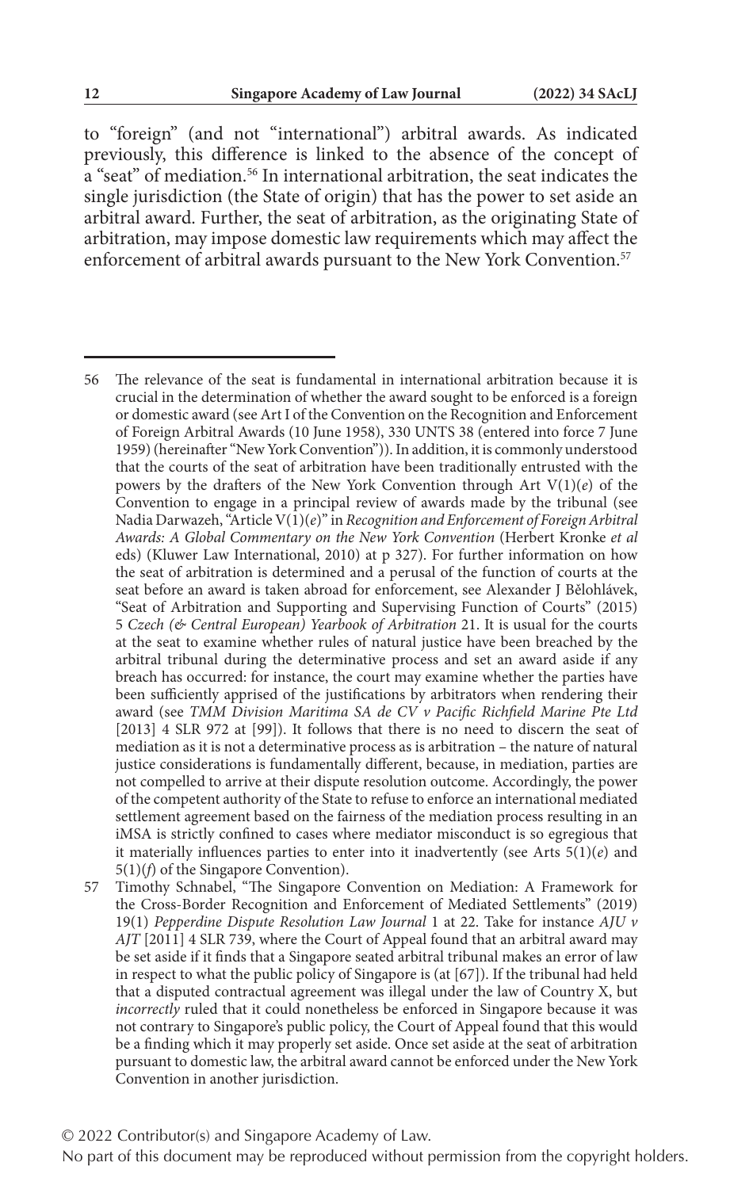to "foreign" (and not "international") arbitral awards. As indicated previously, this difference is linked to the absence of the concept of a "seat" of mediation.[56] In international arbitration, the seat indicates the single jurisdiction (the State of origin) that has the power to set aside an arbitral award. Further, the seat of arbitration, as the originating State of arbitration, may impose domestic law requirements which may affect the enforcement of arbitral awards pursuant to the New York Convention.[57]

---

56 The relevance of the seat is fundamental in international arbitration because it is crucial in the determination of whether the award sought to be enforced is a foreign or domestic award (see Art I of the Convention on the Recognition and Enforcement of Foreign Arbitral Awards (10 June 1958), 330 UNTS 38 (entered into force 7 June 1959) (hereinafter "New York Convention")). In addition, it is commonly understood that the courts of the seat of arbitration have been traditionally entrusted with the powers by the drafters of the New York Convention through Art V(1)(*e*) of the Convention to engage in a principal review of awards made by the tribunal (see Nadia Darwazeh, "Article V(1)(*e*)" in *Recognition and Enforcement of Foreign Arbitral Awards: A Global Commentary on the New York Convention* (Herbert Kronke *et al* eds) (Kluwer Law International, 2010) at p 327). For further information on how the seat of arbitration is determined and a perusal of the function of courts at the seat before an award is taken abroad for enforcement, see Alexander J Bělohlávek, "Seat of Arbitration and Supporting and Supervising Function of Courts" (2015) 5 *Czech (& Central European) Yearbook of Arbitration* 21. It is usual for the courts at the seat to examine whether rules of natural justice have been breached by the arbitral tribunal during the determinative process and set an award aside if any breach has occurred: for instance, the court may examine whether the parties have been sufficiently apprised of the justifications by arbitrators when rendering their award (see *TMM Division Maritima SA de CV v Pacific Richfield Marine Pte Ltd* [2013] 4 SLR 972 at [99]). It follows that there is no need to discern the seat of mediation as it is not a determinative process as is arbitration – the nature of natural justice considerations is fundamentally different, because, in mediation, parties are not compelled to arrive at their dispute resolution outcome. Accordingly, the power of the competent authority of the State to refuse to enforce an international mediated settlement agreement based on the fairness of the mediation process resulting in an iMSA is strictly confined to cases where mediator misconduct is so egregious that it materially influences parties to enter into it inadvertently (see Arts 5(1)(*e*) and 5(1)(*f*) of the Singapore Convention).

57 Timothy Schnabel, "The Singapore Convention on Mediation: A Framework for the Cross-Border Recognition and Enforcement of Mediated Settlements" (2019) 19(1) *Pepperdine Dispute Resolution Law Journal* 1 at 22. Take for instance *AJU v AJT* [2011] 4 SLR 739, where the Court of Appeal found that an arbitral award may be set aside if it finds that a Singapore seated arbitral tribunal makes an error of law in respect to what the public policy of Singapore is (at [67]). If the tribunal had held that a disputed contractual agreement was illegal under the law of Country X, but *incorrectly* ruled that it could nonetheless be enforced in Singapore because it was not contrary to Singapore's public policy, the Court of Appeal found that this would be a finding which it may properly set aside. Once set aside at the seat of arbitration pursuant to domestic law, the arbitral award cannot be enforced under the New York Convention in another jurisdiction.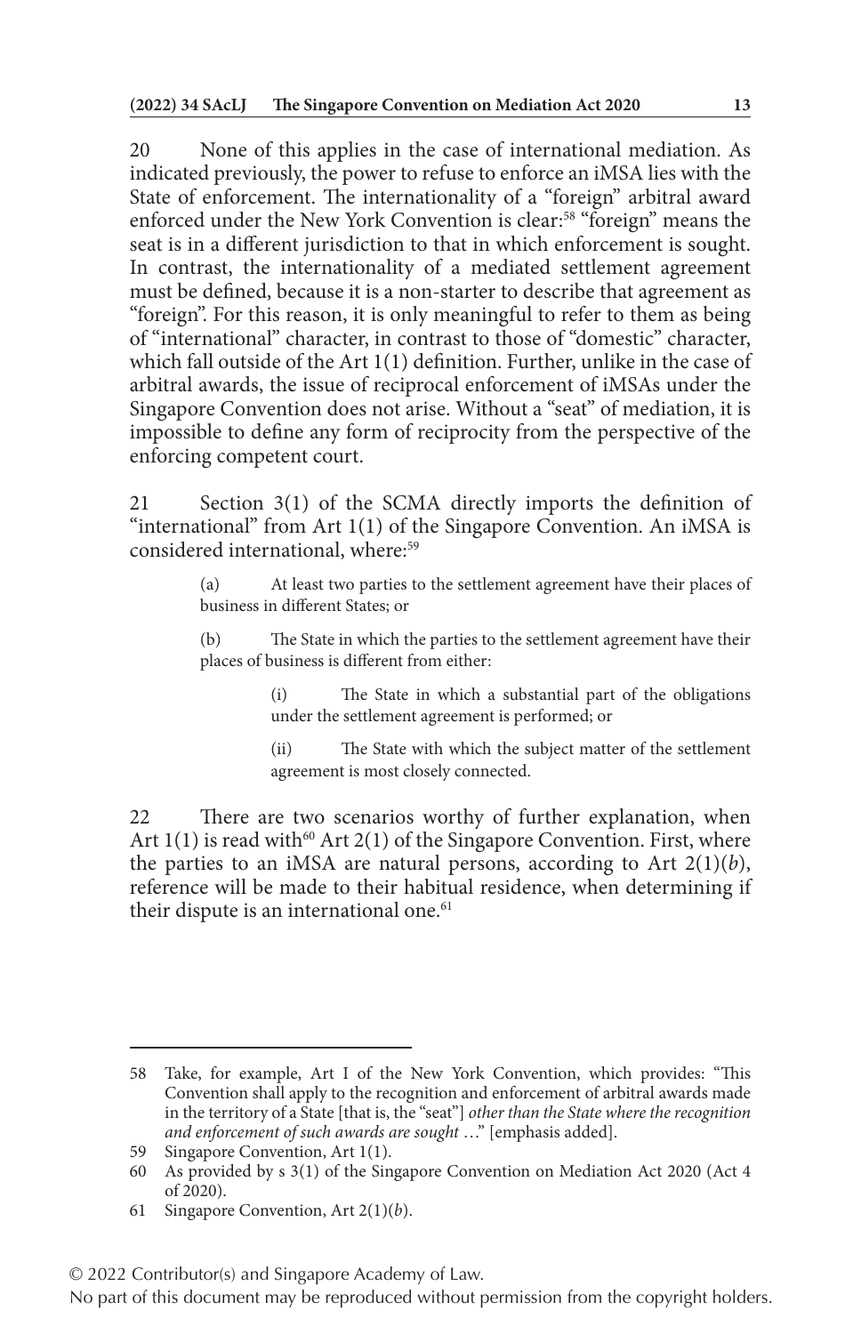20 None of this applies in the case of international mediation. As indicated previously, the power to refuse to enforce an iMSA lies with the State of enforcement. The internationality of a "foreign" arbitral award enforced under the New York Convention is clear:[58] "foreign" means the seat is in a different jurisdiction to that in which enforcement is sought. In contrast, the internationality of a mediated settlement agreement must be defined, because it is a non-starter to describe that agreement as "foreign". For this reason, it is only meaningful to refer to them as being of "international" character, in contrast to those of "domestic" character, which fall outside of the Art 1(1) definition. Further, unlike in the case of arbitral awards, the issue of reciprocal enforcement of iMSAs under the Singapore Convention does not arise. Without a "seat" of mediation, it is impossible to define any form of reciprocity from the perspective of the enforcing competent court.

21 Section 3(1) of the SCMA directly imports the definition of "international" from Art 1(1) of the Singapore Convention. An iMSA is considered international, where:[59]

> (a) At least two parties to the settlement agreement have their places of business in different States; or
>
> (b) The State in which the parties to the settlement agreement have their places of business is different from either:
>
> > (i) The State in which a substantial part of the obligations under the settlement agreement is performed; or
> >
> > (ii) The State with which the subject matter of the settlement agreement is most closely connected.

22 There are two scenarios worthy of further explanation, when Art 1(1) is read with[60] Art 2(1) of the Singapore Convention. First, where the parties to an iMSA are natural persons, according to Art 2(1)(*b*), reference will be made to their habitual residence, when determining if their dispute is an international one.[61]

---

58 Take, for example, Art I of the New York Convention, which provides: "This Convention shall apply to the recognition and enforcement of arbitral awards made in the territory of a State [that is, the "seat"] *other than the State where the recognition and enforcement of such awards are sought* …" [emphasis added].

59 Singapore Convention, Art 1(1).

60 As provided by s 3(1) of the Singapore Convention on Mediation Act 2020 (Act 4 of 2020).

61 Singapore Convention, Art 2(1)(*b*).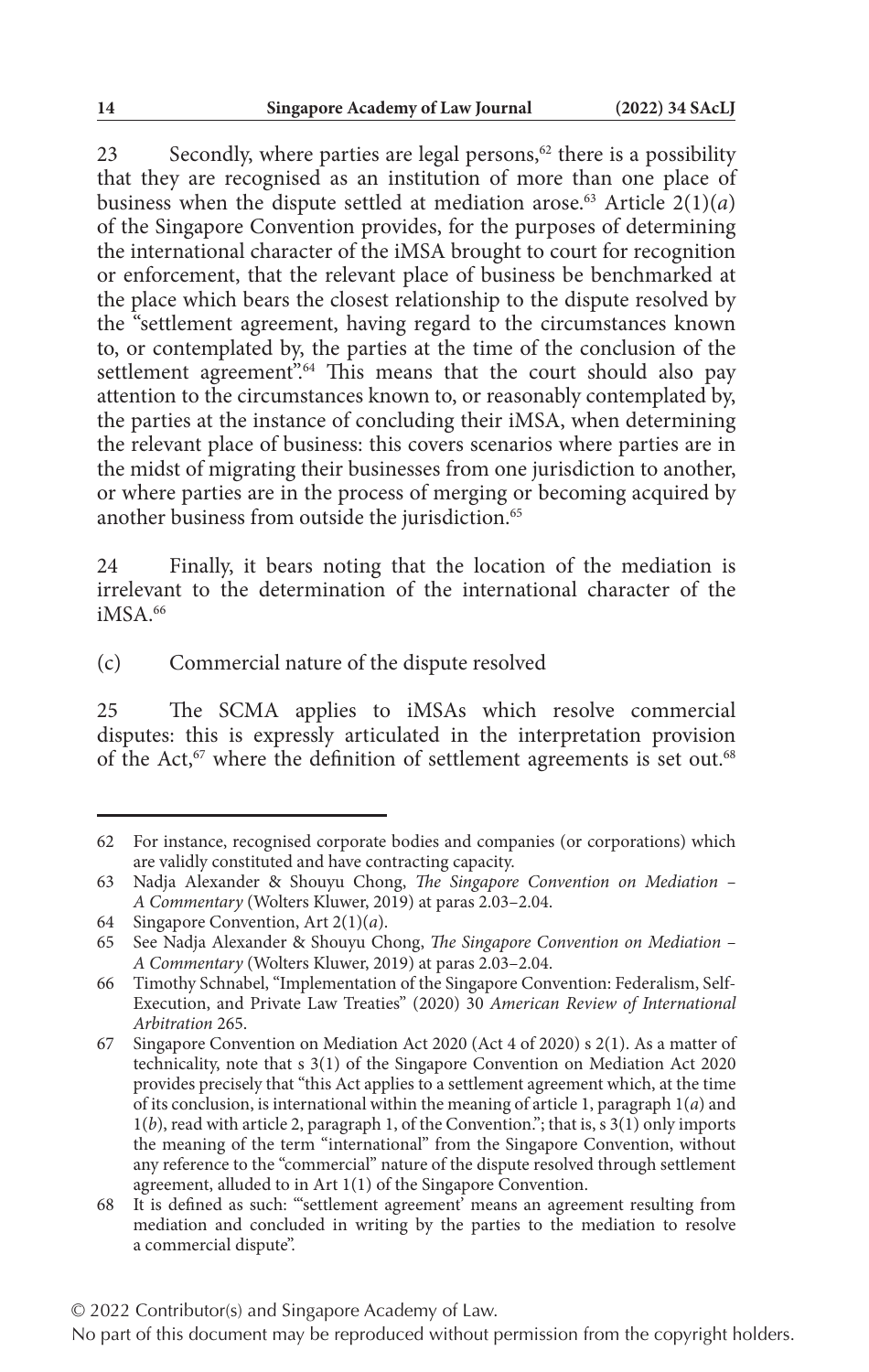23 Secondly, where parties are legal persons,[62] there is a possibility that they are recognised as an institution of more than one place of business when the dispute settled at mediation arose.[63] Article 2(1)(*a*) of the Singapore Convention provides, for the purposes of determining the international character of the iMSA brought to court for recognition or enforcement, that the relevant place of business be benchmarked at the place which bears the closest relationship to the dispute resolved by the "settlement agreement, having regard to the circumstances known to, or contemplated by, the parties at the time of the conclusion of the settlement agreement".[64] This means that the court should also pay attention to the circumstances known to, or reasonably contemplated by, the parties at the instance of concluding their iMSA, when determining the relevant place of business: this covers scenarios where parties are in the midst of migrating their businesses from one jurisdiction to another, or where parties are in the process of merging or becoming acquired by another business from outside the jurisdiction.[65]

24 Finally, it bears noting that the location of the mediation is irrelevant to the determination of the international character of the iMSA.[66]

(c) Commercial nature of the dispute resolved

25 The SCMA applies to iMSAs which resolve commercial disputes: this is expressly articulated in the interpretation provision of the Act,[67] where the definition of settlement agreements is set out.[68]

---

62 For instance, recognised corporate bodies and companies (or corporations) which are validly constituted and have contracting capacity.

63 Nadja Alexander & Shouyu Chong, *The Singapore Convention on Mediation – A Commentary* (Wolters Kluwer, 2019) at paras 2.03–2.04.

64 Singapore Convention, Art 2(1)(*a*).

65 See Nadja Alexander & Shouyu Chong, *The Singapore Convention on Mediation – A Commentary* (Wolters Kluwer, 2019) at paras 2.03–2.04.

66 Timothy Schnabel, "Implementation of the Singapore Convention: Federalism, Self-Execution, and Private Law Treaties" (2020) 30 *American Review of International Arbitration* 265.

67 Singapore Convention on Mediation Act 2020 (Act 4 of 2020) s 2(1). As a matter of technicality, note that s 3(1) of the Singapore Convention on Mediation Act 2020 provides precisely that "this Act applies to a settlement agreement which, at the time of its conclusion, is international within the meaning of article 1, paragraph 1(*a*) and 1(*b*), read with article 2, paragraph 1, of the Convention."; that is, s 3(1) only imports the meaning of the term "international" from the Singapore Convention, without any reference to the "commercial" nature of the dispute resolved through settlement agreement, alluded to in Art 1(1) of the Singapore Convention.

68 It is defined as such: "'settlement agreement' means an agreement resulting from mediation and concluded in writing by the parties to the mediation to resolve a commercial dispute".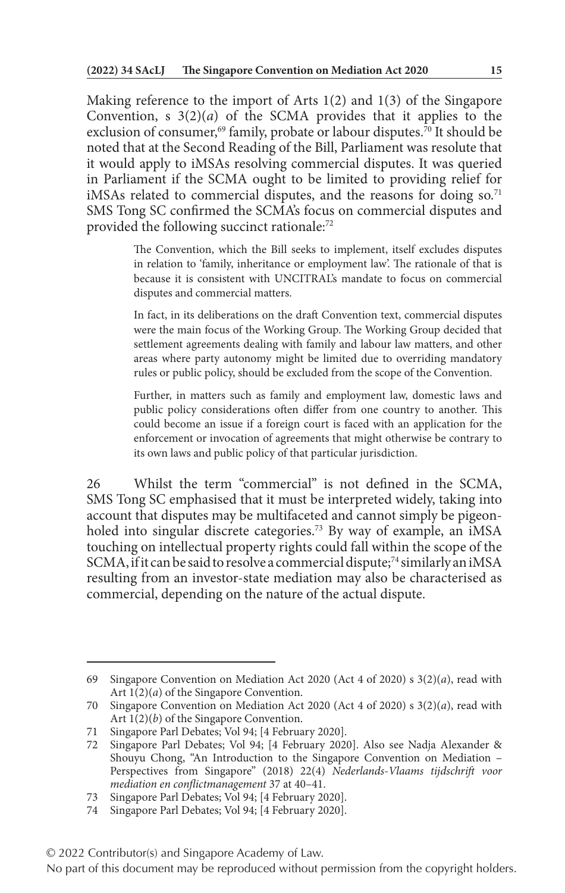Making reference to the import of Arts 1(2) and 1(3) of the Singapore Convention, s 3(2)(*a*) of the SCMA provides that it applies to the exclusion of consumer,[69] family, probate or labour disputes.[70] It should be noted that at the Second Reading of the Bill, Parliament was resolute that it would apply to iMSAs resolving commercial disputes. It was queried in Parliament if the SCMA ought to be limited to providing relief for iMSAs related to commercial disputes, and the reasons for doing so.[71] SMS Tong SC confirmed the SCMA's focus on commercial disputes and provided the following succinct rationale:[72]

> The Convention, which the Bill seeks to implement, itself excludes disputes in relation to 'family, inheritance or employment law'. The rationale of that is because it is consistent with UNCITRAL's mandate to focus on commercial disputes and commercial matters.
>
> In fact, in its deliberations on the draft Convention text, commercial disputes were the main focus of the Working Group. The Working Group decided that settlement agreements dealing with family and labour law matters, and other areas where party autonomy might be limited due to overriding mandatory rules or public policy, should be excluded from the scope of the Convention.
>
> Further, in matters such as family and employment law, domestic laws and public policy considerations often differ from one country to another. This could become an issue if a foreign court is faced with an application for the enforcement or invocation of agreements that might otherwise be contrary to its own laws and public policy of that particular jurisdiction.

26 Whilst the term "commercial" is not defined in the SCMA, SMS Tong SC emphasised that it must be interpreted widely, taking into account that disputes may be multifaceted and cannot simply be pigeon-holed into singular discrete categories.[73] By way of example, an iMSA touching on intellectual property rights could fall within the scope of the SCMA, if it can be said to resolve a commercial dispute;[74] similarly an iMSA resulting from an investor-state mediation may also be characterised as commercial, depending on the nature of the actual dispute.

---

69 Singapore Convention on Mediation Act 2020 (Act 4 of 2020) s 3(2)(*a*), read with Art 1(2)(*a*) of the Singapore Convention.

70 Singapore Convention on Mediation Act 2020 (Act 4 of 2020) s 3(2)(*a*), read with Art 1(2)(*b*) of the Singapore Convention.

71 Singapore Parl Debates; Vol 94; [4 February 2020].

72 Singapore Parl Debates; Vol 94; [4 February 2020]. Also see Nadja Alexander & Shouyu Chong, "An Introduction to the Singapore Convention on Mediation – Perspectives from Singapore" (2018) 22(4) *Nederlands-Vlaams tijdschrift voor mediation en conflictmanagement* 37 at 40–41.

73 Singapore Parl Debates; Vol 94; [4 February 2020].

74 Singapore Parl Debates; Vol 94; [4 February 2020].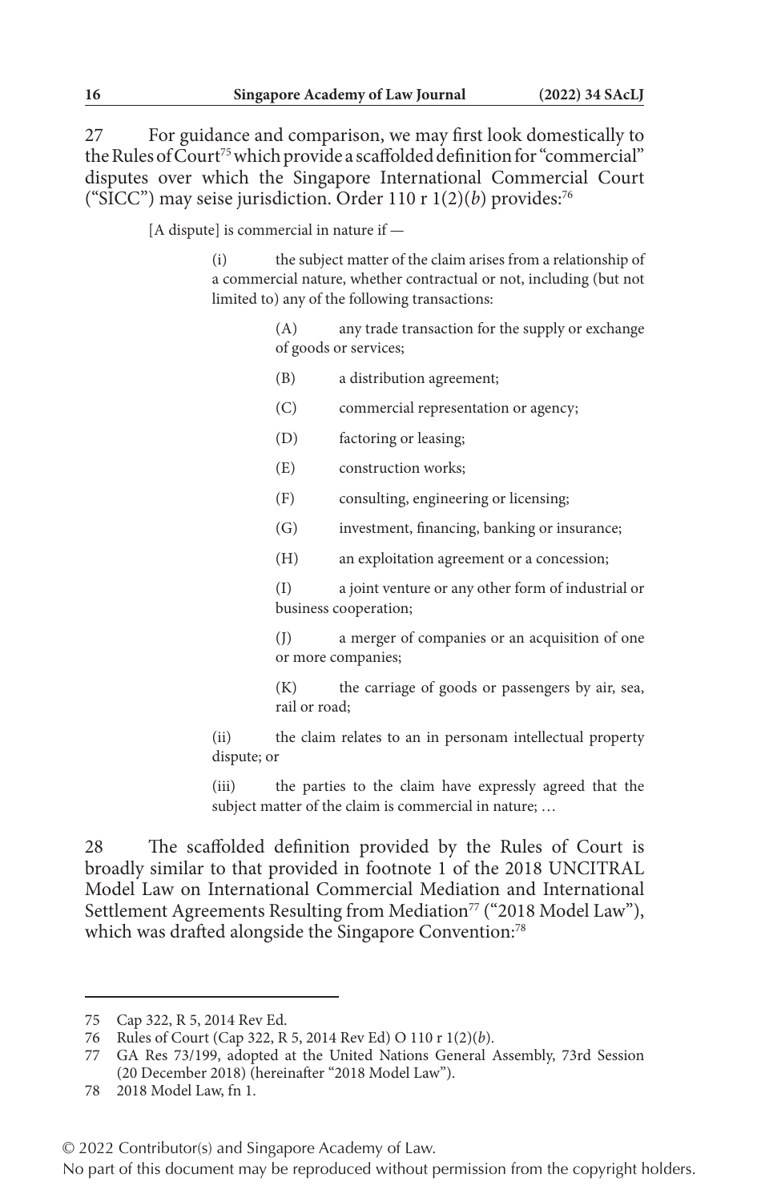27 For guidance and comparison, we may first look domestically to the Rules of Court[75] which provide a scaffolded definition for "commercial" disputes over which the Singapore International Commercial Court ("SICC") may seise jurisdiction. Order 110 r 1(2)(*b*) provides:[76]

> [A dispute] is commercial in nature if —
>
> (i) the subject matter of the claim arises from a relationship of a commercial nature, whether contractual or not, including (but not limited to) any of the following transactions:
>
> (A) any trade transaction for the supply or exchange of goods or services;
>
> (B) a distribution agreement;
>
> (C) commercial representation or agency;
>
> (D) factoring or leasing;
>
> (E) construction works;
>
> (F) consulting, engineering or licensing;
>
> (G) investment, financing, banking or insurance;
>
> (H) an exploitation agreement or a concession;
>
> (I) a joint venture or any other form of industrial or business cooperation;
>
> (J) a merger of companies or an acquisition of one or more companies;
>
> (K) the carriage of goods or passengers by air, sea, rail or road;
>
> (ii) the claim relates to an in personam intellectual property dispute; or
>
> (iii) the parties to the claim have expressly agreed that the subject matter of the claim is commercial in nature; …

28 The scaffolded definition provided by the Rules of Court is broadly similar to that provided in footnote 1 of the 2018 UNCITRAL Model Law on International Commercial Mediation and International Settlement Agreements Resulting from Mediation[77] ("2018 Model Law"), which was drafted alongside the Singapore Convention:[78]

---

75 Cap 322, R 5, 2014 Rev Ed.

76 Rules of Court (Cap 322, R 5, 2014 Rev Ed) O 110 r 1(2)(*b*).

77 GA Res 73/199, adopted at the United Nations General Assembly, 73rd Session (20 December 2018) (hereinafter "2018 Model Law").

78 2018 Model Law, fn 1.

© 2022 Contributor(s) and Singapore Academy of Law.
No part of this document may be reproduced without permission from the copyright holders.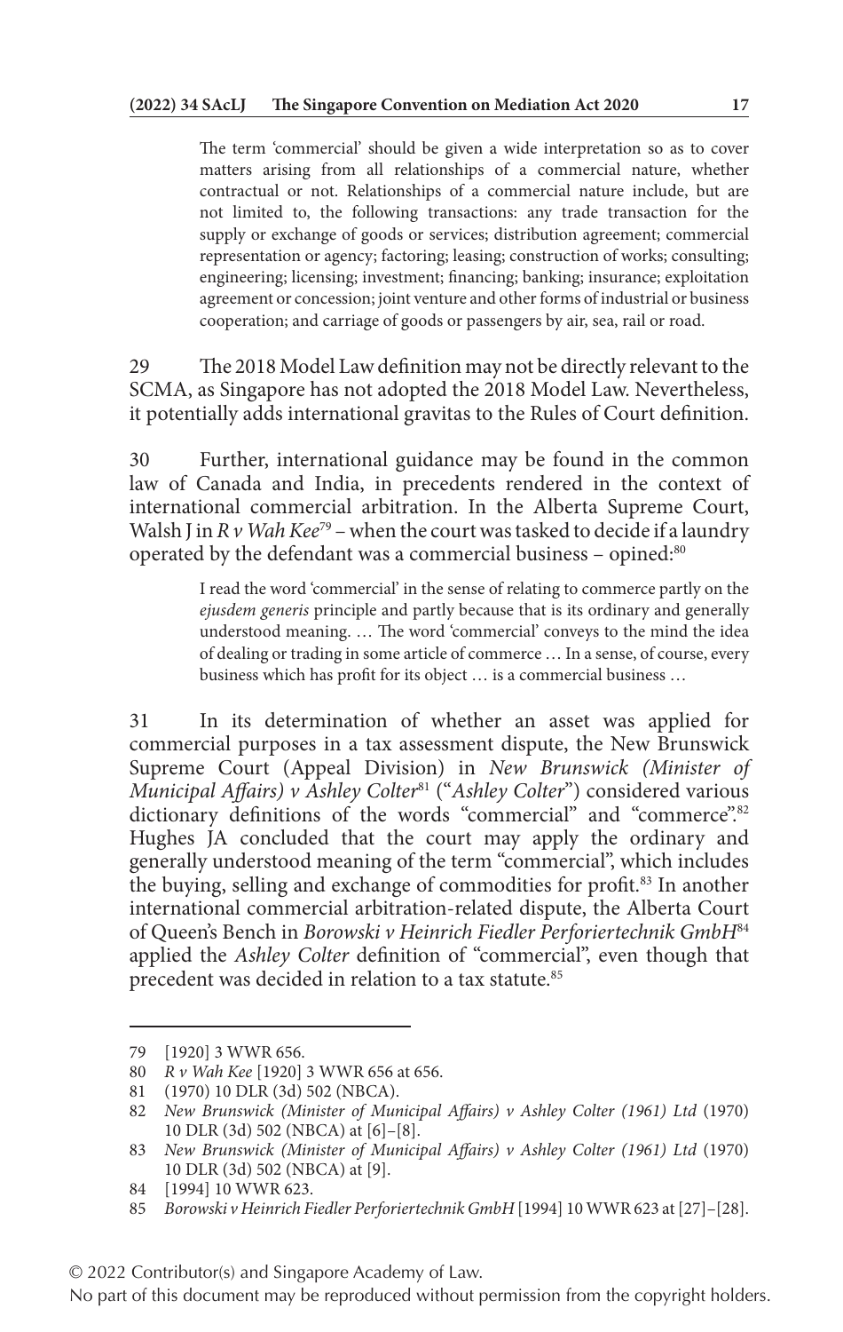> The term 'commercial' should be given a wide interpretation so as to cover matters arising from all relationships of a commercial nature, whether contractual or not. Relationships of a commercial nature include, but are not limited to, the following transactions: any trade transaction for the supply or exchange of goods or services; distribution agreement; commercial representation or agency; factoring; leasing; construction of works; consulting; engineering; licensing; investment; financing; banking; insurance; exploitation agreement or concession; joint venture and other forms of industrial or business cooperation; and carriage of goods or passengers by air, sea, rail or road.

29 The 2018 Model Law definition may not be directly relevant to the SCMA, as Singapore has not adopted the 2018 Model Law. Nevertheless, it potentially adds international gravitas to the Rules of Court definition.

30 Further, international guidance may be found in the common law of Canada and India, in precedents rendered in the context of international commercial arbitration. In the Alberta Supreme Court, Walsh J in *R v Wah Kee*[79] – when the court was tasked to decide if a laundry operated by the defendant was a commercial business – opined:[80]

> I read the word 'commercial' in the sense of relating to commerce partly on the *ejusdem generis* principle and partly because that is its ordinary and generally understood meaning. … The word 'commercial' conveys to the mind the idea of dealing or trading in some article of commerce … In a sense, of course, every business which has profit for its object … is a commercial business …

31 In its determination of whether an asset was applied for commercial purposes in a tax assessment dispute, the New Brunswick Supreme Court (Appeal Division) in *New Brunswick (Minister of Municipal Affairs) v Ashley Colter*[81] ("*Ashley Colter*") considered various dictionary definitions of the words "commercial" and "commerce".[82] Hughes JA concluded that the court may apply the ordinary and generally understood meaning of the term "commercial", which includes the buying, selling and exchange of commodities for profit.[83] In another international commercial arbitration-related dispute, the Alberta Court of Queen's Bench in *Borowski v Heinrich Fiedler Perforiertechnik GmbH*[84] applied the *Ashley Colter* definition of "commercial", even though that precedent was decided in relation to a tax statute.[85]

---

79 [1920] 3 WWR 656.

80 *R v Wah Kee* [1920] 3 WWR 656 at 656.

81 (1970) 10 DLR (3d) 502 (NBCA).

82 *New Brunswick (Minister of Municipal Affairs) v Ashley Colter (1961) Ltd* (1970) 10 DLR (3d) 502 (NBCA) at [6]–[8].

83 *New Brunswick (Minister of Municipal Affairs) v Ashley Colter (1961) Ltd* (1970) 10 DLR (3d) 502 (NBCA) at [9].

84 [1994] 10 WWR 623.

85 *Borowski v Heinrich Fiedler Perforiertechnik GmbH* [1994] 10 WWR 623 at [27]–[28].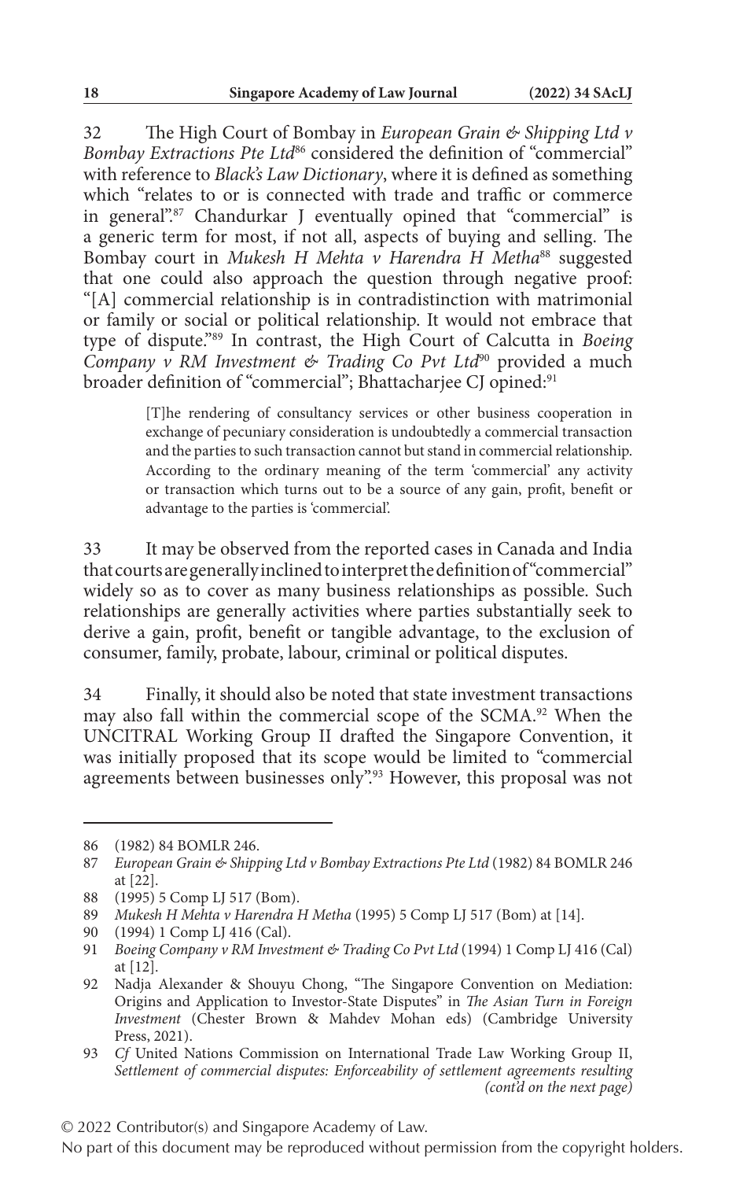32 The High Court of Bombay in *European Grain & Shipping Ltd v Bombay Extractions Pte Ltd*[86] considered the definition of "commercial" with reference to *Black's Law Dictionary*, where it is defined as something which "relates to or is connected with trade and traffic or commerce in general".[87] Chandurkar J eventually opined that "commercial" is a generic term for most, if not all, aspects of buying and selling. The Bombay court in *Mukesh H Mehta v Harendra H Metha*[88] suggested that one could also approach the question through negative proof: "[A] commercial relationship is in contradistinction with matrimonial or family or social or political relationship. It would not embrace that type of dispute."[89] In contrast, the High Court of Calcutta in *Boeing Company v RM Investment & Trading Co Pvt Ltd*[90] provided a much broader definition of "commercial"; Bhattacharjee CJ opined:[91]

> [T]he rendering of consultancy services or other business cooperation in exchange of pecuniary consideration is undoubtedly a commercial transaction and the parties to such transaction cannot but stand in commercial relationship. According to the ordinary meaning of the term 'commercial' any activity or transaction which turns out to be a source of any gain, profit, benefit or advantage to the parties is 'commercial'.

33 It may be observed from the reported cases in Canada and India that courts are generally inclined to interpret the definition of "commercial" widely so as to cover as many business relationships as possible. Such relationships are generally activities where parties substantially seek to derive a gain, profit, benefit or tangible advantage, to the exclusion of consumer, family, probate, labour, criminal or political disputes.

34 Finally, it should also be noted that state investment transactions may also fall within the commercial scope of the SCMA.[92] When the UNCITRAL Working Group II drafted the Singapore Convention, it was initially proposed that its scope would be limited to "commercial agreements between businesses only".[93] However, this proposal was not

---

86 (1982) 84 BOMLR 246.

87 *European Grain & Shipping Ltd v Bombay Extractions Pte Ltd* (1982) 84 BOMLR 246 at [22].

88 (1995) 5 Comp LJ 517 (Bom).

89 *Mukesh H Mehta v Harendra H Metha* (1995) 5 Comp LJ 517 (Bom) at [14].

90 (1994) 1 Comp LJ 416 (Cal).

91 *Boeing Company v RM Investment & Trading Co Pvt Ltd* (1994) 1 Comp LJ 416 (Cal) at [12].

92 Nadja Alexander & Shouyu Chong, "The Singapore Convention on Mediation: Origins and Application to Investor-State Disputes" in *The Asian Turn in Foreign Investment* (Chester Brown & Mahdev Mohan eds) (Cambridge University Press, 2021).

93 *Cf* United Nations Commission on International Trade Law Working Group II, *Settlement of commercial disputes: Enforceability of settlement agreements resulting* *(cont'd on the next page)*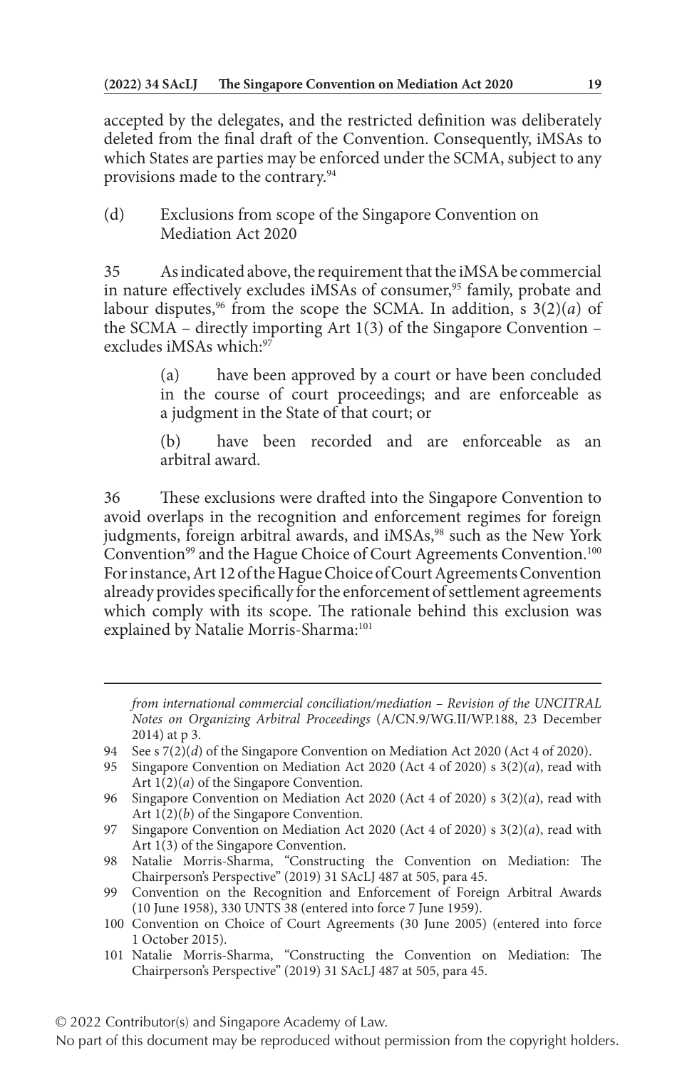accepted by the delegates, and the restricted definition was deliberately deleted from the final draft of the Convention. Consequently, iMSAs to which States are parties may be enforced under the SCMA, subject to any provisions made to the contrary.[94]

(d) Exclusions from scope of the Singapore Convention on Mediation Act 2020

35 As indicated above, the requirement that the iMSA be commercial in nature effectively excludes iMSAs of consumer,[95] family, probate and labour disputes,[96] from the scope the SCMA. In addition, s 3(2)(*a*) of the SCMA – directly importing Art 1(3) of the Singapore Convention – excludes iMSAs which:[97]

> (a) have been approved by a court or have been concluded in the course of court proceedings; and are enforceable as a judgment in the State of that court; or
>
> (b) have been recorded and are enforceable as an arbitral award.

36 These exclusions were drafted into the Singapore Convention to avoid overlaps in the recognition and enforcement regimes for foreign judgments, foreign arbitral awards, and iMSAs,[98] such as the New York Convention[99] and the Hague Choice of Court Agreements Convention.[100] For instance, Art 12 of the Hague Choice of Court Agreements Convention already provides specifically for the enforcement of settlement agreements which comply with its scope. The rationale behind this exclusion was explained by Natalie Morris-Sharma:[101]

---

*from international commercial conciliation/mediation – Revision of the UNCITRAL Notes on Organizing Arbitral Proceedings* (A/CN.9/WG.II/WP.188, 23 December 2014) at p 3.

94 See s 7(2)(*d*) of the Singapore Convention on Mediation Act 2020 (Act 4 of 2020).

95 Singapore Convention on Mediation Act 2020 (Act 4 of 2020) s 3(2)(*a*), read with Art 1(2)(*a*) of the Singapore Convention.

96 Singapore Convention on Mediation Act 2020 (Act 4 of 2020) s 3(2)(*a*), read with Art 1(2)(*b*) of the Singapore Convention.

97 Singapore Convention on Mediation Act 2020 (Act 4 of 2020) s 3(2)(*a*), read with Art 1(3) of the Singapore Convention.

98 Natalie Morris-Sharma, "Constructing the Convention on Mediation: The Chairperson's Perspective" (2019) 31 SAcLJ 487 at 505, para 45.

99 Convention on the Recognition and Enforcement of Foreign Arbitral Awards (10 June 1958), 330 UNTS 38 (entered into force 7 June 1959).

100 Convention on Choice of Court Agreements (30 June 2005) (entered into force 1 October 2015).

101 Natalie Morris-Sharma, "Constructing the Convention on Mediation: The Chairperson's Perspective" (2019) 31 SAcLJ 487 at 505, para 45.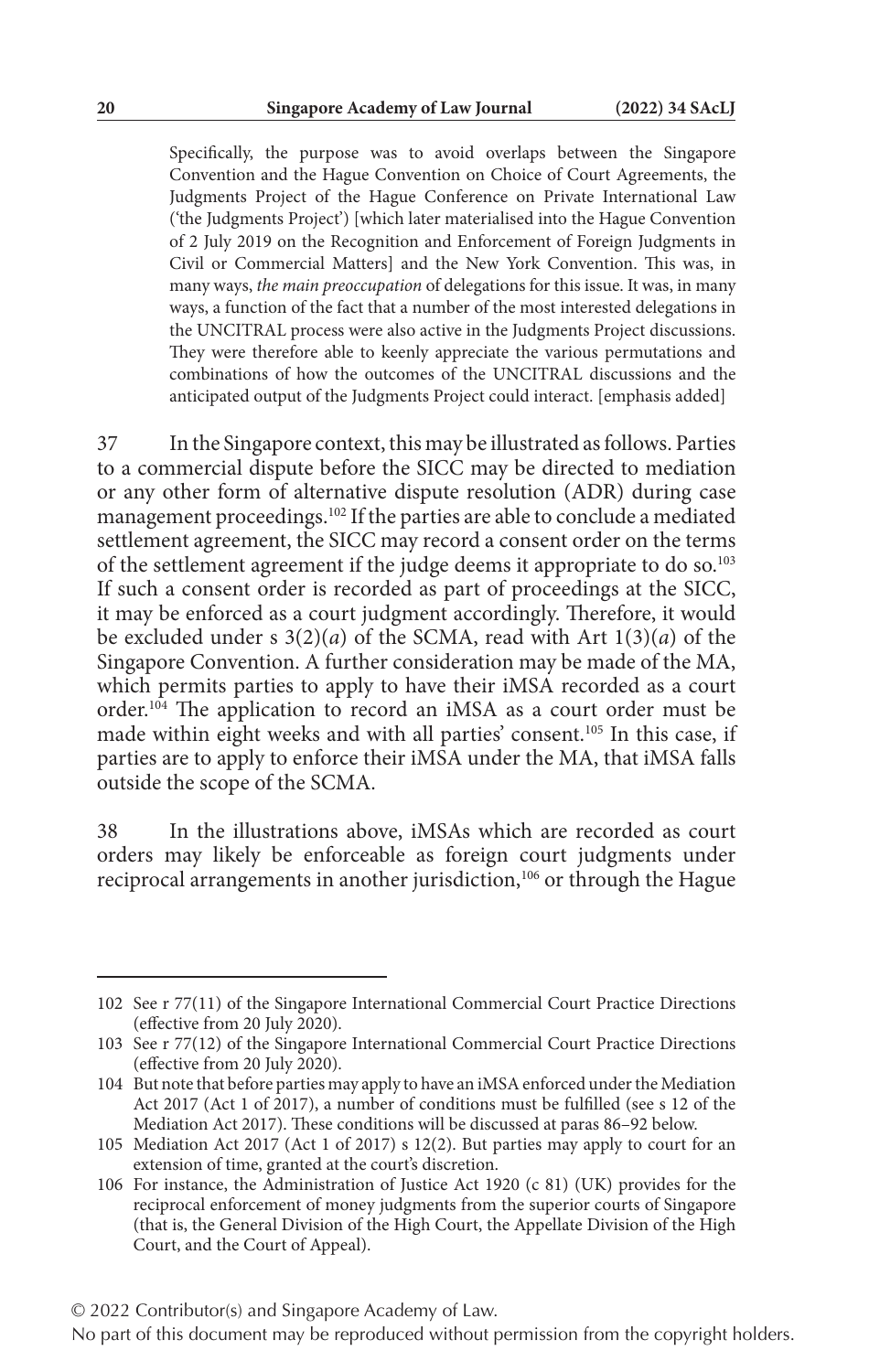> Specifically, the purpose was to avoid overlaps between the Singapore Convention and the Hague Convention on Choice of Court Agreements, the Judgments Project of the Hague Conference on Private International Law ('the Judgments Project') [which later materialised into the Hague Convention of 2 July 2019 on the Recognition and Enforcement of Foreign Judgments in Civil or Commercial Matters] and the New York Convention. This was, in many ways, *the main preoccupation* of delegations for this issue. It was, in many ways, a function of the fact that a number of the most interested delegations in the UNCITRAL process were also active in the Judgments Project discussions. They were therefore able to keenly appreciate the various permutations and combinations of how the outcomes of the UNCITRAL discussions and the anticipated output of the Judgments Project could interact. [emphasis added]

37 In the Singapore context, this may be illustrated as follows. Parties to a commercial dispute before the SICC may be directed to mediation or any other form of alternative dispute resolution (ADR) during case management proceedings.[102] If the parties are able to conclude a mediated settlement agreement, the SICC may record a consent order on the terms of the settlement agreement if the judge deems it appropriate to do so.[103] If such a consent order is recorded as part of proceedings at the SICC, it may be enforced as a court judgment accordingly. Therefore, it would be excluded under s 3(2)(*a*) of the SCMA, read with Art 1(3)(*a*) of the Singapore Convention. A further consideration may be made of the MA, which permits parties to apply to have their iMSA recorded as a court order.[104] The application to record an iMSA as a court order must be made within eight weeks and with all parties' consent.[105] In this case, if parties are to apply to enforce their iMSA under the MA, that iMSA falls outside the scope of the SCMA.

38 In the illustrations above, iMSAs which are recorded as court orders may likely be enforceable as foreign court judgments under reciprocal arrangements in another jurisdiction,[106] or through the Hague

---

102 See r 77(11) of the Singapore International Commercial Court Practice Directions (effective from 20 July 2020).

103 See r 77(12) of the Singapore International Commercial Court Practice Directions (effective from 20 July 2020).

104 But note that before parties may apply to have an iMSA enforced under the Mediation Act 2017 (Act 1 of 2017), a number of conditions must be fulfilled (see s 12 of the Mediation Act 2017). These conditions will be discussed at paras 86–92 below.

105 Mediation Act 2017 (Act 1 of 2017) s 12(2). But parties may apply to court for an extension of time, granted at the court's discretion.

106 For instance, the Administration of Justice Act 1920 (c 81) (UK) provides for the reciprocal enforcement of money judgments from the superior courts of Singapore (that is, the General Division of the High Court, the Appellate Division of the High Court, and the Court of Appeal).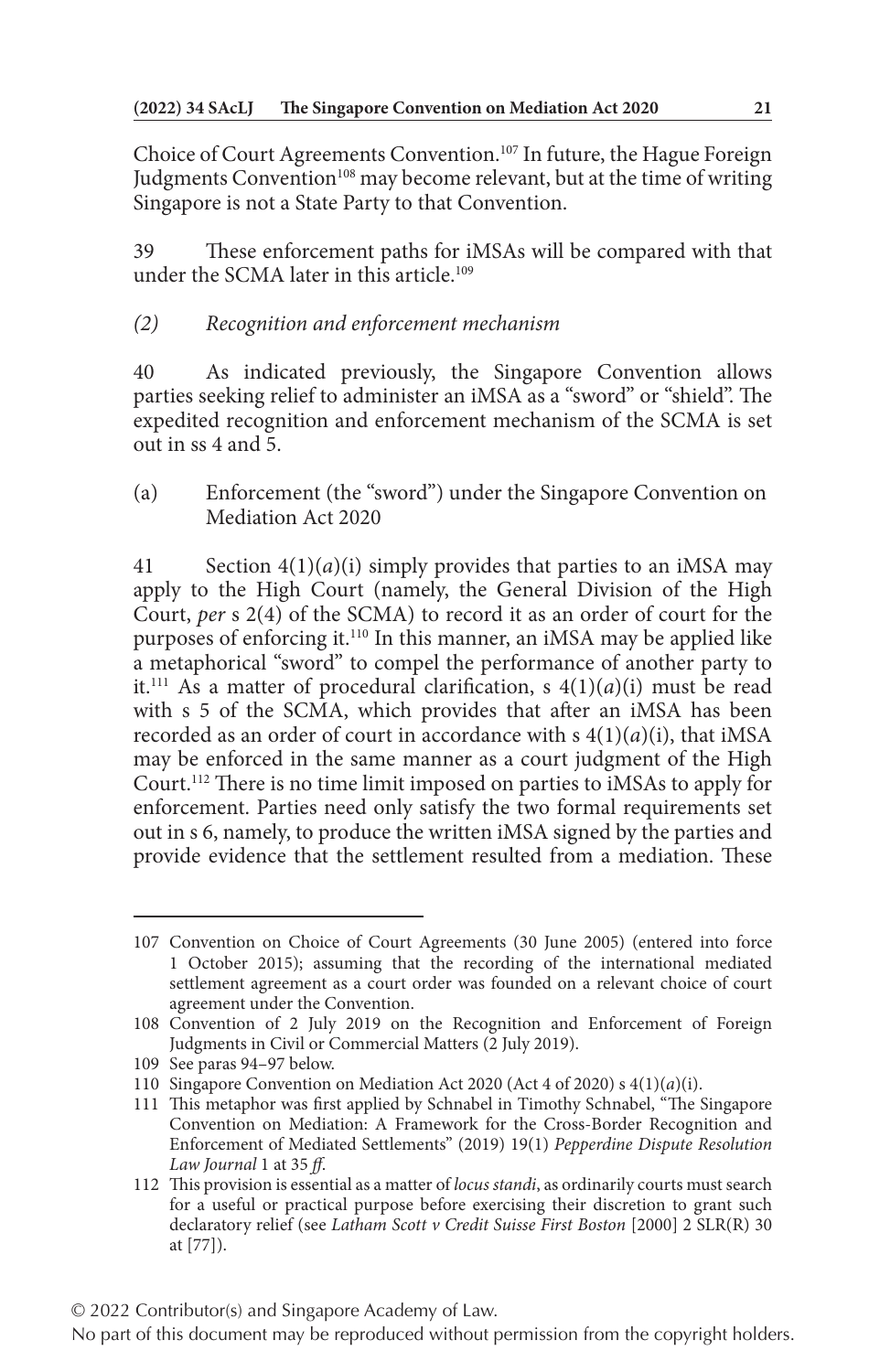Choice of Court Agreements Convention.[107] In future, the Hague Foreign Judgments Convention[108] may become relevant, but at the time of writing Singapore is not a State Party to that Convention.

39 These enforcement paths for iMSAs will be compared with that under the SCMA later in this article.[109]

### *(2) Recognition and enforcement mechanism*

40 As indicated previously, the Singapore Convention allows parties seeking relief to administer an iMSA as a "sword" or "shield". The expedited recognition and enforcement mechanism of the SCMA is set out in ss 4 and 5.

#### (a) Enforcement (the "sword") under the Singapore Convention on Mediation Act 2020

41 Section 4(1)(*a*)(i) simply provides that parties to an iMSA may apply to the High Court (namely, the General Division of the High Court, *per* s 2(4) of the SCMA) to record it as an order of court for the purposes of enforcing it.[110] In this manner, an iMSA may be applied like a metaphorical "sword" to compel the performance of another party to it.[111] As a matter of procedural clarification, s 4(1)(*a*)(i) must be read with s 5 of the SCMA, which provides that after an iMSA has been recorded as an order of court in accordance with s 4(1)(*a*)(i), that iMSA may be enforced in the same manner as a court judgment of the High Court.[112] There is no time limit imposed on parties to iMSAs to apply for enforcement. Parties need only satisfy the two formal requirements set out in s 6, namely, to produce the written iMSA signed by the parties and provide evidence that the settlement resulted from a mediation. These

---

107 Convention on Choice of Court Agreements (30 June 2005) (entered into force 1 October 2015); assuming that the recording of the international mediated settlement agreement as a court order was founded on a relevant choice of court agreement under the Convention.

108 Convention of 2 July 2019 on the Recognition and Enforcement of Foreign Judgments in Civil or Commercial Matters (2 July 2019).

109 See paras 94–97 below.

110 Singapore Convention on Mediation Act 2020 (Act 4 of 2020) s 4(1)(*a*)(i).

111 This metaphor was first applied by Schnabel in Timothy Schnabel, "The Singapore Convention on Mediation: A Framework for the Cross-Border Recognition and Enforcement of Mediated Settlements" (2019) 19(1) *Pepperdine Dispute Resolution Law Journal* 1 at 35 *ff*.

112 This provision is essential as a matter of *locus standi*, as ordinarily courts must search for a useful or practical purpose before exercising their discretion to grant such declaratory relief (see *Latham Scott v Credit Suisse First Boston* [2000] 2 SLR(R) 30 at [77]).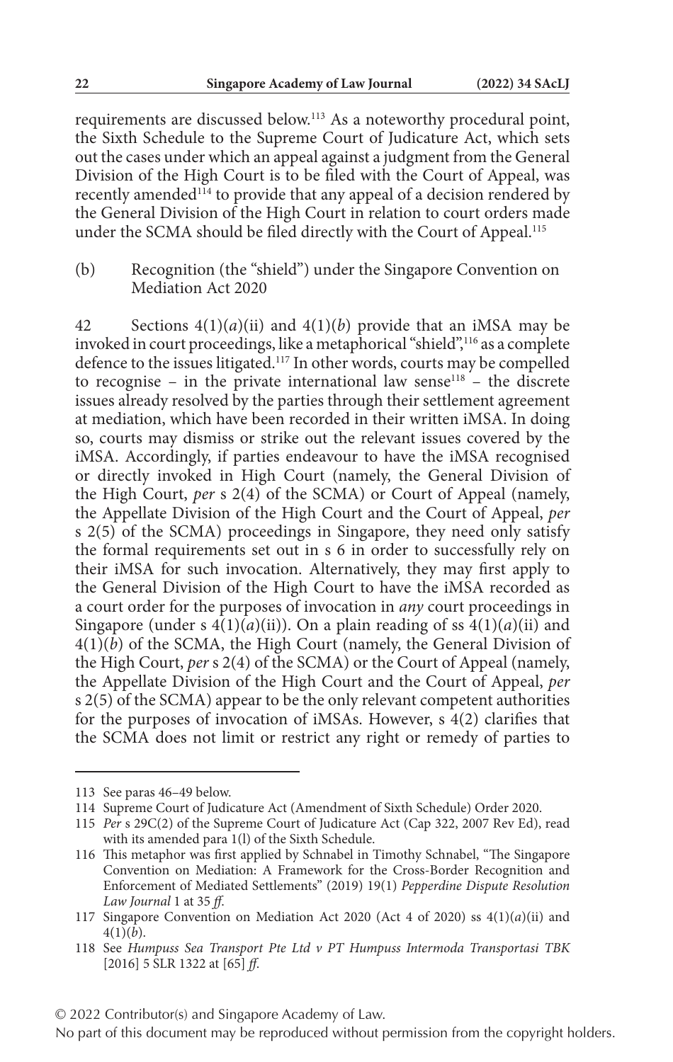requirements are discussed below.[113] As a noteworthy procedural point, the Sixth Schedule to the Supreme Court of Judicature Act, which sets out the cases under which an appeal against a judgment from the General Division of the High Court is to be filed with the Court of Appeal, was recently amended[114] to provide that any appeal of a decision rendered by the General Division of the High Court in relation to court orders made under the SCMA should be filed directly with the Court of Appeal.[115]

(b) Recognition (the "shield") under the Singapore Convention on Mediation Act 2020

42 Sections 4(1)(*a*)(ii) and 4(1)(*b*) provide that an iMSA may be invoked in court proceedings, like a metaphorical "shield",[116] as a complete defence to the issues litigated.[117] In other words, courts may be compelled to recognise – in the private international law sense[118] – the discrete issues already resolved by the parties through their settlement agreement at mediation, which have been recorded in their written iMSA. In doing so, courts may dismiss or strike out the relevant issues covered by the iMSA. Accordingly, if parties endeavour to have the iMSA recognised or directly invoked in High Court (namely, the General Division of the High Court, *per* s 2(4) of the SCMA) or Court of Appeal (namely, the Appellate Division of the High Court and the Court of Appeal, *per* s 2(5) of the SCMA) proceedings in Singapore, they need only satisfy the formal requirements set out in s 6 in order to successfully rely on their iMSA for such invocation. Alternatively, they may first apply to the General Division of the High Court to have the iMSA recorded as a court order for the purposes of invocation in *any* court proceedings in Singapore (under s 4(1)(*a*)(ii)). On a plain reading of ss 4(1)(*a*)(ii) and 4(1)(*b*) of the SCMA, the High Court (namely, the General Division of the High Court, *per* s 2(4) of the SCMA) or the Court of Appeal (namely, the Appellate Division of the High Court and the Court of Appeal, *per* s 2(5) of the SCMA) appear to be the only relevant competent authorities for the purposes of invocation of iMSAs. However, s 4(2) clarifies that the SCMA does not limit or restrict any right or remedy of parties to

---

113 See paras 46–49 below.

114 Supreme Court of Judicature Act (Amendment of Sixth Schedule) Order 2020.

115 *Per* s 29C(2) of the Supreme Court of Judicature Act (Cap 322, 2007 Rev Ed), read with its amended para 1(l) of the Sixth Schedule.

116 This metaphor was first applied by Schnabel in Timothy Schnabel, "The Singapore Convention on Mediation: A Framework for the Cross-Border Recognition and Enforcement of Mediated Settlements" (2019) 19(1) *Pepperdine Dispute Resolution Law Journal* 1 at 35 *ff*.

117 Singapore Convention on Mediation Act 2020 (Act 4 of 2020) ss 4(1)(*a*)(ii) and 4(1)(*b*).

118 See *Humpuss Sea Transport Pte Ltd v PT Humpuss Intermoda Transportasi TBK* [2016] 5 SLR 1322 at [65] *ff*.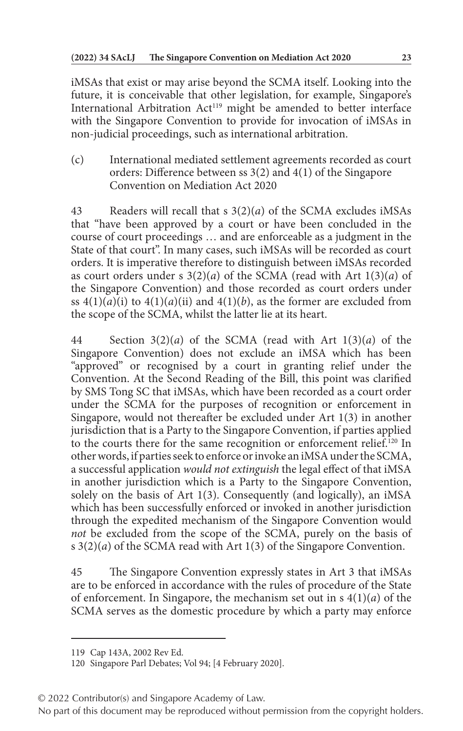iMSAs that exist or may arise beyond the SCMA itself. Looking into the future, it is conceivable that other legislation, for example, Singapore's International Arbitration Act[119] might be amended to better interface with the Singapore Convention to provide for invocation of iMSAs in non-judicial proceedings, such as international arbitration.

(c) International mediated settlement agreements recorded as court orders: Difference between ss 3(2) and 4(1) of the Singapore Convention on Mediation Act 2020

43 Readers will recall that s 3(2)(*a*) of the SCMA excludes iMSAs that "have been approved by a court or have been concluded in the course of court proceedings … and are enforceable as a judgment in the State of that court". In many cases, such iMSAs will be recorded as court orders. It is imperative therefore to distinguish between iMSAs recorded as court orders under s 3(2)(*a*) of the SCMA (read with Art 1(3)(*a*) of the Singapore Convention) and those recorded as court orders under ss 4(1)(*a*)(i) to 4(1)(*a*)(ii) and 4(1)(*b*), as the former are excluded from the scope of the SCMA, whilst the latter lie at its heart.

44 Section 3(2)(*a*) of the SCMA (read with Art 1(3)(*a*) of the Singapore Convention) does not exclude an iMSA which has been "approved" or recognised by a court in granting relief under the Convention. At the Second Reading of the Bill, this point was clarified by SMS Tong SC that iMSAs, which have been recorded as a court order under the SCMA for the purposes of recognition or enforcement in Singapore, would not thereafter be excluded under Art 1(3) in another jurisdiction that is a Party to the Singapore Convention, if parties applied to the courts there for the same recognition or enforcement relief.[120] In other words, if parties seek to enforce or invoke an iMSA under the SCMA, a successful application *would not extinguish* the legal effect of that iMSA in another jurisdiction which is a Party to the Singapore Convention, solely on the basis of Art 1(3). Consequently (and logically), an iMSA which has been successfully enforced or invoked in another jurisdiction through the expedited mechanism of the Singapore Convention would *not* be excluded from the scope of the SCMA, purely on the basis of s 3(2)(*a*) of the SCMA read with Art 1(3) of the Singapore Convention.

45 The Singapore Convention expressly states in Art 3 that iMSAs are to be enforced in accordance with the rules of procedure of the State of enforcement. In Singapore, the mechanism set out in s 4(1)(*a*) of the SCMA serves as the domestic procedure by which a party may enforce

119 Cap 143A, 2002 Rev Ed.

120 Singapore Parl Debates; Vol 94; [4 February 2020].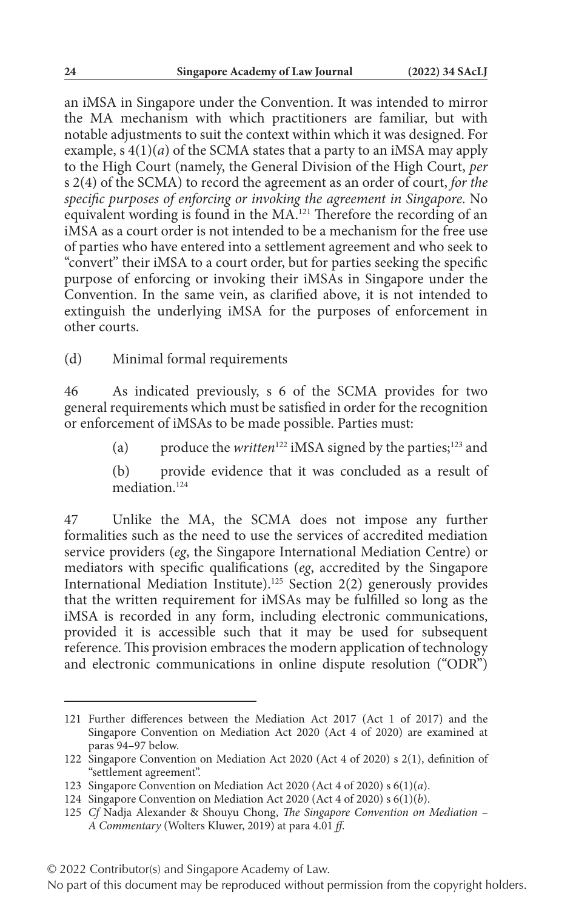an iMSA in Singapore under the Convention. It was intended to mirror the MA mechanism with which practitioners are familiar, but with notable adjustments to suit the context within which it was designed. For example, s 4(1)(*a*) of the SCMA states that a party to an iMSA may apply to the High Court (namely, the General Division of the High Court, *per* s 2(4) of the SCMA) to record the agreement as an order of court, *for the specific purposes of enforcing or invoking the agreement in Singapore*. No equivalent wording is found in the MA.[121] Therefore the recording of an iMSA as a court order is not intended to be a mechanism for the free use of parties who have entered into a settlement agreement and who seek to "convert" their iMSA to a court order, but for parties seeking the specific purpose of enforcing or invoking their iMSAs in Singapore under the Convention. In the same vein, as clarified above, it is not intended to extinguish the underlying iMSA for the purposes of enforcement in other courts.

(d) Minimal formal requirements

46 As indicated previously, s 6 of the SCMA provides for two general requirements which must be satisfied in order for the recognition or enforcement of iMSAs to be made possible. Parties must:

> (a) produce the *written*[122] iMSA signed by the parties;[123] and
>
> (b) provide evidence that it was concluded as a result of mediation.[124]

47 Unlike the MA, the SCMA does not impose any further formalities such as the need to use the services of accredited mediation service providers (*eg*, the Singapore International Mediation Centre) or mediators with specific qualifications (*eg*, accredited by the Singapore International Mediation Institute).[125] Section 2(2) generously provides that the written requirement for iMSAs may be fulfilled so long as the iMSA is recorded in any form, including electronic communications, provided it is accessible such that it may be used for subsequent reference. This provision embraces the modern application of technology and electronic communications in online dispute resolution ("ODR")

---

121 Further differences between the Mediation Act 2017 (Act 1 of 2017) and the Singapore Convention on Mediation Act 2020 (Act 4 of 2020) are examined at paras 94–97 below.

122 Singapore Convention on Mediation Act 2020 (Act 4 of 2020) s 2(1), definition of "settlement agreement".

123 Singapore Convention on Mediation Act 2020 (Act 4 of 2020) s 6(1)(*a*).

124 Singapore Convention on Mediation Act 2020 (Act 4 of 2020) s 6(1)(*b*).

125 *Cf* Nadja Alexander & Shouyu Chong, *The Singapore Convention on Mediation – A Commentary* (Wolters Kluwer, 2019) at para 4.01 *ff*.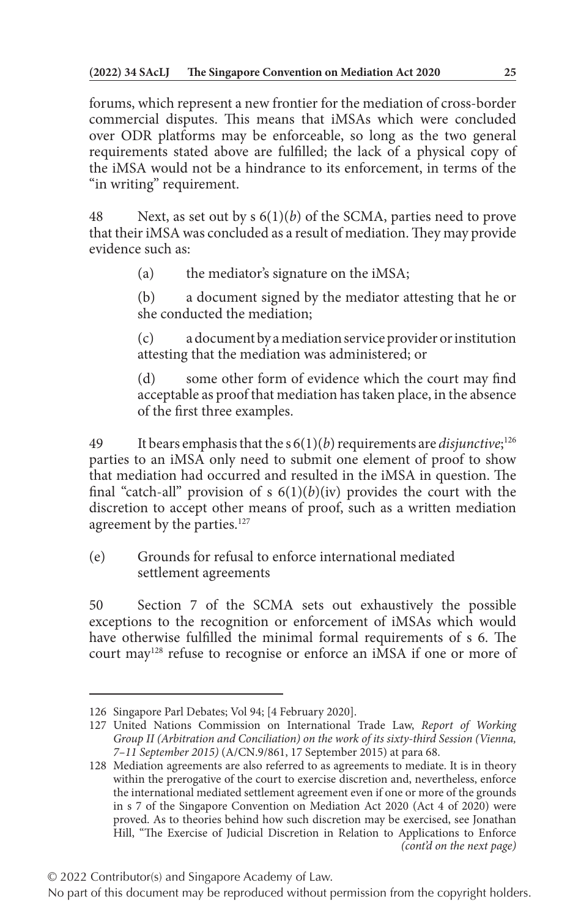forums, which represent a new frontier for the mediation of cross-border commercial disputes. This means that iMSAs which were concluded over ODR platforms may be enforceable, so long as the two general requirements stated above are fulfilled; the lack of a physical copy of the iMSA would not be a hindrance to its enforcement, in terms of the "in writing" requirement.

48 Next, as set out by s 6(1)(*b*) of the SCMA, parties need to prove that their iMSA was concluded as a result of mediation. They may provide evidence such as:

(a) the mediator's signature on the iMSA;

(b) a document signed by the mediator attesting that he or she conducted the mediation;

(c) a document by a mediation service provider or institution attesting that the mediation was administered; or

(d) some other form of evidence which the court may find acceptable as proof that mediation has taken place, in the absence of the first three examples.

49 It bears emphasis that the s 6(1)(*b*) requirements are *disjunctive*;[126] parties to an iMSA only need to submit one element of proof to show that mediation had occurred and resulted in the iMSA in question. The final "catch-all" provision of s 6(1)(*b*)(iv) provides the court with the discretion to accept other means of proof, such as a written mediation agreement by the parties.[127]

(e) Grounds for refusal to enforce international mediated settlement agreements

50 Section 7 of the SCMA sets out exhaustively the possible exceptions to the recognition or enforcement of iMSAs which would have otherwise fulfilled the minimal formal requirements of s 6. The court may[128] refuse to recognise or enforce an iMSA if one or more of

---

126 Singapore Parl Debates; Vol 94; [4 February 2020].

127 United Nations Commission on International Trade Law, *Report of Working Group II (Arbitration and Conciliation) on the work of its sixty-third Session (Vienna, 7–11 September 2015)* (A/CN.9/861, 17 September 2015) at para 68.

128 Mediation agreements are also referred to as agreements to mediate. It is in theory within the prerogative of the court to exercise discretion and, nevertheless, enforce the international mediated settlement agreement even if one or more of the grounds in s 7 of the Singapore Convention on Mediation Act 2020 (Act 4 of 2020) were proved. As to theories behind how such discretion may be exercised, see Jonathan Hill, "The Exercise of Judicial Discretion in Relation to Applications to Enforce *(cont'd on the next page)*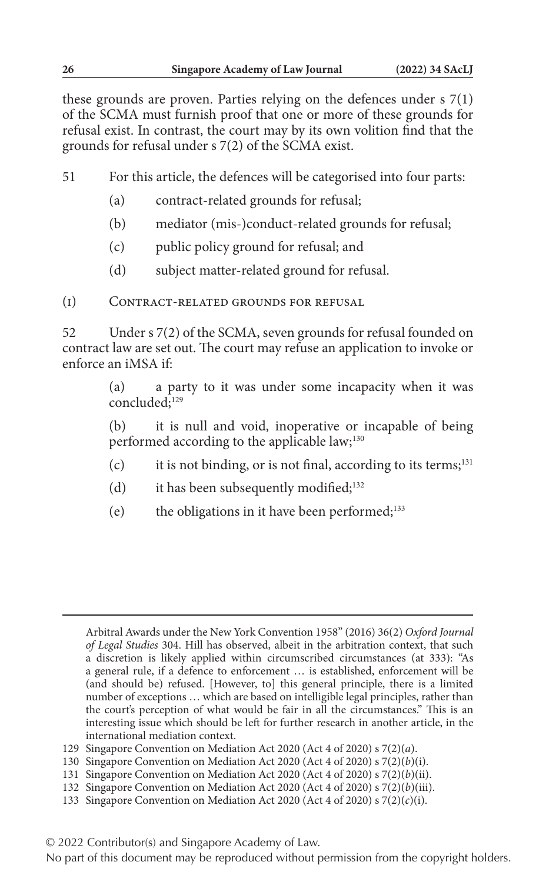these grounds are proven. Parties relying on the defences under s 7(1) of the SCMA must furnish proof that one or more of these grounds for refusal exist. In contrast, the court may by its own volition find that the grounds for refusal under s 7(2) of the SCMA exist.

51 For this article, the defences will be categorised into four parts:

(a) contract-related grounds for refusal;

(b) mediator (mis-)conduct-related grounds for refusal;

(c) public policy ground for refusal; and

(d) subject matter-related ground for refusal.

### (1) Contract-related grounds for refusal

52 Under s 7(2) of the SCMA, seven grounds for refusal founded on contract law are set out. The court may refuse an application to invoke or enforce an iMSA if:

> (a) a party to it was under some incapacity when it was concluded;[129]
>
> (b) it is null and void, inoperative or incapable of being performed according to the applicable law;[130]
>
> (c) it is not binding, or is not final, according to its terms;[131]
>
> (d) it has been subsequently modified;[132]
>
> (e) the obligations in it have been performed;[133]

---

Arbitral Awards under the New York Convention 1958" (2016) 36(2) *Oxford Journal of Legal Studies* 304. Hill has observed, albeit in the arbitration context, that such a discretion is likely applied within circumscribed circumstances (at 333): "As a general rule, if a defence to enforcement … is established, enforcement will be (and should be) refused. [However, to] this general principle, there is a limited number of exceptions … which are based on intelligible legal principles, rather than the court's perception of what would be fair in all the circumstances." This is an interesting issue which should be left for further research in another article, in the international mediation context.

129 Singapore Convention on Mediation Act 2020 (Act 4 of 2020) s 7(2)(*a*).

130 Singapore Convention on Mediation Act 2020 (Act 4 of 2020) s 7(2)(*b*)(i).

131 Singapore Convention on Mediation Act 2020 (Act 4 of 2020) s 7(2)(*b*)(ii).

132 Singapore Convention on Mediation Act 2020 (Act 4 of 2020) s 7(2)(*b*)(iii).

133 Singapore Convention on Mediation Act 2020 (Act 4 of 2020) s 7(2)(*c*)(i).

© 2022 Contributor(s) and Singapore Academy of Law.
No part of this document may be reproduced without permission from the copyright holders.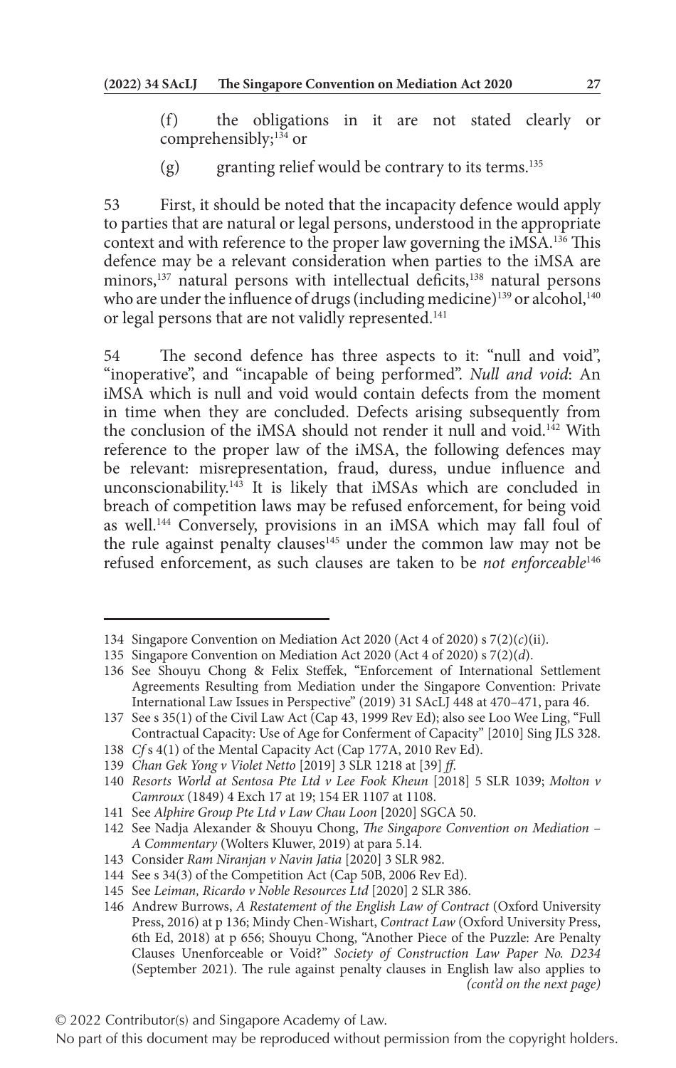(f) the obligations in it are not stated clearly or comprehensibly;[134] or

(g) granting relief would be contrary to its terms.[135]

53 First, it should be noted that the incapacity defence would apply to parties that are natural or legal persons, understood in the appropriate context and with reference to the proper law governing the iMSA.[136] This defence may be a relevant consideration when parties to the iMSA are minors,[137] natural persons with intellectual deficits,[138] natural persons who are under the influence of drugs (including medicine)[139] or alcohol,[140] or legal persons that are not validly represented.[141]

54 The second defence has three aspects to it: "null and void", "inoperative", and "incapable of being performed". *Null and void*: An iMSA which is null and void would contain defects from the moment in time when they are concluded. Defects arising subsequently from the conclusion of the iMSA should not render it null and void.[142] With reference to the proper law of the iMSA, the following defences may be relevant: misrepresentation, fraud, duress, undue influence and unconscionability.[143] It is likely that iMSAs which are concluded in breach of competition laws may be refused enforcement, for being void as well.[144] Conversely, provisions in an iMSA which may fall foul of the rule against penalty clauses[145] under the common law may not be refused enforcement, as such clauses are taken to be *not enforceable*[146]

---

134 Singapore Convention on Mediation Act 2020 (Act 4 of 2020) s 7(2)(*c*)(ii).

135 Singapore Convention on Mediation Act 2020 (Act 4 of 2020) s 7(2)(*d*).

136 See Shouyu Chong & Felix Steffek, "Enforcement of International Settlement Agreements Resulting from Mediation under the Singapore Convention: Private International Law Issues in Perspective" (2019) 31 SAcLJ 448 at 470–471, para 46.

137 See s 35(1) of the Civil Law Act (Cap 43, 1999 Rev Ed); also see Loo Wee Ling, "Full Contractual Capacity: Use of Age for Conferment of Capacity" [2010] Sing JLS 328.

138 *Cf* s 4(1) of the Mental Capacity Act (Cap 177A, 2010 Rev Ed).

139 *Chan Gek Yong v Violet Netto* [2019] 3 SLR 1218 at [39] *ff*.

140 *Resorts World at Sentosa Pte Ltd v Lee Fook Kheun* [2018] 5 SLR 1039; *Molton v Camroux* (1849) 4 Exch 17 at 19; 154 ER 1107 at 1108.

141 See *Alphire Group Pte Ltd v Law Chau Loon* [2020] SGCA 50.

142 See Nadja Alexander & Shouyu Chong, *The Singapore Convention on Mediation – A Commentary* (Wolters Kluwer, 2019) at para 5.14.

143 Consider *Ram Niranjan v Navin Jatia* [2020] 3 SLR 982.

144 See s 34(3) of the Competition Act (Cap 50B, 2006 Rev Ed).

145 See *Leiman, Ricardo v Noble Resources Ltd* [2020] 2 SLR 386.

146 Andrew Burrows, *A Restatement of the English Law of Contract* (Oxford University Press, 2016) at p 136; Mindy Chen-Wishart, *Contract Law* (Oxford University Press, 6th Ed, 2018) at p 656; Shouyu Chong, "Another Piece of the Puzzle: Are Penalty Clauses Unenforceable or Void?" *Society of Construction Law Paper No. D234* (September 2021). The rule against penalty clauses in English law also applies to *(cont'd on the next page)*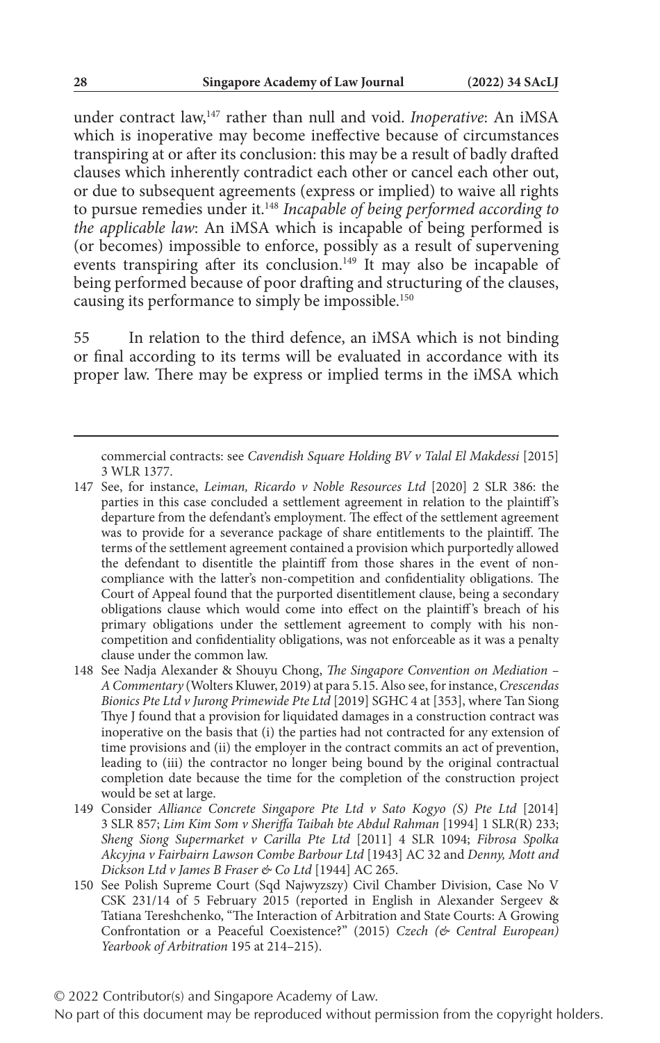under contract law,[147] rather than null and void. *Inoperative*: An iMSA which is inoperative may become ineffective because of circumstances transpiring at or after its conclusion: this may be a result of badly drafted clauses which inherently contradict each other or cancel each other out, or due to subsequent agreements (express or implied) to waive all rights to pursue remedies under it.[148] *Incapable of being performed according to the applicable law*: An iMSA which is incapable of being performed is (or becomes) impossible to enforce, possibly as a result of supervening events transpiring after its conclusion.[149] It may also be incapable of being performed because of poor drafting and structuring of the clauses, causing its performance to simply be impossible.[150]

55 In relation to the third defence, an iMSA which is not binding or final according to its terms will be evaluated in accordance with its proper law. There may be express or implied terms in the iMSA which

---

commercial contracts: see *Cavendish Square Holding BV v Talal El Makdessi* [2015] 3 WLR 1377.

147 See, for instance, *Leiman, Ricardo v Noble Resources Ltd* [2020] 2 SLR 386: the parties in this case concluded a settlement agreement in relation to the plaintiff's departure from the defendant's employment. The effect of the settlement agreement was to provide for a severance package of share entitlements to the plaintiff. The terms of the settlement agreement contained a provision which purportedly allowed the defendant to disentitle the plaintiff from those shares in the event of non-compliance with the latter's non-competition and confidentiality obligations. The Court of Appeal found that the purported disentitlement clause, being a secondary obligations clause which would come into effect on the plaintiff's breach of his primary obligations under the settlement agreement to comply with his non-competition and confidentiality obligations, was not enforceable as it was a penalty clause under the common law.

148 See Nadja Alexander & Shouyu Chong, *The Singapore Convention on Mediation – A Commentary* (Wolters Kluwer, 2019) at para 5.15. Also see, for instance, *Crescendas Bionics Pte Ltd v Jurong Primewide Pte Ltd* [2019] SGHC 4 at [353], where Tan Siong Thye J found that a provision for liquidated damages in a construction contract was inoperative on the basis that (i) the parties had not contracted for any extension of time provisions and (ii) the employer in the contract commits an act of prevention, leading to (iii) the contractor no longer being bound by the original contractual completion date because the time for the completion of the construction project would be set at large.

149 Consider *Alliance Concrete Singapore Pte Ltd v Sato Kogyo (S) Pte Ltd* [2014] 3 SLR 857; *Lim Kim Som v Sheriffa Taibah bte Abdul Rahman* [1994] 1 SLR(R) 233; *Sheng Siong Supermarket v Carilla Pte Ltd* [2011] 4 SLR 1094; *Fibrosa Spolka Akcyjna v Fairbairn Lawson Combe Barbour Ltd* [1943] AC 32 and *Denny, Mott and Dickson Ltd v James B Fraser & Co Ltd* [1944] AC 265.

150 See Polish Supreme Court (Sqd Najwyzszy) Civil Chamber Division, Case No V CSK 231/14 of 5 February 2015 (reported in English in Alexander Sergeev & Tatiana Tereshchenko, "The Interaction of Arbitration and State Courts: A Growing Confrontation or a Peaceful Coexistence?" (2015) *Czech (& Central European) Yearbook of Arbitration* 195 at 214–215).

© 2022 Contributor(s) and Singapore Academy of Law.
No part of this document may be reproduced without permission from the copyright holders.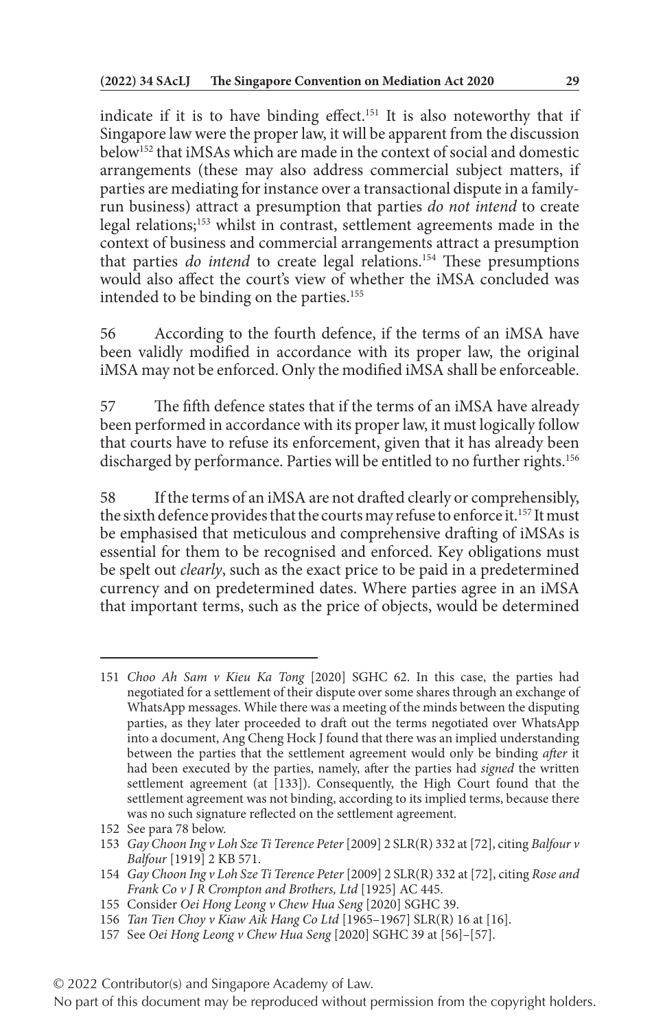indicate if it is to have binding effect.[151] It is also noteworthy that if Singapore law were the proper law, it will be apparent from the discussion below[152] that iMSAs which are made in the context of social and domestic arrangements (these may also address commercial subject matters, if parties are mediating for instance over a transactional dispute in a family-run business) attract a presumption that parties *do not intend* to create legal relations;[153] whilst in contrast, settlement agreements made in the context of business and commercial arrangements attract a presumption that parties *do intend* to create legal relations.[154] These presumptions would also affect the court's view of whether the iMSA concluded was intended to be binding on the parties.[155]

56 According to the fourth defence, if the terms of an iMSA have been validly modified in accordance with its proper law, the original iMSA may not be enforced. Only the modified iMSA shall be enforceable.

57 The fifth defence states that if the terms of an iMSA have already been performed in accordance with its proper law, it must logically follow that courts have to refuse its enforcement, given that it has already been discharged by performance. Parties will be entitled to no further rights.[156]

58 If the terms of an iMSA are not drafted clearly or comprehensibly, the sixth defence provides that the courts may refuse to enforce it.[157] It must be emphasised that meticulous and comprehensive drafting of iMSAs is essential for them to be recognised and enforced. Key obligations must be spelt out *clearly*, such as the exact price to be paid in a predetermined currency and on predetermined dates. Where parties agree in an iMSA that important terms, such as the price of objects, would be determined

---

151 *Choo Ah Sam v Kieu Ka Tong* [2020] SGHC 62. In this case, the parties had negotiated for a settlement of their dispute over some shares through an exchange of WhatsApp messages. While there was a meeting of the minds between the disputing parties, as they later proceeded to draft out the terms negotiated over WhatsApp into a document, Ang Cheng Hock J found that there was an implied understanding between the parties that the settlement agreement would only be binding *after* it had been executed by the parties, namely, after the parties had *signed* the written settlement agreement (at [133]). Consequently, the High Court found that the settlement agreement was not binding, according to its implied terms, because there was no such signature reflected on the settlement agreement.

152 See para 78 below.

153 *Gay Choon Ing v Loh Sze Ti Terence Peter* [2009] 2 SLR(R) 332 at [72], citing *Balfour v Balfour* [1919] 2 KB 571.

154 *Gay Choon Ing v Loh Sze Ti Terence Peter* [2009] 2 SLR(R) 332 at [72], citing *Rose and Frank Co v J R Crompton and Brothers, Ltd* [1925] AC 445.

155 Consider *Oei Hong Leong v Chew Hua Seng* [2020] SGHC 39.

156 *Tan Tien Choy v Kiaw Aik Hang Co Ltd* [1965–1967] SLR(R) 16 at [16].

157 See *Oei Hong Leong v Chew Hua Seng* [2020] SGHC 39 at [56]–[57].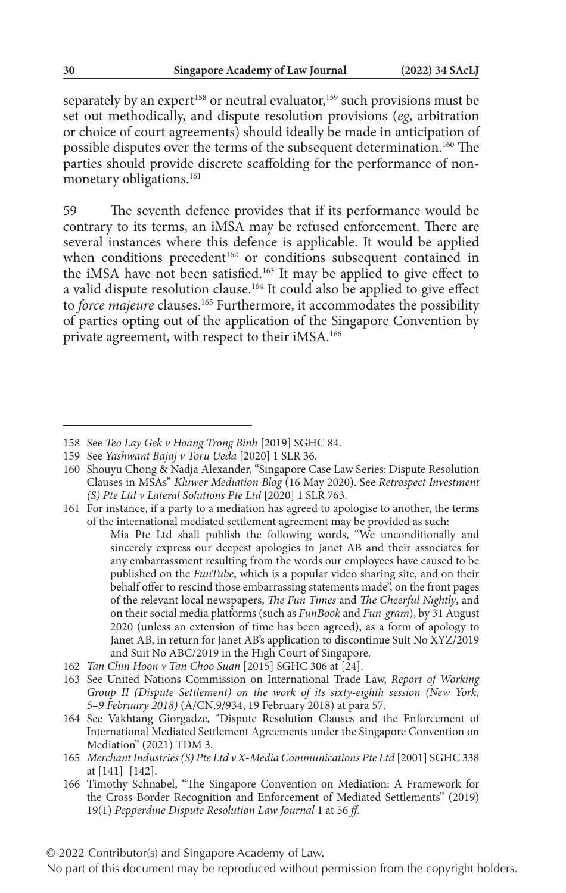separately by an expert[158] or neutral evaluator,[159] such provisions must be set out methodically, and dispute resolution provisions (*eg*, arbitration or choice of court agreements) should ideally be made in anticipation of possible disputes over the terms of the subsequent determination.[160] The parties should provide discrete scaffolding for the performance of non-monetary obligations.[161]

59 The seventh defence provides that if its performance would be contrary to its terms, an iMSA may be refused enforcement. There are several instances where this defence is applicable. It would be applied when conditions precedent[162] or conditions subsequent contained in the iMSA have not been satisfied.[163] It may be applied to give effect to a valid dispute resolution clause.[164] It could also be applied to give effect to *force majeure* clauses.[165] Furthermore, it accommodates the possibility of parties opting out of the application of the Singapore Convention by private agreement, with respect to their iMSA.[166]

---

158 See *Teo Lay Gek v Hoang Trong Binh* [2019] SGHC 84.

159 See *Yashwant Bajaj v Toru Ueda* [2020] 1 SLR 36.

160 Shouyu Chong & Nadja Alexander, "Singapore Case Law Series: Dispute Resolution Clauses in MSAs" *Kluwer Mediation Blog* (16 May 2020). See *Retrospect Investment (S) Pte Ltd v Lateral Solutions Pte Ltd* [2020] 1 SLR 763.

161 For instance, if a party to a mediation has agreed to apologise to another, the terms of the international mediated settlement agreement may be provided as such:

> Mia Pte Ltd shall publish the following words, "We unconditionally and sincerely express our deepest apologies to Janet AB and their associates for any embarrassment resulting from the words our employees have caused to be published on the *FunTube*, which is a popular video sharing site, and on their behalf offer to rescind those embarrassing statements made", on the front pages of the relevant local newspapers, *The Fun Times* and *The Cheerful Nightly*, and on their social media platforms (such as *FunBook* and *Fun-gram*), by 31 August 2020 (unless an extension of time has been agreed), as a form of apology to Janet AB, in return for Janet AB's application to discontinue Suit No XYZ/2019 and Suit No ABC/2019 in the High Court of Singapore.

162 *Tan Chin Hoon v Tan Choo Suan* [2015] SGHC 306 at [24].

163 See United Nations Commission on International Trade Law, *Report of Working Group II (Dispute Settlement) on the work of its sixty-eighth session (New York, 5–9 February 2018)* (A/CN.9/934, 19 February 2018) at para 57.

164 See Vakhtang Giorgadze, "Dispute Resolution Clauses and the Enforcement of International Mediated Settlement Agreements under the Singapore Convention on Mediation" (2021) TDM 3.

165 *Merchant Industries (S) Pte Ltd v X-Media Communications Pte Ltd* [2001] SGHC 338 at [141]–[142].

166 Timothy Schnabel, "The Singapore Convention on Mediation: A Framework for the Cross-Border Recognition and Enforcement of Mediated Settlements" (2019) 19(1) *Pepperdine Dispute Resolution Law Journal* 1 at 56 *ff*.

© 2022 Contributor(s) and Singapore Academy of Law.
No part of this document may be reproduced without permission from the copyright holders.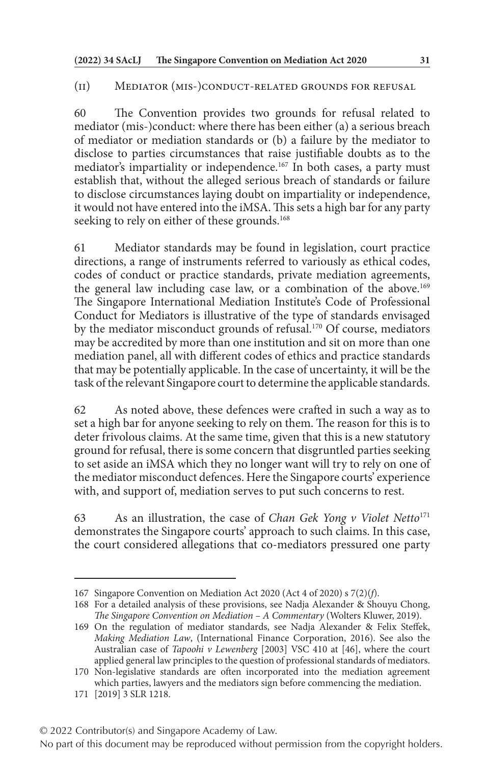#### (ii) Mediator (mis-)conduct-related grounds for refusal

60 The Convention provides two grounds for refusal related to mediator (mis-)conduct: where there has been either (a) a serious breach of mediator or mediation standards or (b) a failure by the mediator to disclose to parties circumstances that raise justifiable doubts as to the mediator's impartiality or independence.[167] In both cases, a party must establish that, without the alleged serious breach of standards or failure to disclose circumstances laying doubt on impartiality or independence, it would not have entered into the iMSA. This sets a high bar for any party seeking to rely on either of these grounds.[168]

61 Mediator standards may be found in legislation, court practice directions, a range of instruments referred to variously as ethical codes, codes of conduct or practice standards, private mediation agreements, the general law including case law, or a combination of the above.[169] The Singapore International Mediation Institute's Code of Professional Conduct for Mediators is illustrative of the type of standards envisaged by the mediator misconduct grounds of refusal.[170] Of course, mediators may be accredited by more than one institution and sit on more than one mediation panel, all with different codes of ethics and practice standards that may be potentially applicable. In the case of uncertainty, it will be the task of the relevant Singapore court to determine the applicable standards.

62 As noted above, these defences were crafted in such a way as to set a high bar for anyone seeking to rely on them. The reason for this is to deter frivolous claims. At the same time, given that this is a new statutory ground for refusal, there is some concern that disgruntled parties seeking to set aside an iMSA which they no longer want will try to rely on one of the mediator misconduct defences. Here the Singapore courts' experience with, and support of, mediation serves to put such concerns to rest.

63 As an illustration, the case of *Chan Gek Yong v Violet Netto*[171] demonstrates the Singapore courts' approach to such claims. In this case, the court considered allegations that co-mediators pressured one party

---

167 Singapore Convention on Mediation Act 2020 (Act 4 of 2020) s 7(2)(*f*).

168 For a detailed analysis of these provisions, see Nadja Alexander & Shouyu Chong, *The Singapore Convention on Mediation – A Commentary* (Wolters Kluwer, 2019).

169 On the regulation of mediator standards, see Nadja Alexander & Felix Steffek, *Making Mediation Law*, (International Finance Corporation, 2016). See also the Australian case of *Tapoohi v Lewenberg* [2003] VSC 410 at [46], where the court applied general law principles to the question of professional standards of mediators.

170 Non-legislative standards are often incorporated into the mediation agreement which parties, lawyers and the mediators sign before commencing the mediation.

171 [2019] 3 SLR 1218.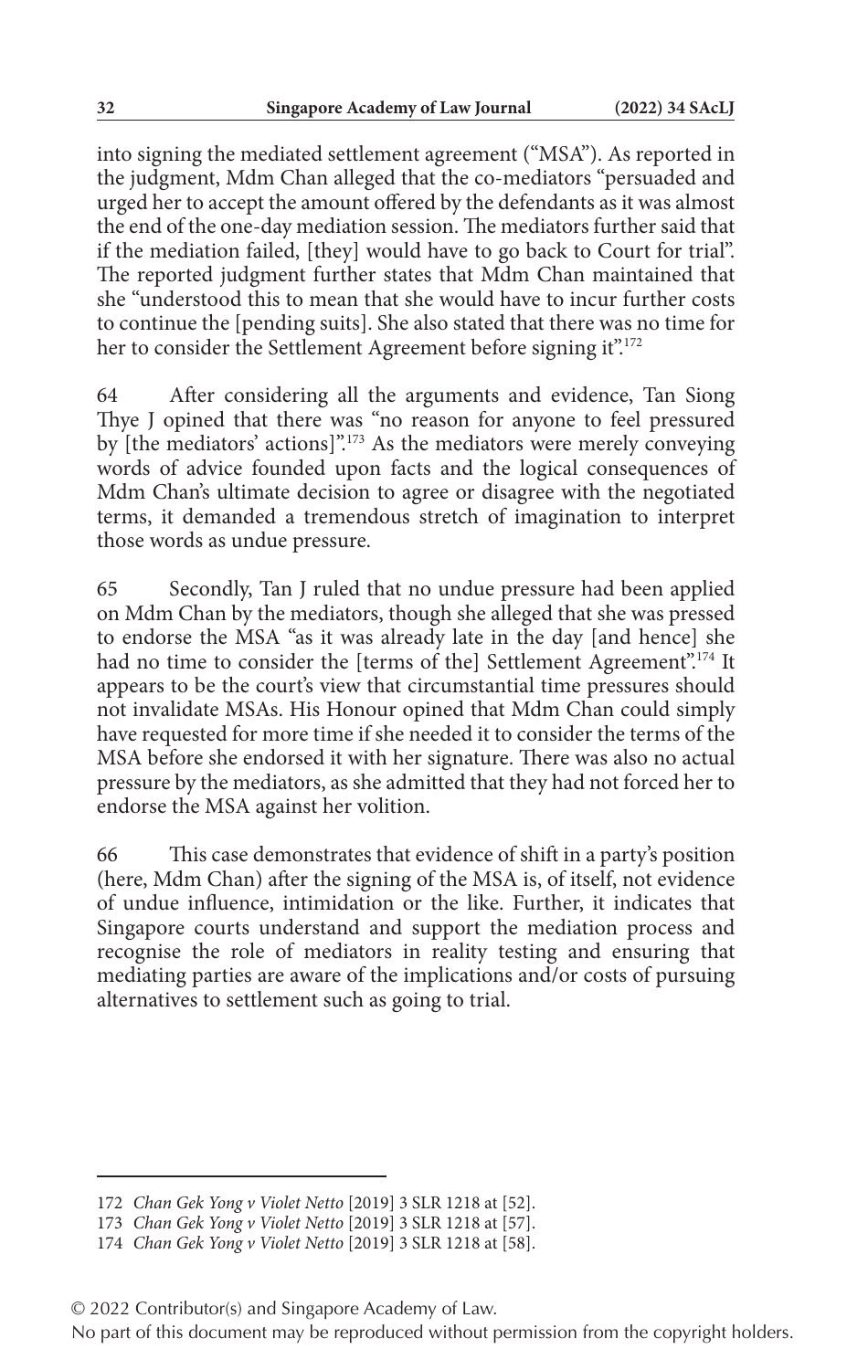into signing the mediated settlement agreement ("MSA"). As reported in the judgment, Mdm Chan alleged that the co-mediators "persuaded and urged her to accept the amount offered by the defendants as it was almost the end of the one-day mediation session. The mediators further said that if the mediation failed, [they] would have to go back to Court for trial". The reported judgment further states that Mdm Chan maintained that she "understood this to mean that she would have to incur further costs to continue the [pending suits]. She also stated that there was no time for her to consider the Settlement Agreement before signing it".[172]

64 After considering all the arguments and evidence, Tan Siong Thye J opined that there was "no reason for anyone to feel pressured by [the mediators' actions]".[173] As the mediators were merely conveying words of advice founded upon facts and the logical consequences of Mdm Chan's ultimate decision to agree or disagree with the negotiated terms, it demanded a tremendous stretch of imagination to interpret those words as undue pressure.

65 Secondly, Tan J ruled that no undue pressure had been applied on Mdm Chan by the mediators, though she alleged that she was pressed to endorse the MSA "as it was already late in the day [and hence] she had no time to consider the [terms of the] Settlement Agreement".[174] It appears to be the court's view that circumstantial time pressures should not invalidate MSAs. His Honour opined that Mdm Chan could simply have requested for more time if she needed it to consider the terms of the MSA before she endorsed it with her signature. There was also no actual pressure by the mediators, as she admitted that they had not forced her to endorse the MSA against her volition.

66 This case demonstrates that evidence of shift in a party's position (here, Mdm Chan) after the signing of the MSA is, of itself, not evidence of undue influence, intimidation or the like. Further, it indicates that Singapore courts understand and support the mediation process and recognise the role of mediators in reality testing and ensuring that mediating parties are aware of the implications and/or costs of pursuing alternatives to settlement such as going to trial.

---

172 *Chan Gek Yong v Violet Netto* [2019] 3 SLR 1218 at [52].

173 *Chan Gek Yong v Violet Netto* [2019] 3 SLR 1218 at [57].

174 *Chan Gek Yong v Violet Netto* [2019] 3 SLR 1218 at [58].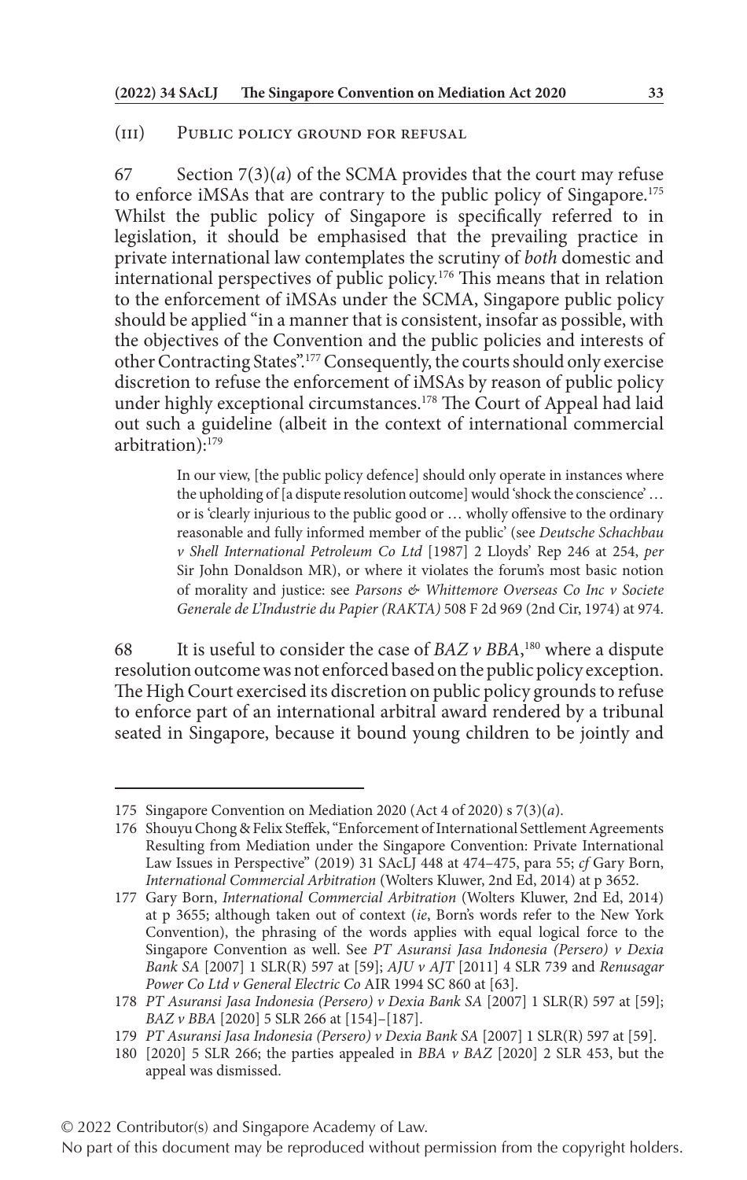### (III) Public policy ground for refusal

67 Section 7(3)(*a*) of the SCMA provides that the court may refuse to enforce iMSAs that are contrary to the public policy of Singapore.[175] Whilst the public policy of Singapore is specifically referred to in legislation, it should be emphasised that the prevailing practice in private international law contemplates the scrutiny of *both* domestic and international perspectives of public policy.[176] This means that in relation to the enforcement of iMSAs under the SCMA, Singapore public policy should be applied "in a manner that is consistent, insofar as possible, with the objectives of the Convention and the public policies and interests of other Contracting States".[177] Consequently, the courts should only exercise discretion to refuse the enforcement of iMSAs by reason of public policy under highly exceptional circumstances.[178] The Court of Appeal had laid out such a guideline (albeit in the context of international commercial arbitration):[179]

> In our view, [the public policy defence] should only operate in instances where the upholding of [a dispute resolution outcome] would 'shock the conscience' … or is 'clearly injurious to the public good or … wholly offensive to the ordinary reasonable and fully informed member of the public' (see *Deutsche Schachbau v Shell International Petroleum Co Ltd* [1987] 2 Lloyds' Rep 246 at 254, *per* Sir John Donaldson MR), or where it violates the forum's most basic notion of morality and justice: see *Parsons & Whittemore Overseas Co Inc v Societe Generale de L'Industrie du Papier (RAKTA)* 508 F 2d 969 (2nd Cir, 1974) at 974.

68 It is useful to consider the case of *BAZ v BBA*,[180] where a dispute resolution outcome was not enforced based on the public policy exception. The High Court exercised its discretion on public policy grounds to refuse to enforce part of an international arbitral award rendered by a tribunal seated in Singapore, because it bound young children to be jointly and

---

175 Singapore Convention on Mediation 2020 (Act 4 of 2020) s 7(3)(*a*).

176 Shouyu Chong & Felix Steffek, "Enforcement of International Settlement Agreements Resulting from Mediation under the Singapore Convention: Private International Law Issues in Perspective" (2019) 31 SAcLJ 448 at 474–475, para 55; *cf* Gary Born, *International Commercial Arbitration* (Wolters Kluwer, 2nd Ed, 2014) at p 3652.

177 Gary Born, *International Commercial Arbitration* (Wolters Kluwer, 2nd Ed, 2014) at p 3655; although taken out of context (*ie*, Born's words refer to the New York Convention), the phrasing of the words applies with equal logical force to the Singapore Convention as well. See *PT Asuransi Jasa Indonesia (Persero) v Dexia Bank SA* [2007] 1 SLR(R) 597 at [59]; *AJU v AJT* [2011] 4 SLR 739 and *Renusagar Power Co Ltd v General Electric Co* AIR 1994 SC 860 at [63].

178 *PT Asuransi Jasa Indonesia (Persero) v Dexia Bank SA* [2007] 1 SLR(R) 597 at [59]; *BAZ v BBA* [2020] 5 SLR 266 at [154]–[187].

179 *PT Asuransi Jasa Indonesia (Persero) v Dexia Bank SA* [2007] 1 SLR(R) 597 at [59].

180 [2020] 5 SLR 266; the parties appealed in *BBA v BAZ* [2020] 2 SLR 453, but the appeal was dismissed.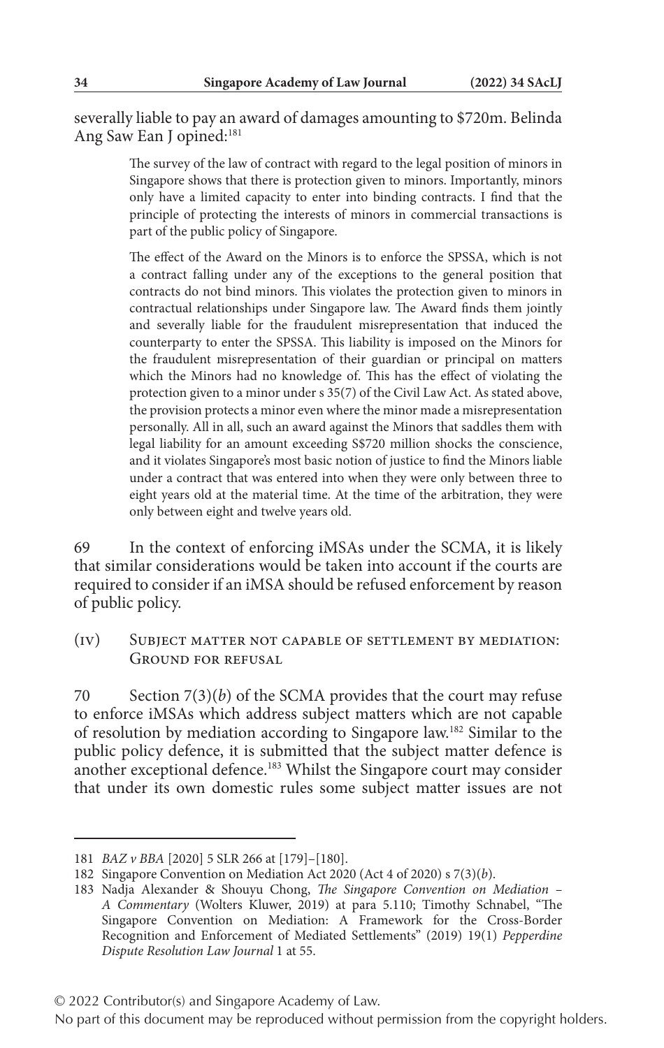severally liable to pay an award of damages amounting to $720m. Belinda Ang Saw Ean J opined:[181]

> The survey of the law of contract with regard to the legal position of minors in Singapore shows that there is protection given to minors. Importantly, minors only have a limited capacity to enter into binding contracts. I find that the principle of protecting the interests of minors in commercial transactions is part of the public policy of Singapore.
>
> The effect of the Award on the Minors is to enforce the SPSSA, which is not a contract falling under any of the exceptions to the general position that contracts do not bind minors. This violates the protection given to minors in contractual relationships under Singapore law. The Award finds them jointly and severally liable for the fraudulent misrepresentation that induced the counterparty to enter the SPSSA. This liability is imposed on the Minors for the fraudulent misrepresentation of their guardian or principal on matters which the Minors had no knowledge of. This has the effect of violating the protection given to a minor under s 35(7) of the Civil Law Act. As stated above, the provision protects a minor even where the minor made a misrepresentation personally. All in all, such an award against the Minors that saddles them with legal liability for an amount exceeding S$720 million shocks the conscience, and it violates Singapore's most basic notion of justice to find the Minors liable under a contract that was entered into when they were only between three to eight years old at the material time. At the time of the arbitration, they were only between eight and twelve years old.

69 In the context of enforcing iMSAs under the SCMA, it is likely that similar considerations would be taken into account if the courts are required to consider if an iMSA should be refused enforcement by reason of public policy.

### (iv) Subject matter not capable of settlement by mediation: Ground for refusal

70 Section 7(3)(*b*) of the SCMA provides that the court may refuse to enforce iMSAs which address subject matters which are not capable of resolution by mediation according to Singapore law.[182] Similar to the public policy defence, it is submitted that the subject matter defence is another exceptional defence.[183] Whilst the Singapore court may consider that under its own domestic rules some subject matter issues are not

---

181 *BAZ v BBA* [2020] 5 SLR 266 at [179]–[180].

182 Singapore Convention on Mediation Act 2020 (Act 4 of 2020) s 7(3)(*b*).

183 Nadja Alexander & Shouyu Chong, *The Singapore Convention on Mediation – A Commentary* (Wolters Kluwer, 2019) at para 5.110; Timothy Schnabel, "The Singapore Convention on Mediation: A Framework for the Cross-Border Recognition and Enforcement of Mediated Settlements" (2019) 19(1) *Pepperdine Dispute Resolution Law Journal* 1 at 55.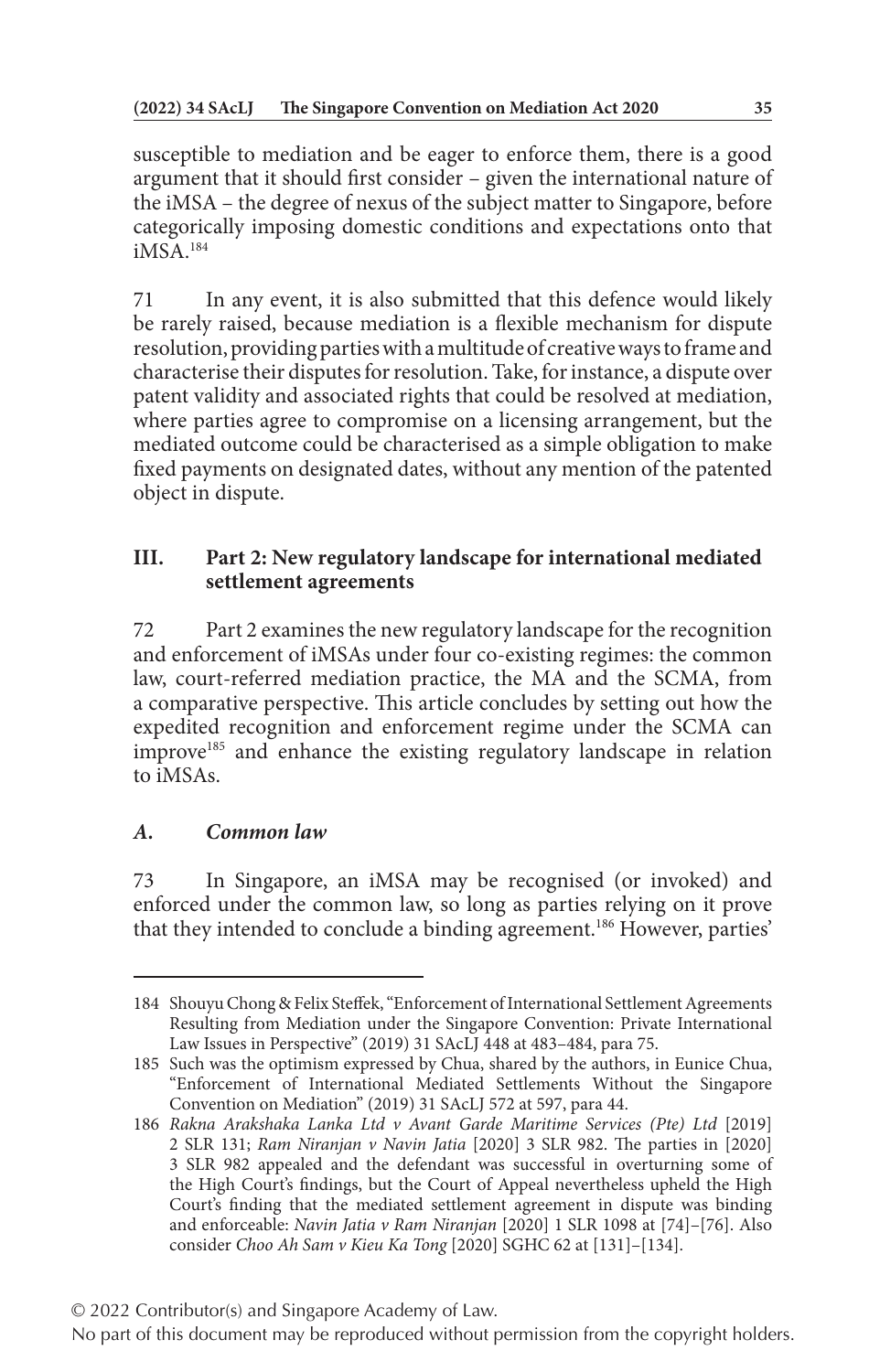susceptible to mediation and be eager to enforce them, there is a good argument that it should first consider – given the international nature of the iMSA – the degree of nexus of the subject matter to Singapore, before categorically imposing domestic conditions and expectations onto that iMSA.[184]

71 In any event, it is also submitted that this defence would likely be rarely raised, because mediation is a flexible mechanism for dispute resolution, providing parties with a multitude of creative ways to frame and characterise their disputes for resolution. Take, for instance, a dispute over patent validity and associated rights that could be resolved at mediation, where parties agree to compromise on a licensing arrangement, but the mediated outcome could be characterised as a simple obligation to make fixed payments on designated dates, without any mention of the patented object in dispute.

## III. Part 2: New regulatory landscape for international mediated settlement agreements

72 Part 2 examines the new regulatory landscape for the recognition and enforcement of iMSAs under four co-existing regimes: the common law, court-referred mediation practice, the MA and the SCMA, from a comparative perspective. This article concludes by setting out how the expedited recognition and enforcement regime under the SCMA can improve[185] and enhance the existing regulatory landscape in relation to iMSAs.

### *A. Common law*

73 In Singapore, an iMSA may be recognised (or invoked) and enforced under the common law, so long as parties relying on it prove that they intended to conclude a binding agreement.[186] However, parties'

---

184 Shouyu Chong & Felix Steffek, "Enforcement of International Settlement Agreements Resulting from Mediation under the Singapore Convention: Private International Law Issues in Perspective" (2019) 31 SAcLJ 448 at 483–484, para 75.

185 Such was the optimism expressed by Chua, shared by the authors, in Eunice Chua, "Enforcement of International Mediated Settlements Without the Singapore Convention on Mediation" (2019) 31 SAcLJ 572 at 597, para 44.

186 *Rakna Arakshaka Lanka Ltd v Avant Garde Maritime Services (Pte) Ltd* [2019] 2 SLR 131; *Ram Niranjan v Navin Jatia* [2020] 3 SLR 982. The parties in [2020] 3 SLR 982 appealed and the defendant was successful in overturning some of the High Court's findings, but the Court of Appeal nevertheless upheld the High Court's finding that the mediated settlement agreement in dispute was binding and enforceable: *Navin Jatia v Ram Niranjan* [2020] 1 SLR 1098 at [74]–[76]. Also consider *Choo Ah Sam v Kieu Ka Tong* [2020] SGHC 62 at [131]–[134].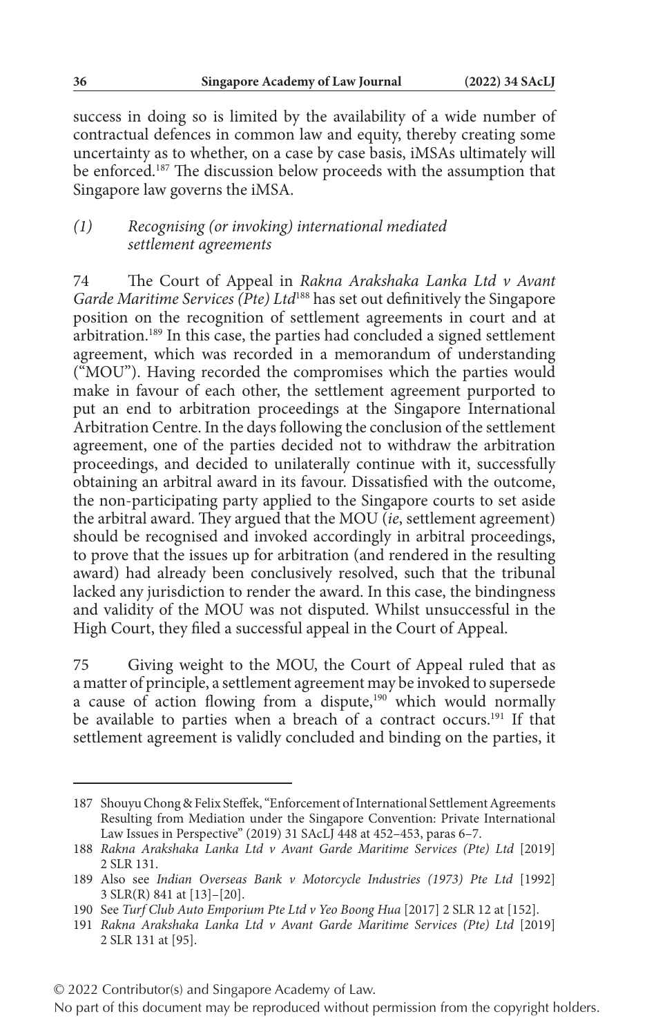success in doing so is limited by the availability of a wide number of contractual defences in common law and equity, thereby creating some uncertainty as to whether, on a case by case basis, iMSAs ultimately will be enforced.[187] The discussion below proceeds with the assumption that Singapore law governs the iMSA.

### *(1) Recognising (or invoking) international mediated settlement agreements*

74 The Court of Appeal in *Rakna Arakshaka Lanka Ltd v Avant Garde Maritime Services (Pte) Ltd*[188] has set out definitively the Singapore position on the recognition of settlement agreements in court and at arbitration.[189] In this case, the parties had concluded a signed settlement agreement, which was recorded in a memorandum of understanding ("MOU"). Having recorded the compromises which the parties would make in favour of each other, the settlement agreement purported to put an end to arbitration proceedings at the Singapore International Arbitration Centre. In the days following the conclusion of the settlement agreement, one of the parties decided not to withdraw the arbitration proceedings, and decided to unilaterally continue with it, successfully obtaining an arbitral award in its favour. Dissatisfied with the outcome, the non-participating party applied to the Singapore courts to set aside the arbitral award. They argued that the MOU (*ie*, settlement agreement) should be recognised and invoked accordingly in arbitral proceedings, to prove that the issues up for arbitration (and rendered in the resulting award) had already been conclusively resolved, such that the tribunal lacked any jurisdiction to render the award. In this case, the bindingness and validity of the MOU was not disputed. Whilst unsuccessful in the High Court, they filed a successful appeal in the Court of Appeal.

75 Giving weight to the MOU, the Court of Appeal ruled that as a matter of principle, a settlement agreement may be invoked to supersede a cause of action flowing from a dispute,[190] which would normally be available to parties when a breach of a contract occurs.[191] If that settlement agreement is validly concluded and binding on the parties, it

---

187 Shouyu Chong & Felix Steffek, "Enforcement of International Settlement Agreements Resulting from Mediation under the Singapore Convention: Private International Law Issues in Perspective" (2019) 31 SAcLJ 448 at 452–453, paras 6–7.

188 *Rakna Arakshaka Lanka Ltd v Avant Garde Maritime Services (Pte) Ltd* [2019] 2 SLR 131.

189 Also see *Indian Overseas Bank v Motorcycle Industries (1973) Pte Ltd* [1992] 3 SLR(R) 841 at [13]–[20].

190 See *Turf Club Auto Emporium Pte Ltd v Yeo Boong Hua* [2017] 2 SLR 12 at [152].

191 *Rakna Arakshaka Lanka Ltd v Avant Garde Maritime Services (Pte) Ltd* [2019] 2 SLR 131 at [95].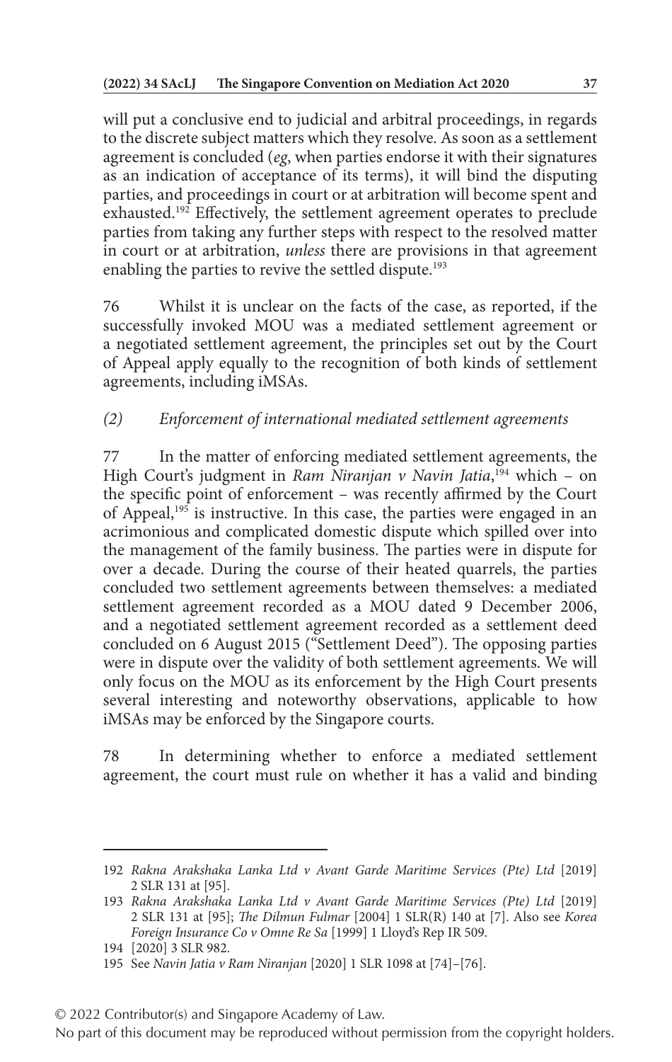will put a conclusive end to judicial and arbitral proceedings, in regards to the discrete subject matters which they resolve. As soon as a settlement agreement is concluded (*eg*, when parties endorse it with their signatures as an indication of acceptance of its terms), it will bind the disputing parties, and proceedings in court or at arbitration will become spent and exhausted.[192] Effectively, the settlement agreement operates to preclude parties from taking any further steps with respect to the resolved matter in court or at arbitration, *unless* there are provisions in that agreement enabling the parties to revive the settled dispute.[193]

76 Whilst it is unclear on the facts of the case, as reported, if the successfully invoked MOU was a mediated settlement agreement or a negotiated settlement agreement, the principles set out by the Court of Appeal apply equally to the recognition of both kinds of settlement agreements, including iMSAs.

### *(2) Enforcement of international mediated settlement agreements*

77 In the matter of enforcing mediated settlement agreements, the High Court's judgment in *Ram Niranjan v Navin Jatia*,[194] which – on the specific point of enforcement – was recently affirmed by the Court of Appeal,[195] is instructive. In this case, the parties were engaged in an acrimonious and complicated domestic dispute which spilled over into the management of the family business. The parties were in dispute for over a decade. During the course of their heated quarrels, the parties concluded two settlement agreements between themselves: a mediated settlement agreement recorded as a MOU dated 9 December 2006, and a negotiated settlement agreement recorded as a settlement deed concluded on 6 August 2015 ("Settlement Deed"). The opposing parties were in dispute over the validity of both settlement agreements. We will only focus on the MOU as its enforcement by the High Court presents several interesting and noteworthy observations, applicable to how iMSAs may be enforced by the Singapore courts.

78 In determining whether to enforce a mediated settlement agreement, the court must rule on whether it has a valid and binding

---

192 *Rakna Arakshaka Lanka Ltd v Avant Garde Maritime Services (Pte) Ltd* [2019] 2 SLR 131 at [95].

193 *Rakna Arakshaka Lanka Ltd v Avant Garde Maritime Services (Pte) Ltd* [2019] 2 SLR 131 at [95]; *The Dilmun Fulmar* [2004] 1 SLR(R) 140 at [7]. Also see *Korea Foreign Insurance Co v Omne Re Sa* [1999] 1 Lloyd's Rep IR 509.

194 [2020] 3 SLR 982.

195 See *Navin Jatia v Ram Niranjan* [2020] 1 SLR 1098 at [74]–[76].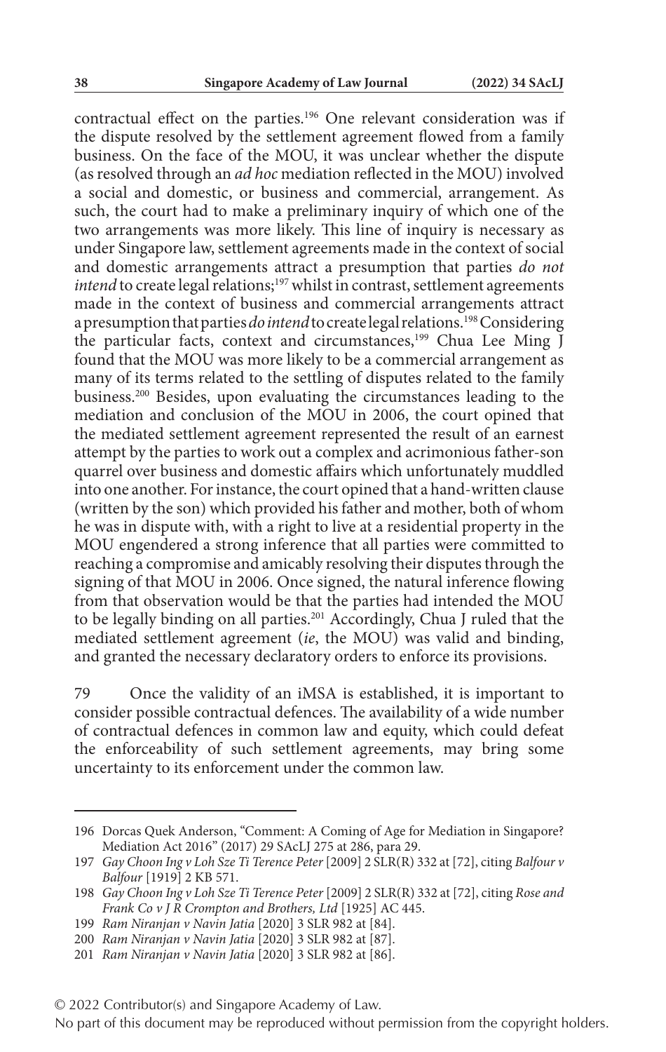contractual effect on the parties.[196] One relevant consideration was if the dispute resolved by the settlement agreement flowed from a family business. On the face of the MOU, it was unclear whether the dispute (as resolved through an *ad hoc* mediation reflected in the MOU) involved a social and domestic, or business and commercial, arrangement. As such, the court had to make a preliminary inquiry of which one of the two arrangements was more likely. This line of inquiry is necessary as under Singapore law, settlement agreements made in the context of social and domestic arrangements attract a presumption that parties *do not intend* to create legal relations;[197] whilst in contrast, settlement agreements made in the context of business and commercial arrangements attract a presumption that parties *do intend* to create legal relations.[198] Considering the particular facts, context and circumstances,[199] Chua Lee Ming J found that the MOU was more likely to be a commercial arrangement as many of its terms related to the settling of disputes related to the family business.[200] Besides, upon evaluating the circumstances leading to the mediation and conclusion of the MOU in 2006, the court opined that the mediated settlement agreement represented the result of an earnest attempt by the parties to work out a complex and acrimonious father-son quarrel over business and domestic affairs which unfortunately muddled into one another. For instance, the court opined that a hand-written clause (written by the son) which provided his father and mother, both of whom he was in dispute with, with a right to live at a residential property in the MOU engendered a strong inference that all parties were committed to reaching a compromise and amicably resolving their disputes through the signing of that MOU in 2006. Once signed, the natural inference flowing from that observation would be that the parties had intended the MOU to be legally binding on all parties.[201] Accordingly, Chua J ruled that the mediated settlement agreement (*ie*, the MOU) was valid and binding, and granted the necessary declaratory orders to enforce its provisions.

79 Once the validity of an iMSA is established, it is important to consider possible contractual defences. The availability of a wide number of contractual defences in common law and equity, which could defeat the enforceability of such settlement agreements, may bring some uncertainty to its enforcement under the common law.

---

196 Dorcas Quek Anderson, "Comment: A Coming of Age for Mediation in Singapore? Mediation Act 2016" (2017) 29 SAcLJ 275 at 286, para 29.

197 *Gay Choon Ing v Loh Sze Ti Terence Peter* [2009] 2 SLR(R) 332 at [72], citing *Balfour v Balfour* [1919] 2 KB 571.

198 *Gay Choon Ing v Loh Sze Ti Terence Peter* [2009] 2 SLR(R) 332 at [72], citing *Rose and Frank Co v J R Crompton and Brothers, Ltd* [1925] AC 445.

199 *Ram Niranjan v Navin Jatia* [2020] 3 SLR 982 at [84].

200 *Ram Niranjan v Navin Jatia* [2020] 3 SLR 982 at [87].

201 *Ram Niranjan v Navin Jatia* [2020] 3 SLR 982 at [86].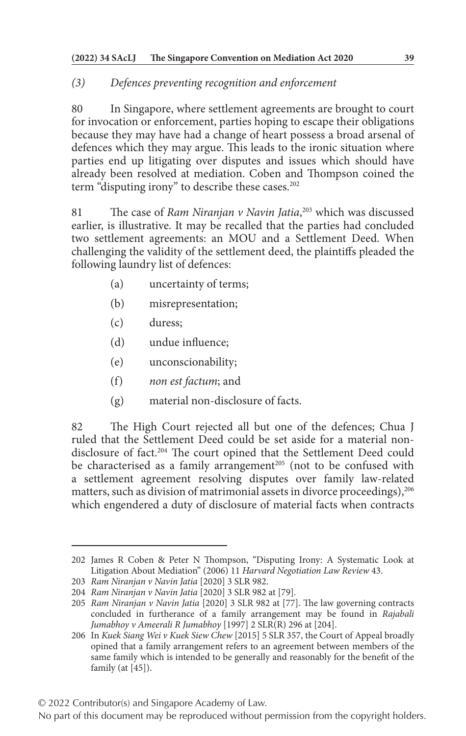### *(3) Defences preventing recognition and enforcement*

80 In Singapore, where settlement agreements are brought to court for invocation or enforcement, parties hoping to escape their obligations because they may have had a change of heart possess a broad arsenal of defences which they may argue. This leads to the ironic situation where parties end up litigating over disputes and issues which should have already been resolved at mediation. Coben and Thompson coined the term "disputing irony" to describe these cases.[202]

81 The case of *Ram Niranjan v Navin Jatia*,[203] which was discussed earlier, is illustrative. It may be recalled that the parties had concluded two settlement agreements: an MOU and a Settlement Deed. When challenging the validity of the settlement deed, the plaintiffs pleaded the following laundry list of defences:

- (a) uncertainty of terms;
- (b) misrepresentation;
- (c) duress;
- (d) undue influence;
- (e) unconscionability;
- (f) *non est factum*; and
- (g) material non-disclosure of facts.

82 The High Court rejected all but one of the defences; Chua J ruled that the Settlement Deed could be set aside for a material non-disclosure of fact.[204] The court opined that the Settlement Deed could be characterised as a family arrangement[205] (not to be confused with a settlement agreement resolving disputes over family law-related matters, such as division of matrimonial assets in divorce proceedings),[206] which engendered a duty of disclosure of material facts when contracts

---

202 James R Coben & Peter N Thompson, "Disputing Irony: A Systematic Look at Litigation About Mediation" (2006) 11 *Harvard Negotiation Law Review* 43.

203 *Ram Niranjan v Navin Jatia* [2020] 3 SLR 982.

204 *Ram Niranjan v Navin Jatia* [2020] 3 SLR 982 at [79].

205 *Ram Niranjan v Navin Jatia* [2020] 3 SLR 982 at [77]. The law governing contracts concluded in furtherance of a family arrangement may be found in *Rajabali Jumabhoy v Ameerali R Jumabhoy* [1997] 2 SLR(R) 296 at [204].

206 In *Kuek Siang Wei v Kuek Siew Chew* [2015] 5 SLR 357, the Court of Appeal broadly opined that a family arrangement refers to an agreement between members of the same family which is intended to be generally and reasonably for the benefit of the family (at [45]).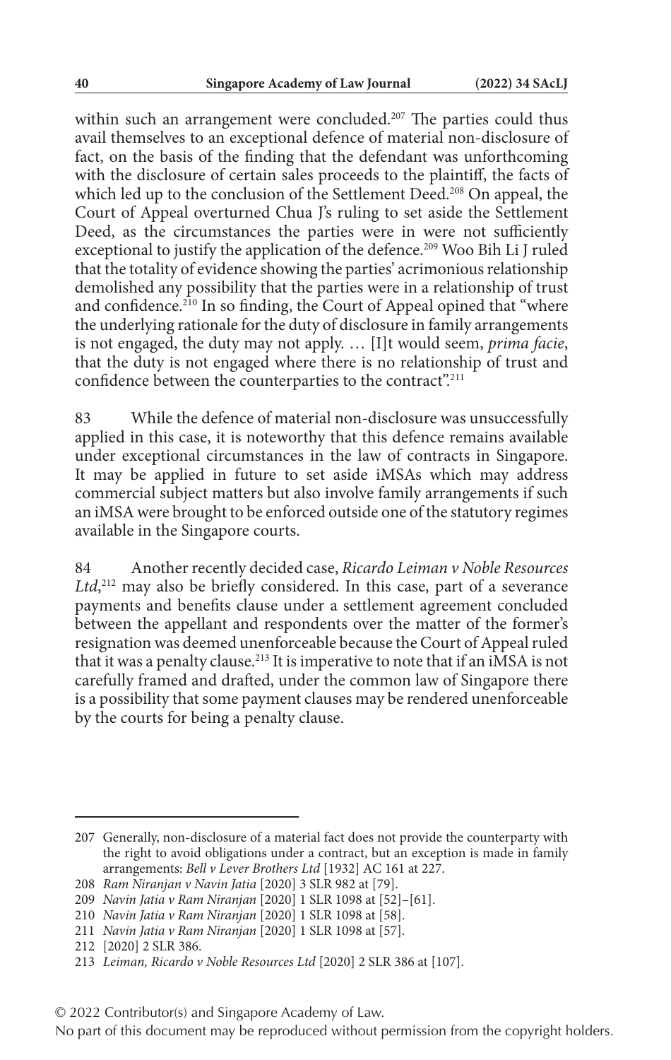within such an arrangement were concluded.[207] The parties could thus avail themselves to an exceptional defence of material non-disclosure of fact, on the basis of the finding that the defendant was unforthcoming with the disclosure of certain sales proceeds to the plaintiff, the facts of which led up to the conclusion of the Settlement Deed.[208] On appeal, the Court of Appeal overturned Chua J's ruling to set aside the Settlement Deed, as the circumstances the parties were in were not sufficiently exceptional to justify the application of the defence.[209] Woo Bih Li J ruled that the totality of evidence showing the parties' acrimonious relationship demolished any possibility that the parties were in a relationship of trust and confidence.[210] In so finding, the Court of Appeal opined that "where the underlying rationale for the duty of disclosure in family arrangements is not engaged, the duty may not apply. … [I]t would seem, *prima facie*, that the duty is not engaged where there is no relationship of trust and confidence between the counterparties to the contract".[211]

83 While the defence of material non-disclosure was unsuccessfully applied in this case, it is noteworthy that this defence remains available under exceptional circumstances in the law of contracts in Singapore. It may be applied in future to set aside iMSAs which may address commercial subject matters but also involve family arrangements if such an iMSA were brought to be enforced outside one of the statutory regimes available in the Singapore courts.

84 Another recently decided case, *Ricardo Leiman v Noble Resources Ltd*,[212] may also be briefly considered. In this case, part of a severance payments and benefits clause under a settlement agreement concluded between the appellant and respondents over the matter of the former's resignation was deemed unenforceable because the Court of Appeal ruled that it was a penalty clause.[213] It is imperative to note that if an iMSA is not carefully framed and drafted, under the common law of Singapore there is a possibility that some payment clauses may be rendered unenforceable by the courts for being a penalty clause.

---

207 Generally, non-disclosure of a material fact does not provide the counterparty with the right to avoid obligations under a contract, but an exception is made in family arrangements: *Bell v Lever Brothers Ltd* [1932] AC 161 at 227.

208 *Ram Niranjan v Navin Jatia* [2020] 3 SLR 982 at [79].

209 *Navin Jatia v Ram Niranjan* [2020] 1 SLR 1098 at [52]–[61].

210 *Navin Jatia v Ram Niranjan* [2020] 1 SLR 1098 at [58].

211 *Navin Jatia v Ram Niranjan* [2020] 1 SLR 1098 at [57].

212 [2020] 2 SLR 386.

213 *Leiman, Ricardo v Noble Resources Ltd* [2020] 2 SLR 386 at [107].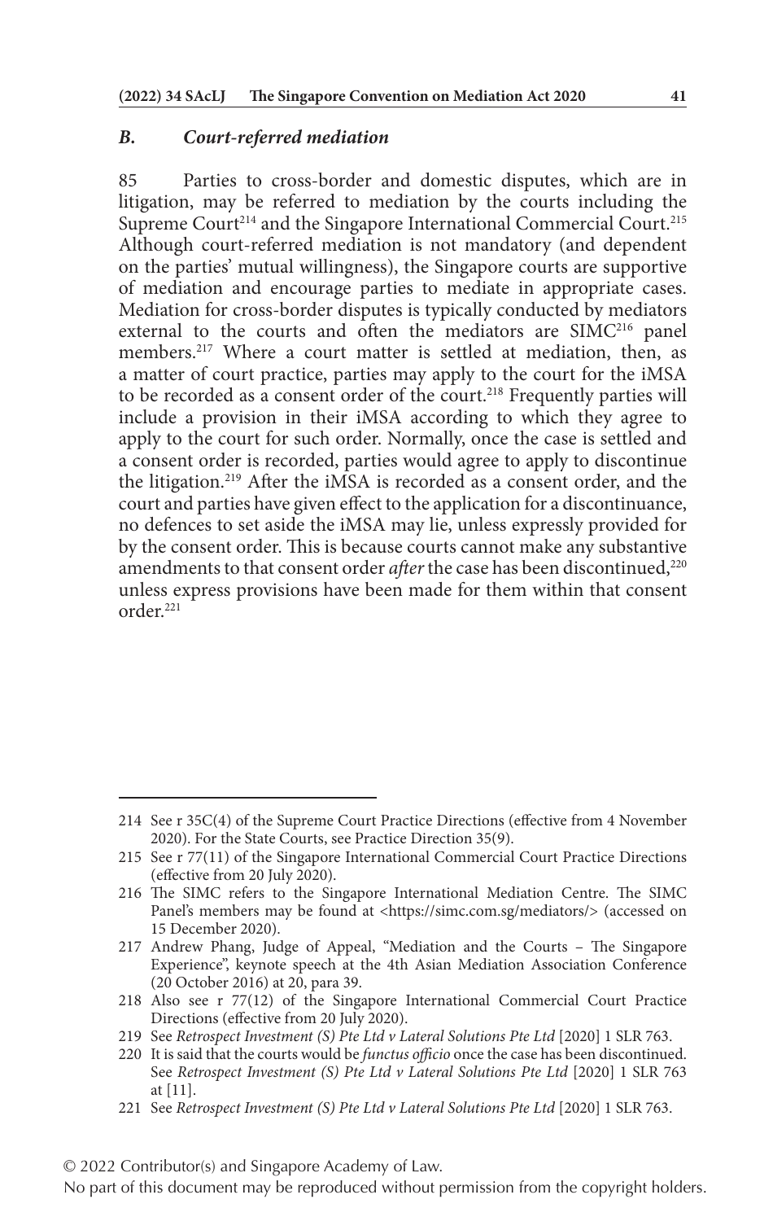### *B. Court-referred mediation*

85 Parties to cross-border and domestic disputes, which are in litigation, may be referred to mediation by the courts including the Supreme Court[214] and the Singapore International Commercial Court.[215] Although court-referred mediation is not mandatory (and dependent on the parties' mutual willingness), the Singapore courts are supportive of mediation and encourage parties to mediate in appropriate cases. Mediation for cross-border disputes is typically conducted by mediators external to the courts and often the mediators are SIMC[216] panel members.[217] Where a court matter is settled at mediation, then, as a matter of court practice, parties may apply to the court for the iMSA to be recorded as a consent order of the court.[218] Frequently parties will include a provision in their iMSA according to which they agree to apply to the court for such order. Normally, once the case is settled and a consent order is recorded, parties would agree to apply to discontinue the litigation.[219] After the iMSA is recorded as a consent order, and the court and parties have given effect to the application for a discontinuance, no defences to set aside the iMSA may lie, unless expressly provided for by the consent order. This is because courts cannot make any substantive amendments to that consent order *after* the case has been discontinued,[220] unless express provisions have been made for them within that consent order.[221]

---

214 See r 35C(4) of the Supreme Court Practice Directions (effective from 4 November 2020). For the State Courts, see Practice Direction 35(9).

215 See r 77(11) of the Singapore International Commercial Court Practice Directions (effective from 20 July 2020).

216 The SIMC refers to the Singapore International Mediation Centre. The SIMC Panel's members may be found at <https://simc.com.sg/mediators/> (accessed on 15 December 2020).

217 Andrew Phang, Judge of Appeal, "Mediation and the Courts – The Singapore Experience", keynote speech at the 4th Asian Mediation Association Conference (20 October 2016) at 20, para 39.

218 Also see r 77(12) of the Singapore International Commercial Court Practice Directions (effective from 20 July 2020).

219 See *Retrospect Investment (S) Pte Ltd v Lateral Solutions Pte Ltd* [2020] 1 SLR 763.

220 It is said that the courts would be *functus officio* once the case has been discontinued. See *Retrospect Investment (S) Pte Ltd v Lateral Solutions Pte Ltd* [2020] 1 SLR 763 at [11].

221 See *Retrospect Investment (S) Pte Ltd v Lateral Solutions Pte Ltd* [2020] 1 SLR 763.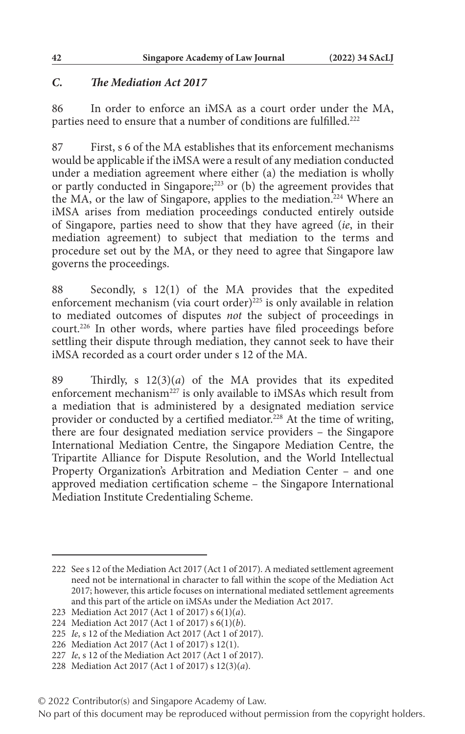## *C. The Mediation Act 2017*

86 In order to enforce an iMSA as a court order under the MA, parties need to ensure that a number of conditions are fulfilled.[222]

87 First, s 6 of the MA establishes that its enforcement mechanisms would be applicable if the iMSA were a result of any mediation conducted under a mediation agreement where either (a) the mediation is wholly or partly conducted in Singapore;[223] or (b) the agreement provides that the MA, or the law of Singapore, applies to the mediation.[224] Where an iMSA arises from mediation proceedings conducted entirely outside of Singapore, parties need to show that they have agreed (*ie*, in their mediation agreement) to subject that mediation to the terms and procedure set out by the MA, or they need to agree that Singapore law governs the proceedings.

88 Secondly, s 12(1) of the MA provides that the expedited enforcement mechanism (via court order)[225] is only available in relation to mediated outcomes of disputes *not* the subject of proceedings in court.[226] In other words, where parties have filed proceedings before settling their dispute through mediation, they cannot seek to have their iMSA recorded as a court order under s 12 of the MA.

89 Thirdly, s 12(3)(*a*) of the MA provides that its expedited enforcement mechanism[227] is only available to iMSAs which result from a mediation that is administered by a designated mediation service provider or conducted by a certified mediator.[228] At the time of writing, there are four designated mediation service providers – the Singapore International Mediation Centre, the Singapore Mediation Centre, the Tripartite Alliance for Dispute Resolution, and the World Intellectual Property Organization's Arbitration and Mediation Center – and one approved mediation certification scheme – the Singapore International Mediation Institute Credentialing Scheme.

---

222 See s 12 of the Mediation Act 2017 (Act 1 of 2017). A mediated settlement agreement need not be international in character to fall within the scope of the Mediation Act 2017; however, this article focuses on international mediated settlement agreements and this part of the article on iMSAs under the Mediation Act 2017.

223 Mediation Act 2017 (Act 1 of 2017) s 6(1)(*a*).

224 Mediation Act 2017 (Act 1 of 2017) s 6(1)(*b*).

225 *Ie*, s 12 of the Mediation Act 2017 (Act 1 of 2017).

226 Mediation Act 2017 (Act 1 of 2017) s 12(1).

227 *Ie*, s 12 of the Mediation Act 2017 (Act 1 of 2017).

228 Mediation Act 2017 (Act 1 of 2017) s 12(3)(*a*).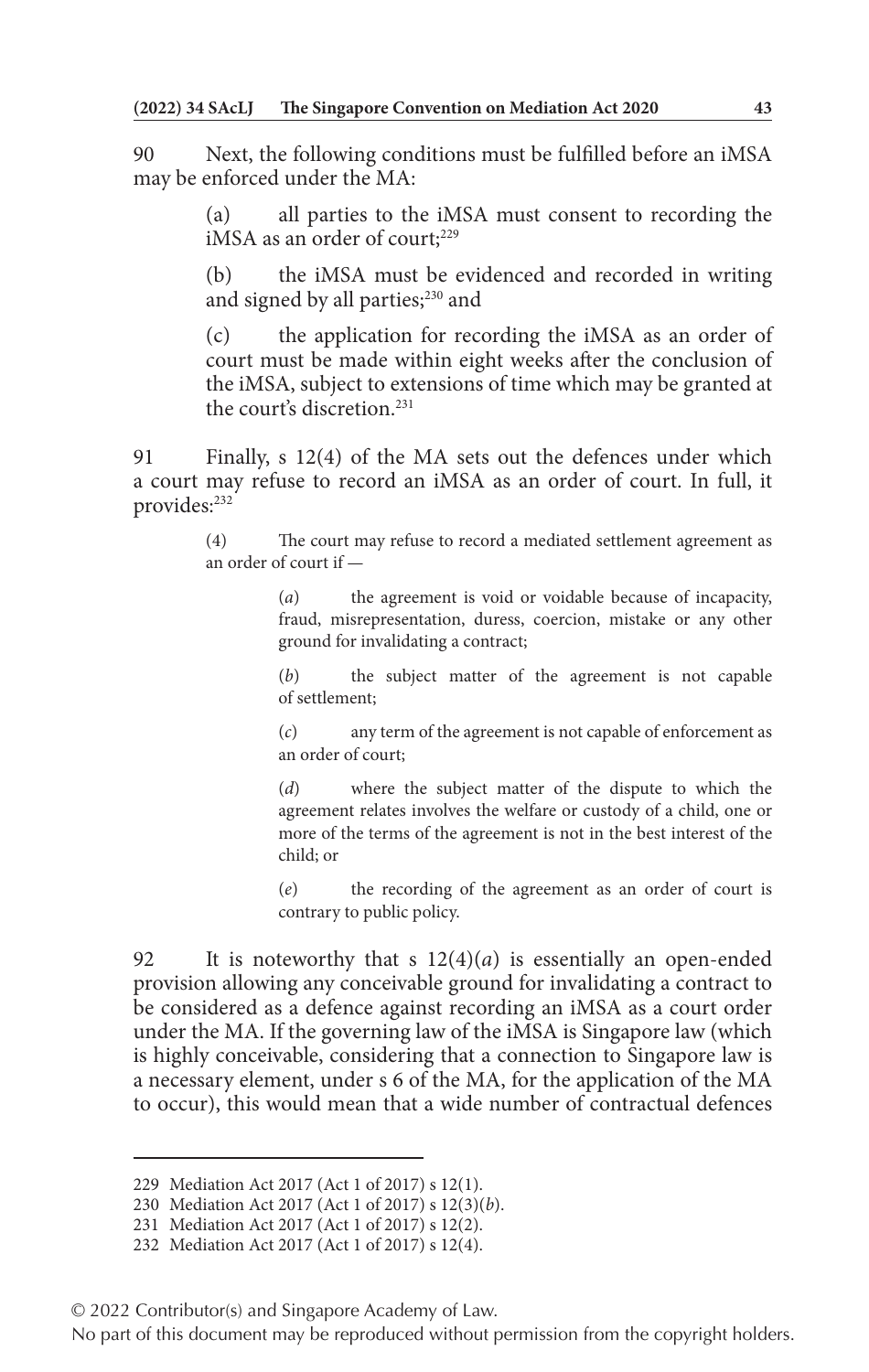90 Next, the following conditions must be fulfilled before an iMSA may be enforced under the MA:

> (a) all parties to the iMSA must consent to recording the iMSA as an order of court;[229]
>
> (b) the iMSA must be evidenced and recorded in writing and signed by all parties;[230] and
>
> (c) the application for recording the iMSA as an order of court must be made within eight weeks after the conclusion of the iMSA, subject to extensions of time which may be granted at the court's discretion.[231]

91 Finally, s 12(4) of the MA sets out the defences under which a court may refuse to record an iMSA as an order of court. In full, it provides:[232]

> (4) The court may refuse to record a mediated settlement agreement as an order of court if —
>
> > (*a*) the agreement is void or voidable because of incapacity, fraud, misrepresentation, duress, coercion, mistake or any other ground for invalidating a contract;
> >
> > (*b*) the subject matter of the agreement is not capable of settlement;
> >
> > (*c*) any term of the agreement is not capable of enforcement as an order of court;
> >
> > (*d*) where the subject matter of the dispute to which the agreement relates involves the welfare or custody of a child, one or more of the terms of the agreement is not in the best interest of the child; or
> >
> > (*e*) the recording of the agreement as an order of court is contrary to public policy.

92 It is noteworthy that s 12(4)(*a*) is essentially an open-ended provision allowing any conceivable ground for invalidating a contract to be considered as a defence against recording an iMSA as a court order under the MA. If the governing law of the iMSA is Singapore law (which is highly conceivable, considering that a connection to Singapore law is a necessary element, under s 6 of the MA, for the application of the MA to occur), this would mean that a wide number of contractual defences

---

229 Mediation Act 2017 (Act 1 of 2017) s 12(1).

230 Mediation Act 2017 (Act 1 of 2017) s 12(3)(*b*).

231 Mediation Act 2017 (Act 1 of 2017) s 12(2).

232 Mediation Act 2017 (Act 1 of 2017) s 12(4).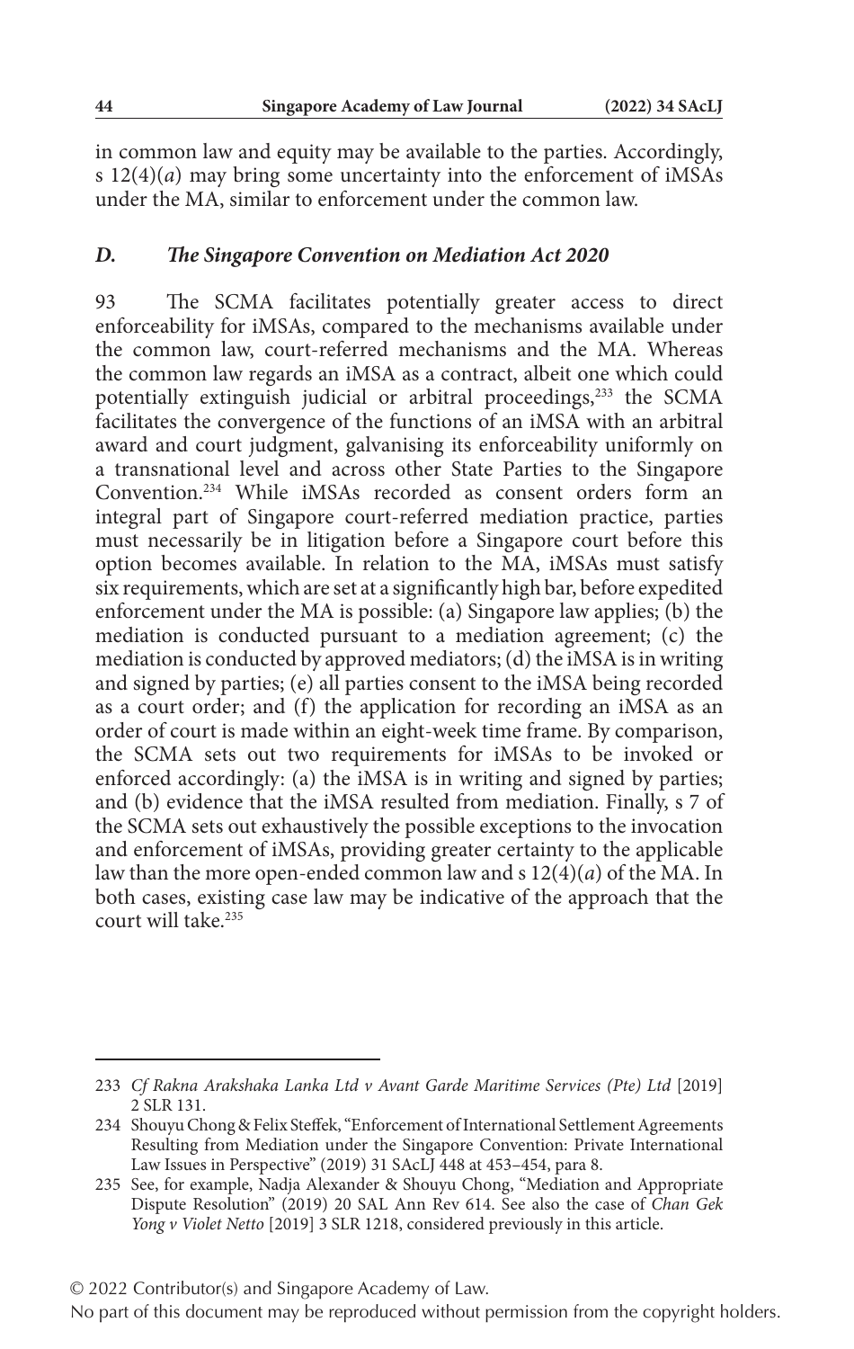in common law and equity may be available to the parties. Accordingly, s 12(4)(*a*) may bring some uncertainty into the enforcement of iMSAs under the MA, similar to enforcement under the common law.

### *D. The Singapore Convention on Mediation Act 2020*

93 The SCMA facilitates potentially greater access to direct enforceability for iMSAs, compared to the mechanisms available under the common law, court-referred mechanisms and the MA. Whereas the common law regards an iMSA as a contract, albeit one which could potentially extinguish judicial or arbitral proceedings,[233] the SCMA facilitates the convergence of the functions of an iMSA with an arbitral award and court judgment, galvanising its enforceability uniformly on a transnational level and across other State Parties to the Singapore Convention.[234] While iMSAs recorded as consent orders form an integral part of Singapore court-referred mediation practice, parties must necessarily be in litigation before a Singapore court before this option becomes available. In relation to the MA, iMSAs must satisfy six requirements, which are set at a significantly high bar, before expedited enforcement under the MA is possible: (a) Singapore law applies; (b) the mediation is conducted pursuant to a mediation agreement; (c) the mediation is conducted by approved mediators; (d) the iMSA is in writing and signed by parties; (e) all parties consent to the iMSA being recorded as a court order; and (f) the application for recording an iMSA as an order of court is made within an eight-week time frame. By comparison, the SCMA sets out two requirements for iMSAs to be invoked or enforced accordingly: (a) the iMSA is in writing and signed by parties; and (b) evidence that the iMSA resulted from mediation. Finally, s 7 of the SCMA sets out exhaustively the possible exceptions to the invocation and enforcement of iMSAs, providing greater certainty to the applicable law than the more open-ended common law and s 12(4)(*a*) of the MA. In both cases, existing case law may be indicative of the approach that the court will take.[235]

---

233 *Cf Rakna Arakshaka Lanka Ltd v Avant Garde Maritime Services (Pte) Ltd* [2019] 2 SLR 131.

234 Shouyu Chong & Felix Steffek, "Enforcement of International Settlement Agreements Resulting from Mediation under the Singapore Convention: Private International Law Issues in Perspective" (2019) 31 SAcLJ 448 at 453–454, para 8.

235 See, for example, Nadja Alexander & Shouyu Chong, "Mediation and Appropriate Dispute Resolution" (2019) 20 SAL Ann Rev 614. See also the case of *Chan Gek Yong v Violet Netto* [2019] 3 SLR 1218, considered previously in this article.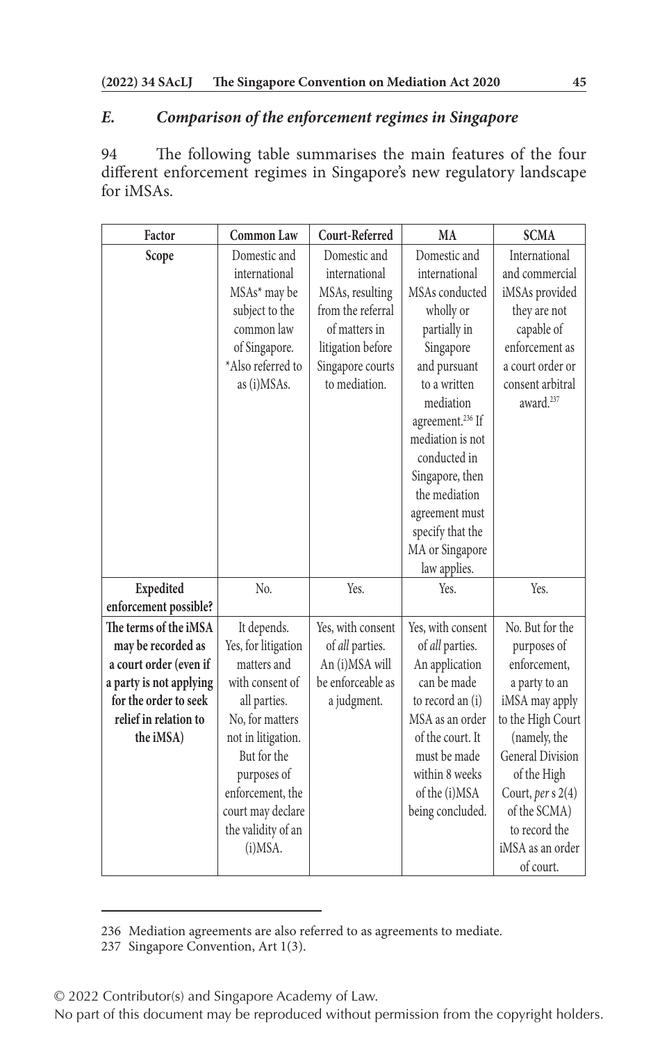### *E. Comparison of the enforcement regimes in Singapore*

94 The following table summarises the main features of the four different enforcement regimes in Singapore's new regulatory landscape for iMSAs.

| Factor | Common Law | Court-Referred | MA | SCMA |
|---|---|---|---|---|
| **Scope** | Domestic and international MSAs* may be subject to the common law of Singapore. *Also referred to as (i)MSAs. | Domestic and international MSAs, resulting from the referral of matters in litigation before Singapore courts to mediation. | Domestic and international MSAs conducted wholly or partially in Singapore and pursuant to a written mediation agreement.[236] If mediation is not conducted in Singapore, then the mediation agreement must specify that the MA or Singapore law applies. | International and commercial iMSAs provided they are not capable of enforcement as a court order or consent arbitral award.[237] |
| **Expedited enforcement possible?** | No. | Yes. | Yes. | Yes. |
| **The terms of the iMSA may be recorded as a court order (even if a party is not applying for the order to seek relief in relation to the iMSA)** | It depends. Yes, for litigation matters and with consent of all parties. No, for matters not in litigation. But for the purposes of enforcement, the court may declare the validity of an (i)MSA. | Yes, with consent of *all* parties. An (i)MSA will be enforceable as a judgment. | Yes, with consent of *all* parties. An application can be made to record an (i) MSA as an order of the court. It must be made within 8 weeks of the (i)MSA being concluded. | No. But for the purposes of enforcement, a party to an iMSA may apply to the High Court (namely, the General Division of the High Court, *per* s 2(4) of the SCMA) to record the iMSA as an order of court. |

236 Mediation agreements are also referred to as agreements to mediate.

237 Singapore Convention, Art 1(3).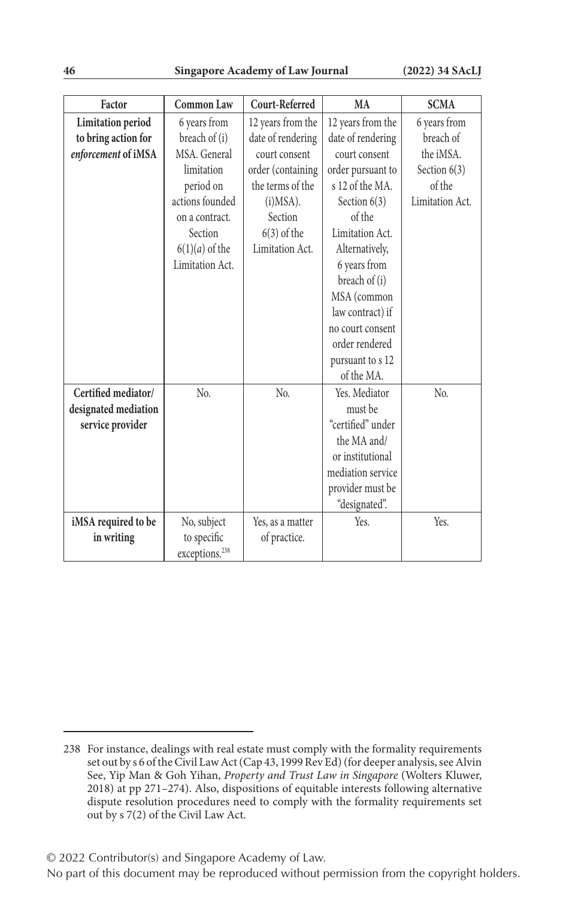| Factor | Common Law | Court-Referred | MA | SCMA |
|---|---|---|---|---|
| **Limitation period to bring action for *enforcement* of iMSA** | 6 years from breach of (i) MSA. General limitation period on actions founded on a contract. Section 6(1)(*a*) of the Limitation Act. | 12 years from the date of rendering court consent order (containing the terms of the (i)MSA). Section 6(3) of the Limitation Act. | 12 years from the date of rendering court consent order pursuant to s 12 of the MA. Section 6(3) of the Limitation Act. Alternatively, 6 years from breach of (i) MSA (common law contract) if no court consent order rendered pursuant to s 12 of the MA. | 6 years from breach of the iMSA. Section 6(3) of the Limitation Act. |
| **Certified mediator/ designated mediation service provider** | No. | No. | Yes. Mediator must be "certified" under the MA and/ or institutional mediation service provider must be "designated". | No. |
| **iMSA required to be in writing** | No, subject to specific exceptions.[238] | Yes, as a matter of practice. | Yes. | Yes. |

238 For instance, dealings with real estate must comply with the formality requirements set out by s 6 of the Civil Law Act (Cap 43, 1999 Rev Ed) (for deeper analysis, see Alvin See, Yip Man & Goh Yihan, *Property and Trust Law in Singapore* (Wolters Kluwer, 2018) at pp 271–274). Also, dispositions of equitable interests following alternative dispute resolution procedures need to comply with the formality requirements set out by s 7(2) of the Civil Law Act.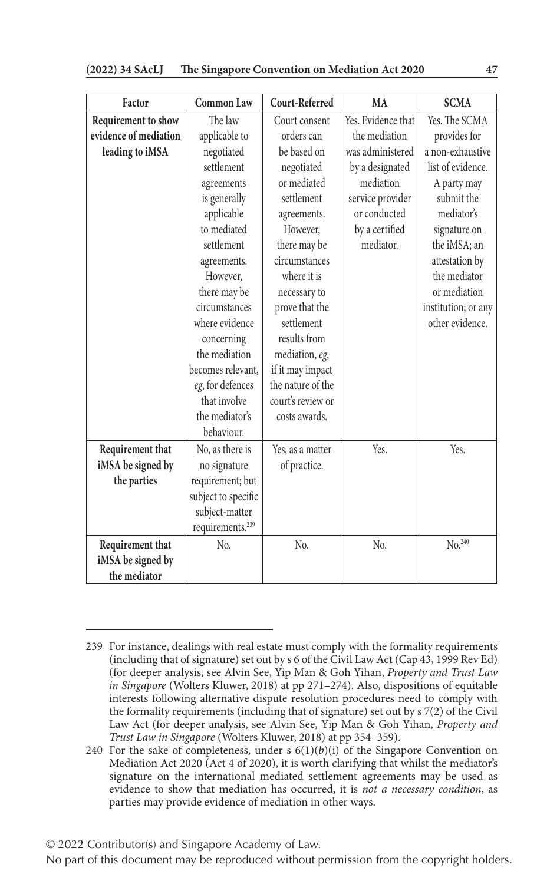| Factor | Common Law | Court-Referred | MA | SCMA |
|---|---|---|---|---|
| **Requirement to show evidence of mediation leading to iMSA** | The law applicable to negotiated settlement agreements is generally applicable to mediated settlement agreements. However, there may be circumstances where evidence concerning the mediation becomes relevant, *eg*, for defences that involve the mediator's behaviour. | Court consent orders can be based on negotiated or mediated settlement agreements. However, there may be circumstances where it is necessary to prove that the settlement results from mediation, *eg*, if it may impact the nature of the court's review or costs awards. | Yes. Evidence that the mediation was administered by a designated mediation service provider or conducted by a certified mediator. | Yes. The SCMA provides for a non-exhaustive list of evidence. A party may submit the mediator's signature on the iMSA; an attestation by the mediator or mediation institution; or any other evidence. |
| **Requirement that iMSA be signed by the parties** | No, as there is no signature requirement; but subject to specific subject-matter requirements.[239] | Yes, as a matter of practice. | Yes. | Yes. |
| **Requirement that iMSA be signed by the mediator** | No. | No. | No. | No.[240] |

---

239 For instance, dealings with real estate must comply with the formality requirements (including that of signature) set out by s 6 of the Civil Law Act (Cap 43, 1999 Rev Ed) (for deeper analysis, see Alvin See, Yip Man & Goh Yihan, *Property and Trust Law in Singapore* (Wolters Kluwer, 2018) at pp 271–274). Also, dispositions of equitable interests following alternative dispute resolution procedures need to comply with the formality requirements (including that of signature) set out by s 7(2) of the Civil Law Act (for deeper analysis, see Alvin See, Yip Man & Goh Yihan, *Property and Trust Law in Singapore* (Wolters Kluwer, 2018) at pp 354–359).

240 For the sake of completeness, under s 6(1)(*b*)(i) of the Singapore Convention on Mediation Act 2020 (Act 4 of 2020), it is worth clarifying that whilst the mediator's signature on the international mediated settlement agreements may be used as evidence to show that mediation has occurred, it is *not a necessary condition*, as parties may provide evidence of mediation in other ways.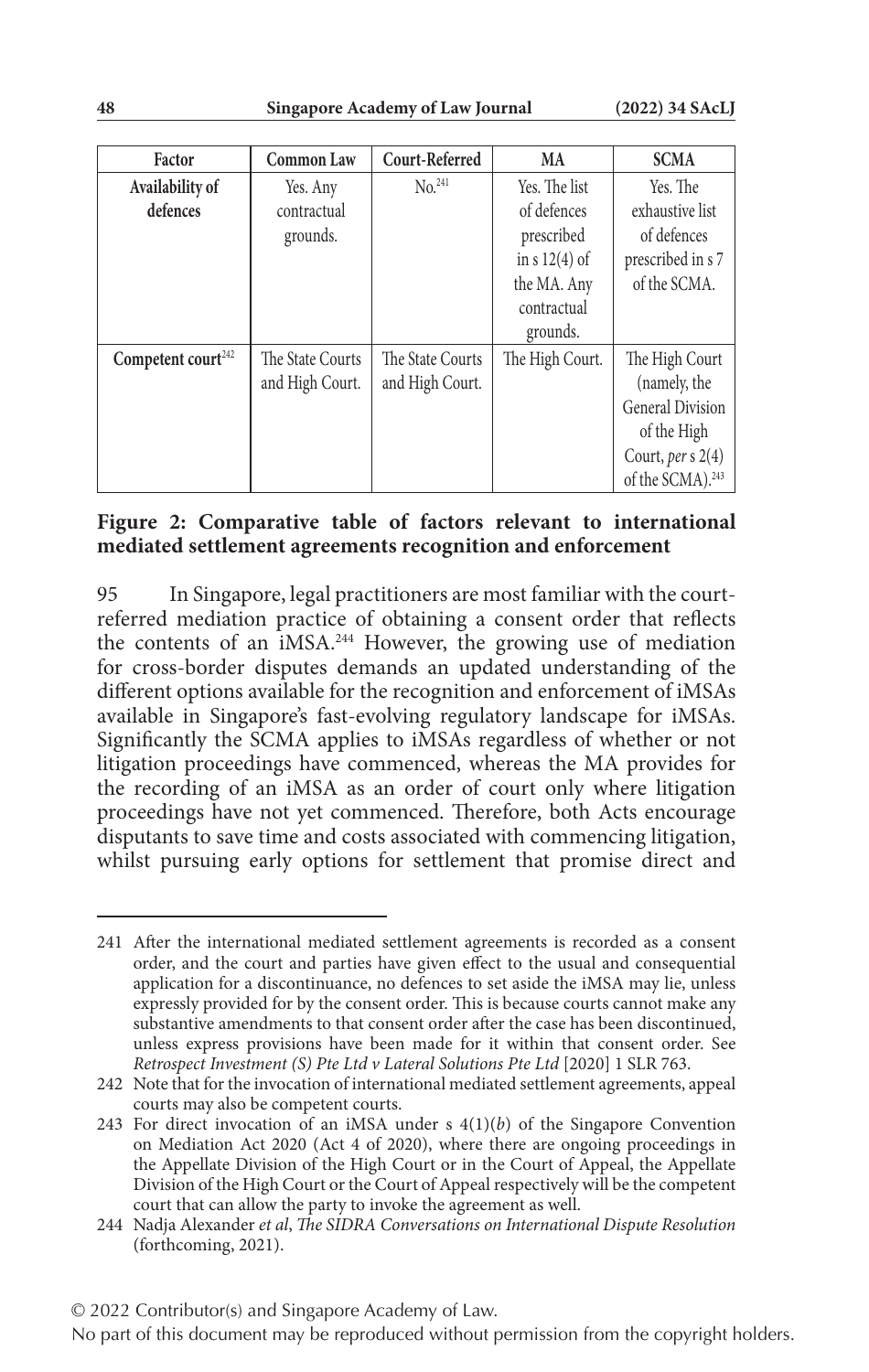| Factor | Common Law | Court-Referred | MA | SCMA |
|---|---|---|---|---|
| **Availability of defences** | Yes. Any contractual grounds. | No.[241] | Yes. The list of defences prescribed in s 12(4) of the MA. Any contractual grounds. | Yes. The exhaustive list of defences prescribed in s 7 of the SCMA. |
| **Competent court**[242] | The State Courts and High Court. | The State Courts and High Court. | The High Court. | The High Court (namely, the General Division of the High Court, *per* s 2(4) of the SCMA).[243] |

**Figure 2: Comparative table of factors relevant to international mediated settlement agreements recognition and enforcement**

95 In Singapore, legal practitioners are most familiar with the court-referred mediation practice of obtaining a consent order that reflects the contents of an iMSA.[244] However, the growing use of mediation for cross-border disputes demands an updated understanding of the different options available for the recognition and enforcement of iMSAs available in Singapore's fast-evolving regulatory landscape for iMSAs. Significantly the SCMA applies to iMSAs regardless of whether or not litigation proceedings have commenced, whereas the MA provides for the recording of an iMSA as an order of court only where litigation proceedings have not yet commenced. Therefore, both Acts encourage disputants to save time and costs associated with commencing litigation, whilst pursuing early options for settlement that promise direct and

---

241 After the international mediated settlement agreements is recorded as a consent order, and the court and parties have given effect to the usual and consequential application for a discontinuance, no defences to set aside the iMSA may lie, unless expressly provided for by the consent order. This is because courts cannot make any substantive amendments to that consent order after the case has been discontinued, unless express provisions have been made for it within that consent order. See *Retrospect Investment (S) Pte Ltd v Lateral Solutions Pte Ltd* [2020] 1 SLR 763.

242 Note that for the invocation of international mediated settlement agreements, appeal courts may also be competent courts.

243 For direct invocation of an iMSA under s 4(1)(*b*) of the Singapore Convention on Mediation Act 2020 (Act 4 of 2020), where there are ongoing proceedings in the Appellate Division of the High Court or in the Court of Appeal, the Appellate Division of the High Court or the Court of Appeal respectively will be the competent court that can allow the party to invoke the agreement as well.

244 Nadja Alexander *et al*, *The SIDRA Conversations on International Dispute Resolution* (forthcoming, 2021).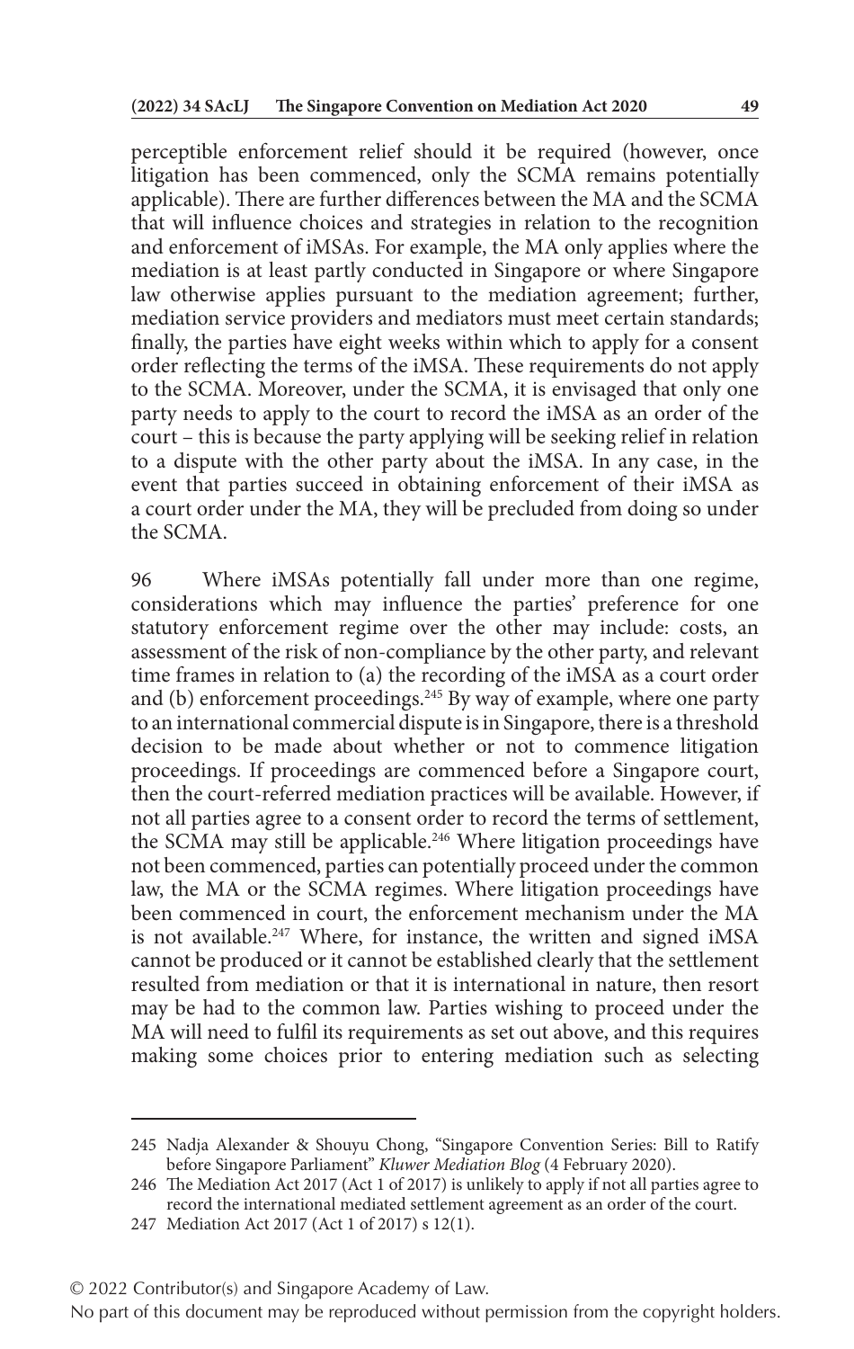perceptible enforcement relief should it be required (however, once litigation has been commenced, only the SCMA remains potentially applicable). There are further differences between the MA and the SCMA that will influence choices and strategies in relation to the recognition and enforcement of iMSAs. For example, the MA only applies where the mediation is at least partly conducted in Singapore or where Singapore law otherwise applies pursuant to the mediation agreement; further, mediation service providers and mediators must meet certain standards; finally, the parties have eight weeks within which to apply for a consent order reflecting the terms of the iMSA. These requirements do not apply to the SCMA. Moreover, under the SCMA, it is envisaged that only one party needs to apply to the court to record the iMSA as an order of the court – this is because the party applying will be seeking relief in relation to a dispute with the other party about the iMSA. In any case, in the event that parties succeed in obtaining enforcement of their iMSA as a court order under the MA, they will be precluded from doing so under the SCMA.

96 Where iMSAs potentially fall under more than one regime, considerations which may influence the parties' preference for one statutory enforcement regime over the other may include: costs, an assessment of the risk of non-compliance by the other party, and relevant time frames in relation to (a) the recording of the iMSA as a court order and (b) enforcement proceedings.[245] By way of example, where one party to an international commercial dispute is in Singapore, there is a threshold decision to be made about whether or not to commence litigation proceedings. If proceedings are commenced before a Singapore court, then the court-referred mediation practices will be available. However, if not all parties agree to a consent order to record the terms of settlement, the SCMA may still be applicable.[246] Where litigation proceedings have not been commenced, parties can potentially proceed under the common law, the MA or the SCMA regimes. Where litigation proceedings have been commenced in court, the enforcement mechanism under the MA is not available.[247] Where, for instance, the written and signed iMSA cannot be produced or it cannot be established clearly that the settlement resulted from mediation or that it is international in nature, then resort may be had to the common law. Parties wishing to proceed under the MA will need to fulfil its requirements as set out above, and this requires making some choices prior to entering mediation such as selecting

---

245 Nadja Alexander & Shouyu Chong, "Singapore Convention Series: Bill to Ratify before Singapore Parliament" *Kluwer Mediation Blog* (4 February 2020).

246 The Mediation Act 2017 (Act 1 of 2017) is unlikely to apply if not all parties agree to record the international mediated settlement agreement as an order of the court.

247 Mediation Act 2017 (Act 1 of 2017) s 12(1).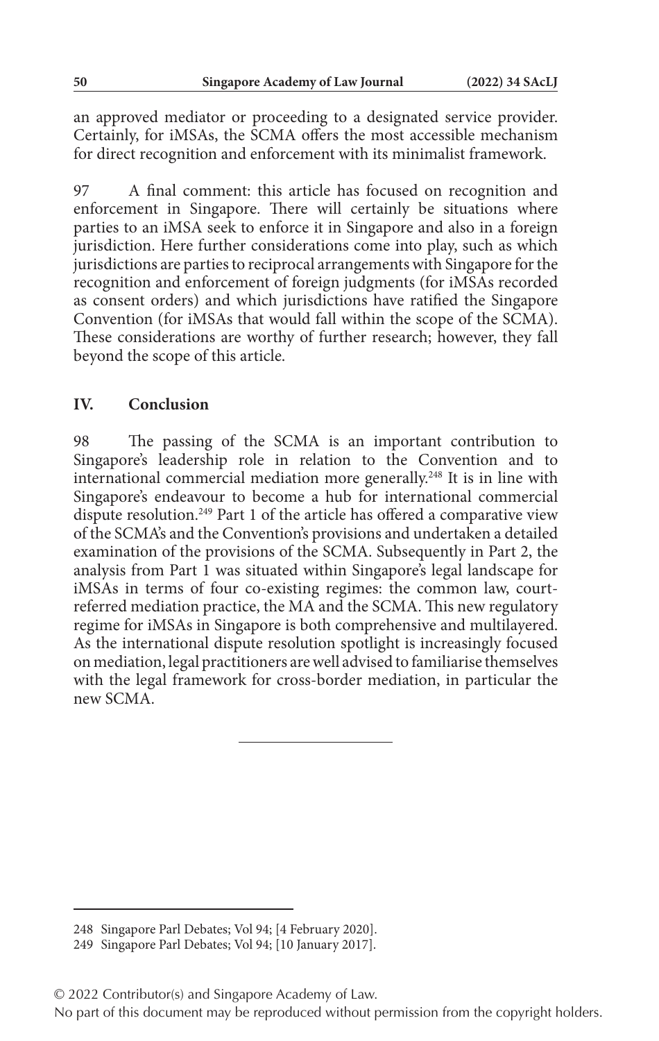an approved mediator or proceeding to a designated service provider. Certainly, for iMSAs, the SCMA offers the most accessible mechanism for direct recognition and enforcement with its minimalist framework.

97 A final comment: this article has focused on recognition and enforcement in Singapore. There will certainly be situations where parties to an iMSA seek to enforce it in Singapore and also in a foreign jurisdiction. Here further considerations come into play, such as which jurisdictions are parties to reciprocal arrangements with Singapore for the recognition and enforcement of foreign judgments (for iMSAs recorded as consent orders) and which jurisdictions have ratified the Singapore Convention (for iMSAs that would fall within the scope of the SCMA). These considerations are worthy of further research; however, they fall beyond the scope of this article.

## IV. Conclusion

98 The passing of the SCMA is an important contribution to Singapore's leadership role in relation to the Convention and to international commercial mediation more generally.[248] It is in line with Singapore's endeavour to become a hub for international commercial dispute resolution.[249] Part 1 of the article has offered a comparative view of the SCMA's and the Convention's provisions and undertaken a detailed examination of the provisions of the SCMA. Subsequently in Part 2, the analysis from Part 1 was situated within Singapore's legal landscape for iMSAs in terms of four co-existing regimes: the common law, court-referred mediation practice, the MA and the SCMA. This new regulatory regime for iMSAs in Singapore is both comprehensive and multilayered. As the international dispute resolution spotlight is increasingly focused on mediation, legal practitioners are well advised to familiarise themselves with the legal framework for cross-border mediation, in particular the new SCMA.

---

248 Singapore Parl Debates; Vol 94; [4 February 2020].

249 Singapore Parl Debates; Vol 94; [10 January 2017].